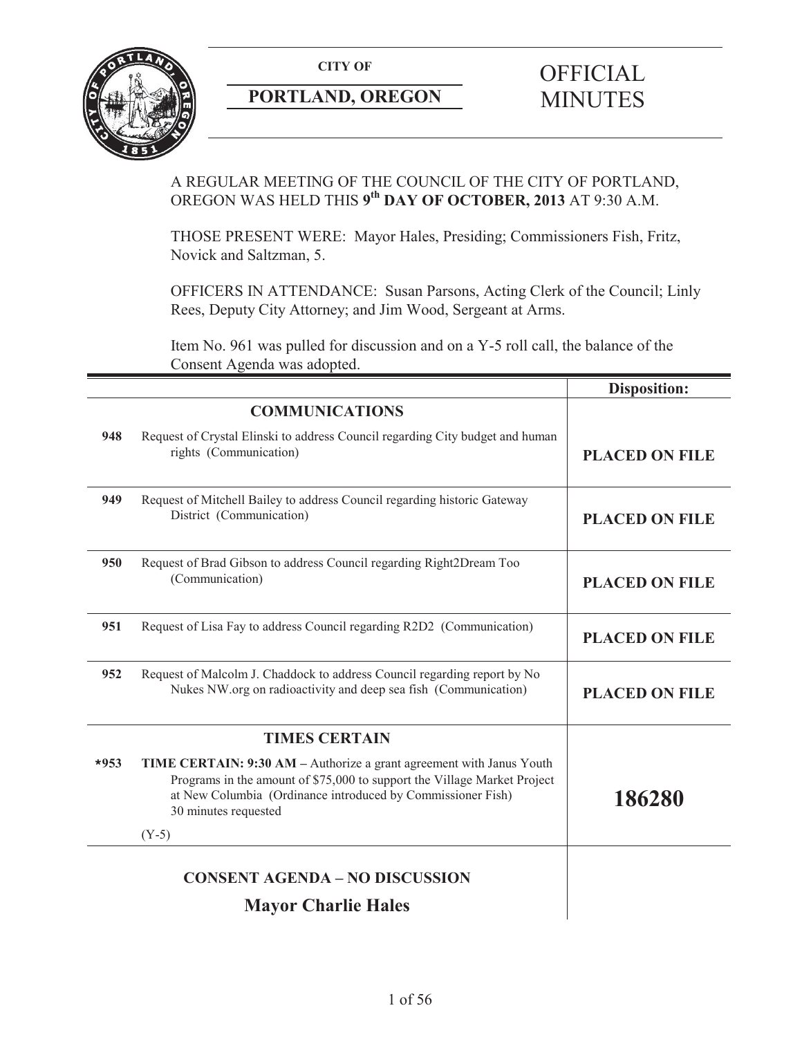**CITY OF**

**PORTLAND, OREGON**

# OFFICIAL MINUTES

A REGULAR MEETING OF THE COUNCIL OF THE CITY OF PORTLAND, OREGON WAS HELD THIS **9th DAY OF OCTOBER, 2013** AT 9:30 A.M.

THOSE PRESENT WERE: Mayor Hales, Presiding; Commissioners Fish, Fritz, Novick and Saltzman, 5.

OFFICERS IN ATTENDANCE: Susan Parsons, Acting Clerk of the Council; Linly Rees, Deputy City Attorney; and Jim Wood, Sergeant at Arms.

Item No. 961 was pulled for discussion and on a Y-5 roll call, the balance of the Consent Agenda was adopted.

| | | **Disposition:** |
|---|---|---|
| | **COMMUNICATIONS** | |
| **948** | Request of Crystal Elinski to address Council regarding City budget and human rights (Communication) | **PLACED ON FILE** |
| **949** | Request of Mitchell Bailey to address Council regarding historic Gateway District (Communication) | **PLACED ON FILE** |
| **950** | Request of Brad Gibson to address Council regarding Right2Dream Too (Communication) | **PLACED ON FILE** |
| **951** | Request of Lisa Fay to address Council regarding R2D2 (Communication) | **PLACED ON FILE** |
| **952** | Request of Malcolm J. Chaddock to address Council regarding report by No Nukes NW.org on radioactivity and deep sea fish (Communication) | **PLACED ON FILE** |
| | **TIMES CERTAIN** | |
| ***953** | **TIME CERTAIN: 9:30 AM –** Authorize a grant agreement with Janus Youth Programs in the amount of $75,000 to support the Village Market Project at New Columbia (Ordinance introduced by Commissioner Fish) 30 minutes requested<br><br>(Y-5) | **186280** |
| | **CONSENT AGENDA – NO DISCUSSION** | |
| | **Mayor Charlie Hales** | |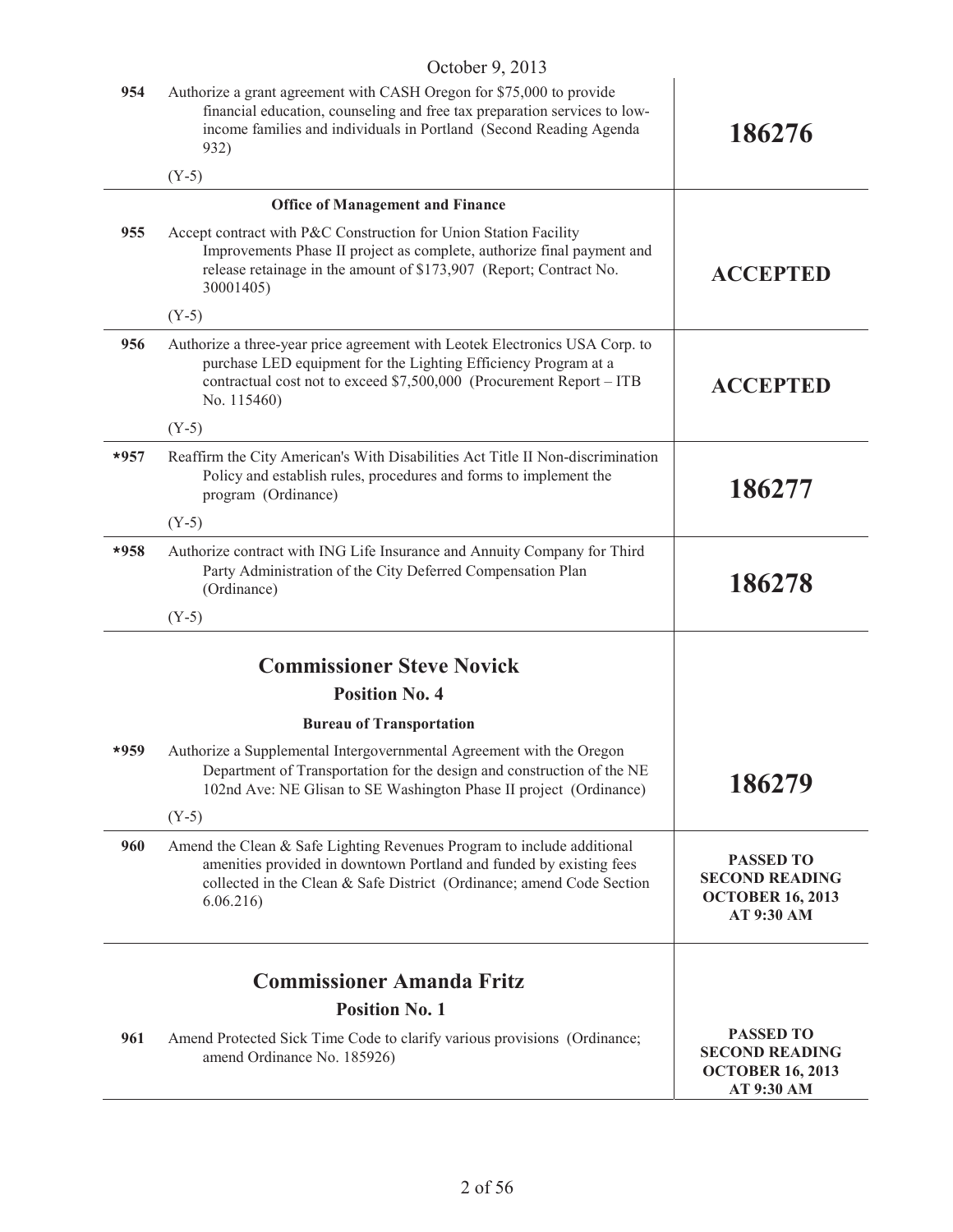October 9, 2013

| | | |
|---|---|---|
| 954 | Authorize a grant agreement with CASH Oregon for $75,000 to provide financial education, counseling and free tax preparation services to low-income families and individuals in Portland (Second Reading Agenda 932)<br><br>(Y-5) | **186276** |
| | **Office of Management and Finance** | |
| 955 | Accept contract with P&C Construction for Union Station Facility Improvements Phase II project as complete, authorize final payment and release retainage in the amount of $173,907 (Report; Contract No. 30001405)<br><br>(Y-5) | **ACCEPTED** |
| 956 | Authorize a three-year price agreement with Leotek Electronics USA Corp. to purchase LED equipment for the Lighting Efficiency Program at a contractual cost not to exceed $7,500,000 (Procurement Report – ITB No. 115460)<br><br>(Y-5) | **ACCEPTED** |
| *957 | Reaffirm the City American's With Disabilities Act Title II Non-discrimination Policy and establish rules, procedures and forms to implement the program (Ordinance)<br><br>(Y-5) | **186277** |
| *958 | Authorize contract with ING Life Insurance and Annuity Company for Third Party Administration of the City Deferred Compensation Plan (Ordinance)<br><br>(Y-5) | **186278** |

## Commissioner Steve Novick

### Position No. 4

**Bureau of Transportation**

| | | |
|---|---|---|
| *959 | Authorize a Supplemental Intergovernmental Agreement with the Oregon Department of Transportation for the design and construction of the NE 102nd Ave: NE Glisan to SE Washington Phase II project (Ordinance)<br><br>(Y-5) | **186279** |
| 960 | Amend the Clean & Safe Lighting Revenues Program to include additional amenities provided in downtown Portland and funded by existing fees collected in the Clean & Safe District (Ordinance; amend Code Section 6.06.216) | **PASSED TO SECOND READING OCTOBER 16, 2013 AT 9:30 AM** |

## Commissioner Amanda Fritz

### Position No. 1

| | | |
|---|---|---|
| 961 | Amend Protected Sick Time Code to clarify various provisions (Ordinance; amend Ordinance No. 185926) | **PASSED TO SECOND READING OCTOBER 16, 2013 AT 9:30 AM** |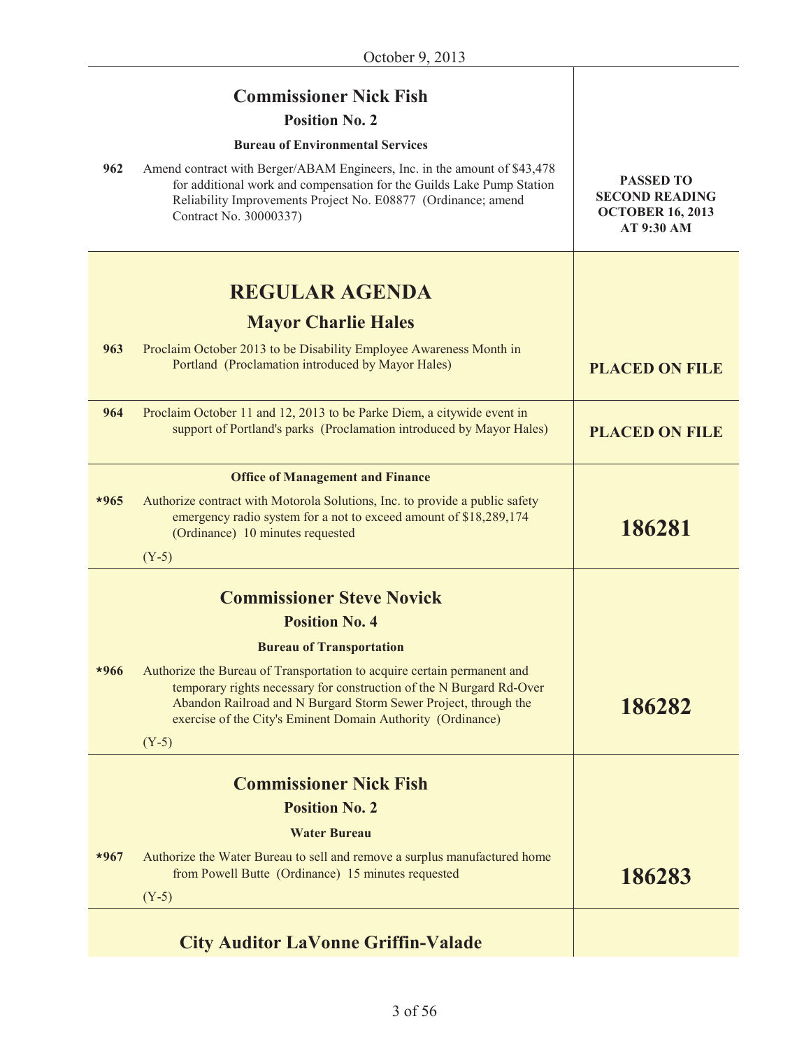October 9, 2013

| | | |
|---|---|---|
| | **Commissioner Nick Fish**<br>**Position No. 2**<br>**Bureau of Environmental Services** | |
| 962 | Amend contract with Berger/ABAM Engineers, Inc. in the amount of $43,478 for additional work and compensation for the Guilds Lake Pump Station Reliability Improvements Project No. E08877 (Ordinance; amend Contract No. 30000337) | **PASSED TO SECOND READING OCTOBER 16, 2013 AT 9:30 AM** |
| | **REGULAR AGENDA**<br>**Mayor Charlie Hales** | |
| 963 | Proclaim October 2013 to be Disability Employee Awareness Month in Portland (Proclamation introduced by Mayor Hales) | **PLACED ON FILE** |
| 964 | Proclaim October 11 and 12, 2013 to be Parke Diem, a citywide event in support of Portland's parks (Proclamation introduced by Mayor Hales) | **PLACED ON FILE** |
| | **Office of Management and Finance** | |
| *965 | Authorize contract with Motorola Solutions, Inc. to provide a public safety emergency radio system for a not to exceed amount of $18,289,174 (Ordinance) 10 minutes requested<br>(Y-5) | **186281** |
| | **Commissioner Steve Novick**<br>**Position No. 4**<br>**Bureau of Transportation** | |
| *966 | Authorize the Bureau of Transportation to acquire certain permanent and temporary rights necessary for construction of the N Burgard Rd-Over Abandon Railroad and N Burgard Storm Sewer Project, through the exercise of the City's Eminent Domain Authority (Ordinance)<br>(Y-5) | **186282** |
| | **Commissioner Nick Fish**<br>**Position No. 2**<br>**Water Bureau** | |
| *967 | Authorize the Water Bureau to sell and remove a surplus manufactured home from Powell Butte (Ordinance) 15 minutes requested<br>(Y-5) | **186283** |
| | **City Auditor LaVonne Griffin-Valade** | |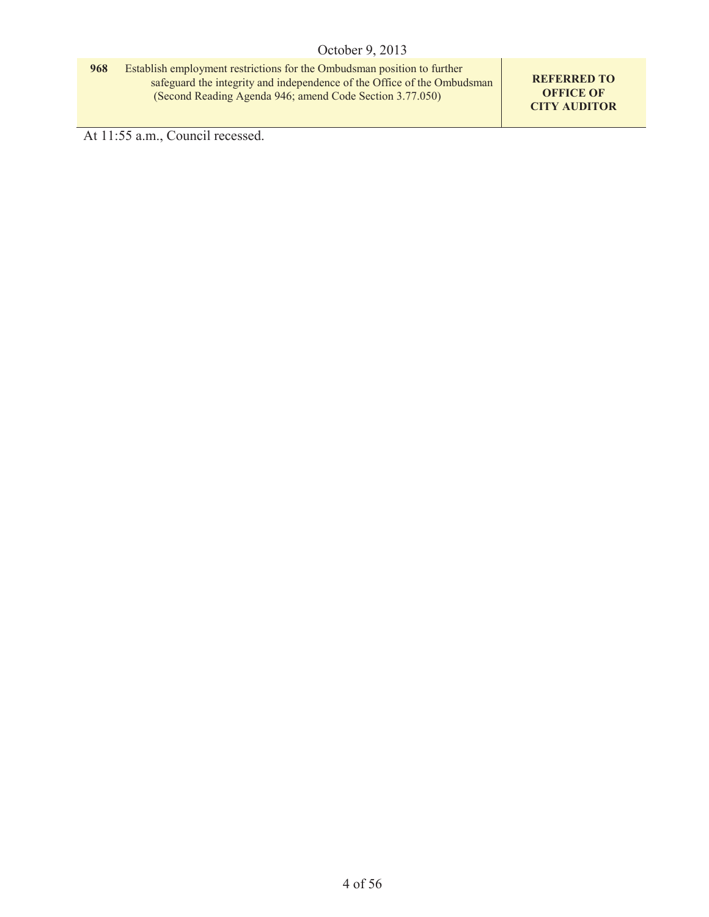| | | |
|---|---|---|
| **968** | Establish employment restrictions for the Ombudsman position to further safeguard the integrity and independence of the Office of the Ombudsman (Second Reading Agenda 946; amend Code Section 3.77.050) | **REFERRED TO OFFICE OF CITY AUDITOR** |

At 11:55 a.m., Council recessed.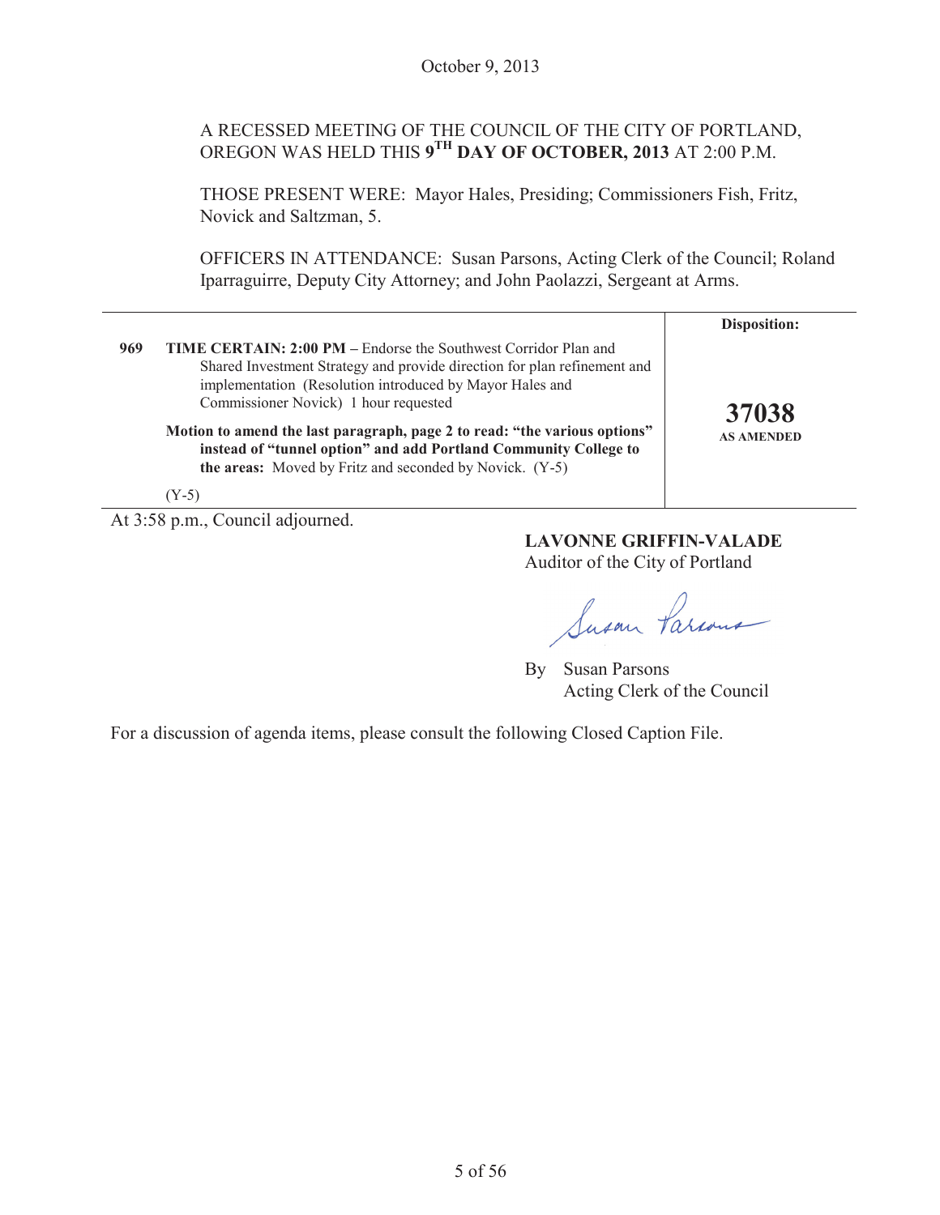October 9, 2013

A RECESSED MEETING OF THE COUNCIL OF THE CITY OF PORTLAND, OREGON WAS HELD THIS **9TH DAY OF OCTOBER, 2013** AT 2:00 P.M.

THOSE PRESENT WERE: Mayor Hales, Presiding; Commissioners Fish, Fritz, Novick and Saltzman, 5.

OFFICERS IN ATTENDANCE: Susan Parsons, Acting Clerk of the Council; Roland Iparraguirre, Deputy City Attorney; and John Paolazzi, Sergeant at Arms.

| | | **Disposition:** |
|---|---|---|
| **969** | **TIME CERTAIN: 2:00 PM –** Endorse the Southwest Corridor Plan and Shared Investment Strategy and provide direction for plan refinement and implementation (Resolution introduced by Mayor Hales and Commissioner Novick) 1 hour requested<br><br>**Motion to amend the last paragraph, page 2 to read: "the various options" instead of "tunnel option" and add Portland Community College to the areas:** Moved by Fritz and seconded by Novick. (Y-5)<br><br>(Y-5) | **37038**<br>**AS AMENDED** |

At 3:58 p.m., Council adjourned.

**LAVONNE GRIFFIN-VALADE**
Auditor of the City of Portland

By Susan Parsons
Acting Clerk of the Council

For a discussion of agenda items, please consult the following Closed Caption File.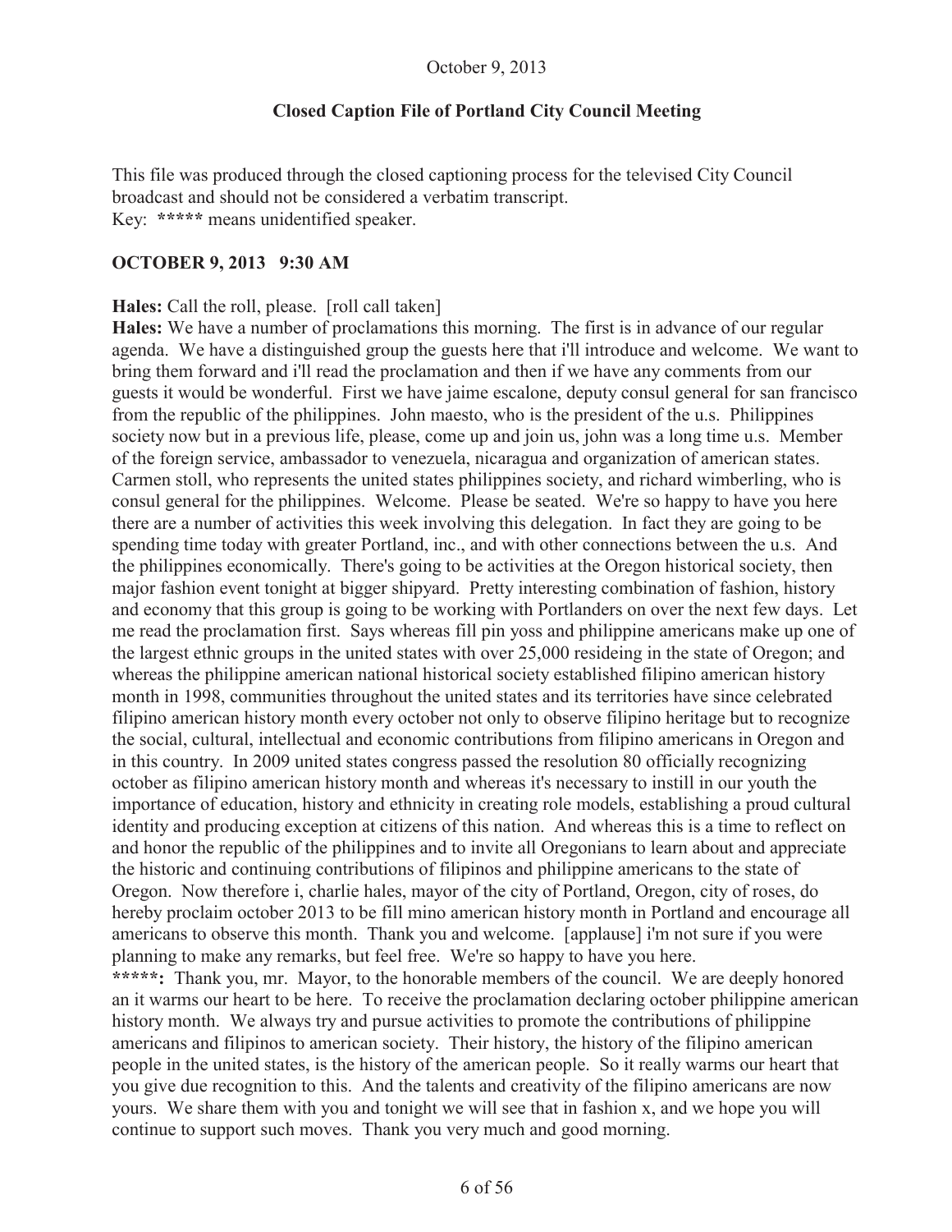October 9, 2013

**Closed Caption File of Portland City Council Meeting**

This file was produced through the closed captioning process for the televised City Council broadcast and should not be considered a verbatim transcript.
Key: ***** means unidentified speaker.

**OCTOBER 9, 2013 9:30 AM**

**Hales:** Call the roll, please. [roll call taken]

**Hales:** We have a number of proclamations this morning. The first is in advance of our regular agenda. We have a distinguished group the guests here that i'll introduce and welcome. We want to bring them forward and i'll read the proclamation and then if we have any comments from our guests it would be wonderful. First we have jaime escalone, deputy consul general for san francisco from the republic of the philippines. John maesto, who is the president of the u.s. Philippines society now but in a previous life, please, come up and join us, john was a long time u.s. Member of the foreign service, ambassador to venezuela, nicaragua and organization of american states. Carmen stoll, who represents the united states philippines society, and richard wimberling, who is consul general for the philippines. Welcome. Please be seated. We're so happy to have you here there are a number of activities this week involving this delegation. In fact they are going to be spending time today with greater Portland, inc., and with other connections between the u.s. And the philippines economically. There's going to be activities at the Oregon historical society, then major fashion event tonight at bigger shipyard. Pretty interesting combination of fashion, history and economy that this group is going to be working with Portlanders on over the next few days. Let me read the proclamation first. Says whereas fill pin yoss and philippine americans make up one of the largest ethnic groups in the united states with over 25,000 resideing in the state of Oregon; and whereas the philippine american national historical society established filipino american history month in 1998, communities throughout the united states and its territories have since celebrated filipino american history month every october not only to observe filipino heritage but to recognize the social, cultural, intellectual and economic contributions from filipino americans in Oregon and in this country. In 2009 united states congress passed the resolution 80 officially recognizing october as filipino american history month and whereas it's necessary to instill in our youth the importance of education, history and ethnicity in creating role models, establishing a proud cultural identity and producing exception at citizens of this nation. And whereas this is a time to reflect on and honor the republic of the philippines and to invite all Oregonians to learn about and appreciate the historic and continuing contributions of filipinos and philippine americans to the state of Oregon. Now therefore i, charlie hales, mayor of the city of Portland, Oregon, city of roses, do hereby proclaim october 2013 to be fill mino american history month in Portland and encourage all americans to observe this month. Thank you and welcome. [applause] i'm not sure if you were planning to make any remarks, but feel free. We're so happy to have you here.

*****: Thank you, mr. Mayor, to the honorable members of the council. We are deeply honored an it warms our heart to be here. To receive the proclamation declaring october philippine american history month. We always try and pursue activities to promote the contributions of philippine americans and filipinos to american society. Their history, the history of the filipino american people in the united states, is the history of the american people. So it really warms our heart that you give due recognition to this. And the talents and creativity of the filipino americans are now yours. We share them with you and tonight we will see that in fashion x, and we hope you will continue to support such moves. Thank you very much and good morning.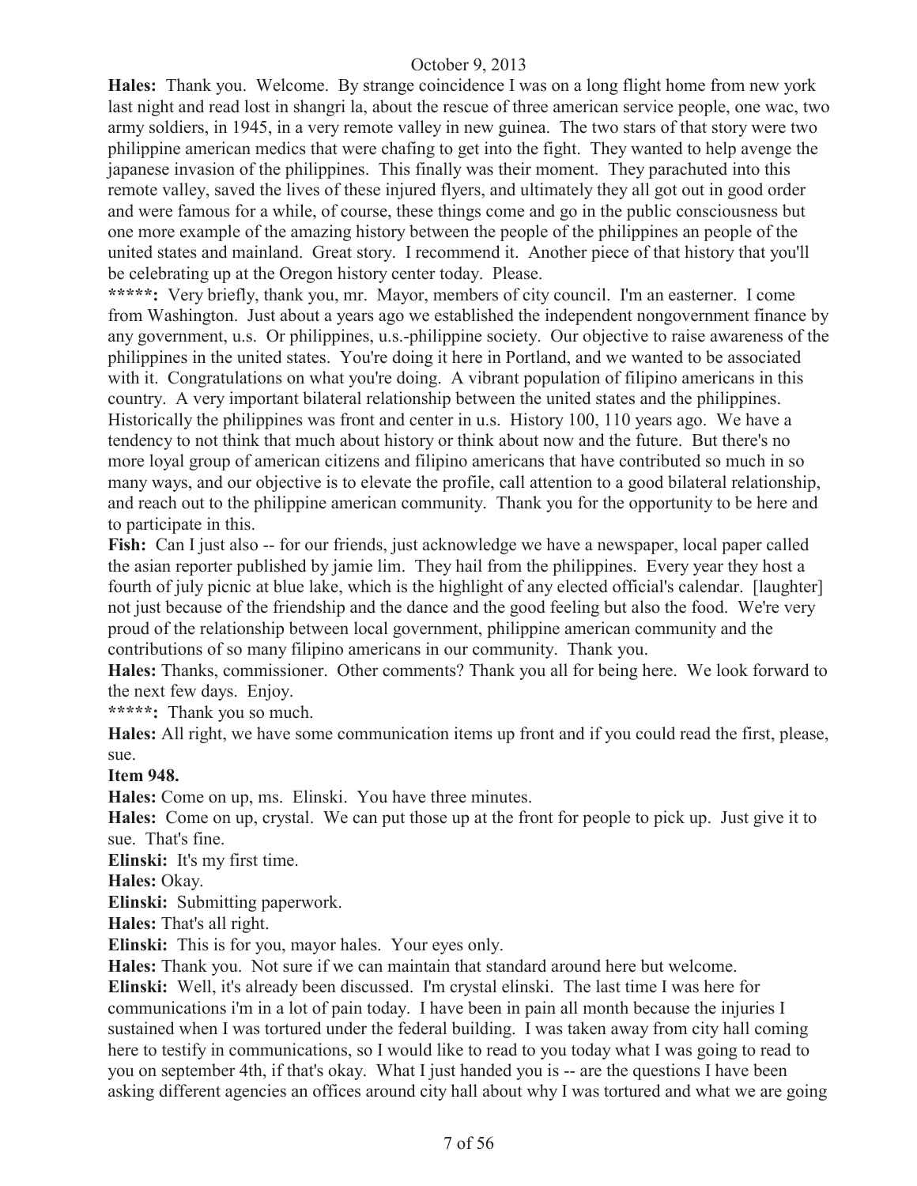**Hales:** Thank you. Welcome. By strange coincidence I was on a long flight home from new york last night and read lost in shangri la, about the rescue of three american service people, one wac, two army soldiers, in 1945, in a very remote valley in new guinea. The two stars of that story were two philippine american medics that were chafing to get into the fight. They wanted to help avenge the japanese invasion of the philippines. This finally was their moment. They parachuted into this remote valley, saved the lives of these injured flyers, and ultimately they all got out in good order and were famous for a while, of course, these things come and go in the public consciousness but one more example of the amazing history between the people of the philippines an people of the united states and mainland. Great story. I recommend it. Another piece of that history that you'll be celebrating up at the Oregon history center today. Please.

**\*\*\*\*\*:** Very briefly, thank you, mr. Mayor, members of city council. I'm an easterner. I come from Washington. Just about a years ago we established the independent nongovernment finance by any government, u.s. Or philippines, u.s.-philippine society. Our objective to raise awareness of the philippines in the united states. You're doing it here in Portland, and we wanted to be associated with it. Congratulations on what you're doing. A vibrant population of filipino americans in this country. A very important bilateral relationship between the united states and the philippines. Historically the philippines was front and center in u.s. History 100, 110 years ago. We have a tendency to not think that much about history or think about now and the future. But there's no more loyal group of american citizens and filipino americans that have contributed so much in so many ways, and our objective is to elevate the profile, call attention to a good bilateral relationship, and reach out to the philippine american community. Thank you for the opportunity to be here and to participate in this.

**Fish:** Can I just also -- for our friends, just acknowledge we have a newspaper, local paper called the asian reporter published by jamie lim. They hail from the philippines. Every year they host a fourth of july picnic at blue lake, which is the highlight of any elected official's calendar. [laughter] not just because of the friendship and the dance and the good feeling but also the food. We're very proud of the relationship between local government, philippine american community and the contributions of so many filipino americans in our community. Thank you.

**Hales:** Thanks, commissioner. Other comments? Thank you all for being here. We look forward to the next few days. Enjoy.

**\*\*\*\*\*:** Thank you so much.

**Hales:** All right, we have some communication items up front and if you could read the first, please, sue.

**Item 948.**

**Hales:** Come on up, ms. Elinski. You have three minutes.

**Hales:** Come on up, crystal. We can put those up at the front for people to pick up. Just give it to sue. That's fine.

**Elinski:** It's my first time.

**Hales:** Okay.

**Elinski:** Submitting paperwork.

**Hales:** That's all right.

**Elinski:** This is for you, mayor hales. Your eyes only.

**Hales:** Thank you. Not sure if we can maintain that standard around here but welcome.

**Elinski:** Well, it's already been discussed. I'm crystal elinski. The last time I was here for communications i'm in a lot of pain today. I have been in pain all month because the injuries I sustained when I was tortured under the federal building. I was taken away from city hall coming here to testify in communications, so I would like to read to you today what I was going to read to you on september 4th, if that's okay. What I just handed you is -- are the questions I have been asking different agencies an offices around city hall about why I was tortured and what we are going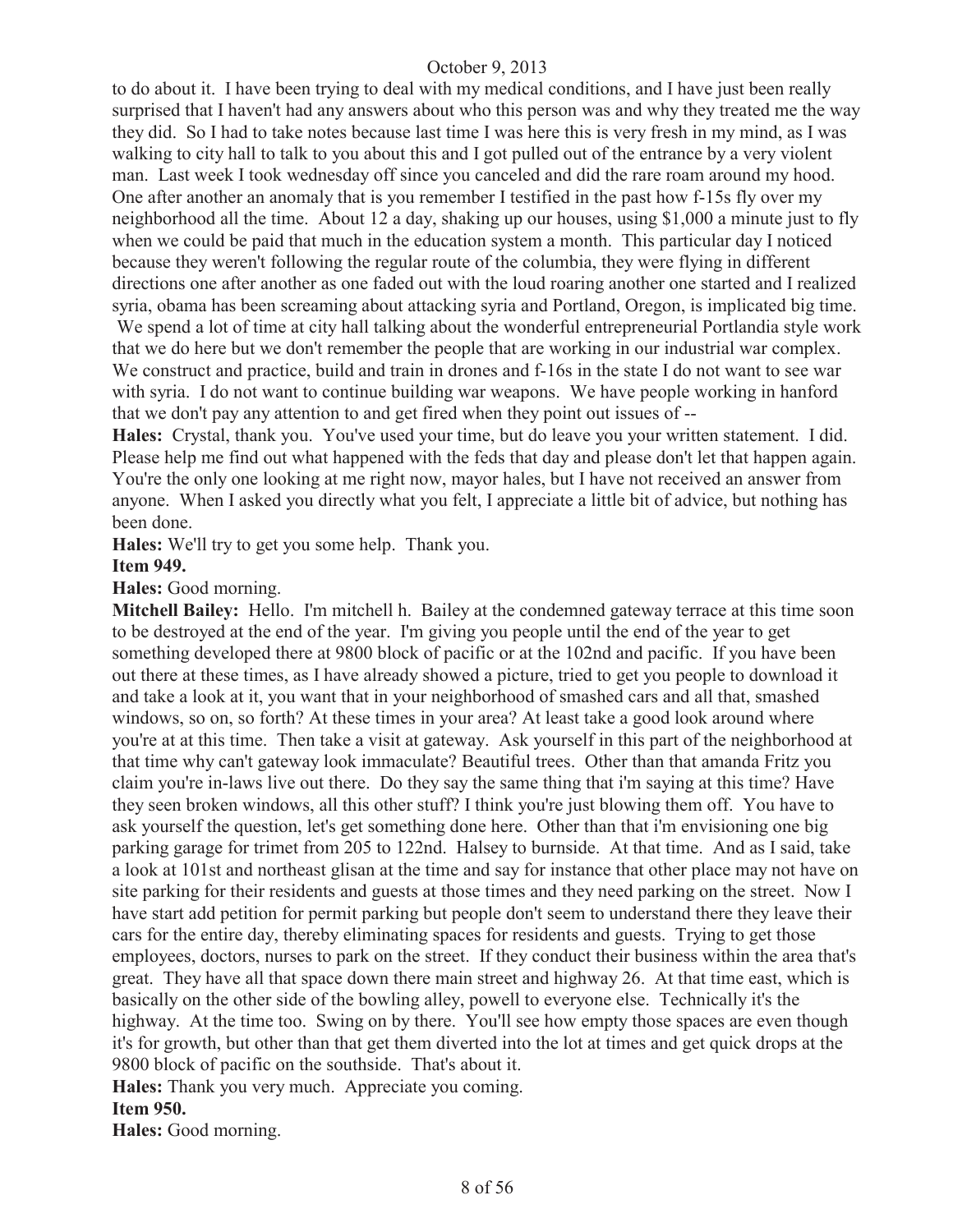to do about it. I have been trying to deal with my medical conditions, and I have just been really surprised that I haven't had any answers about who this person was and why they treated me the way they did. So I had to take notes because last time I was here this is very fresh in my mind, as I was walking to city hall to talk to you about this and I got pulled out of the entrance by a very violent man. Last week I took wednesday off since you canceled and did the rare roam around my hood. One after another an anomaly that is you remember I testified in the past how f-15s fly over my neighborhood all the time. About 12 a day, shaking up our houses, using $1,000 a minute just to fly when we could be paid that much in the education system a month. This particular day I noticed because they weren't following the regular route of the columbia, they were flying in different directions one after another as one faded out with the loud roaring another one started and I realized syria, obama has been screaming about attacking syria and Portland, Oregon, is implicated big time. We spend a lot of time at city hall talking about the wonderful entrepreneurial Portlandia style work that we do here but we don't remember the people that are working in our industrial war complex. We construct and practice, build and train in drones and f-16s in the state I do not want to see war with syria. I do not want to continue building war weapons. We have people working in hanford that we don't pay any attention to and get fired when they point out issues of --

**Hales:** Crystal, thank you. You've used your time, but do leave you your written statement. I did. Please help me find out what happened with the feds that day and please don't let that happen again. You're the only one looking at me right now, mayor hales, but I have not received an answer from anyone. When I asked you directly what you felt, I appreciate a little bit of advice, but nothing has been done.

**Hales:** We'll try to get you some help. Thank you.

**Item 949.**

**Hales:** Good morning.

**Mitchell Bailey:** Hello. I'm mitchell h. Bailey at the condemned gateway terrace at this time soon to be destroyed at the end of the year. I'm giving you people until the end of the year to get something developed there at 9800 block of pacific or at the 102nd and pacific. If you have been out there at these times, as I have already showed a picture, tried to get you people to download it and take a look at it, you want that in your neighborhood of smashed cars and all that, smashed windows, so on, so forth? At these times in your area? At least take a good look around where you're at at this time. Then take a visit at gateway. Ask yourself in this part of the neighborhood at that time why can't gateway look immaculate? Beautiful trees. Other than that amanda Fritz you claim you're in-laws live out there. Do they say the same thing that i'm saying at this time? Have they seen broken windows, all this other stuff? I think you're just blowing them off. You have to ask yourself the question, let's get something done here. Other than that i'm envisioning one big parking garage for trimet from 205 to 122nd. Halsey to burnside. At that time. And as I said, take a look at 101st and northeast glisan at the time and say for instance that other place may not have on site parking for their residents and guests at those times and they need parking on the street. Now I have start add petition for permit parking but people don't seem to understand there they leave their cars for the entire day, thereby eliminating spaces for residents and guests. Trying to get those employees, doctors, nurses to park on the street. If they conduct their business within the area that's great. They have all that space down there main street and highway 26. At that time east, which is basically on the other side of the bowling alley, powell to everyone else. Technically it's the highway. At the time too. Swing on by there. You'll see how empty those spaces are even though it's for growth, but other than that get them diverted into the lot at times and get quick drops at the 9800 block of pacific on the southside. That's about it.

**Hales:** Thank you very much. Appreciate you coming.

**Item 950.**

**Hales:** Good morning.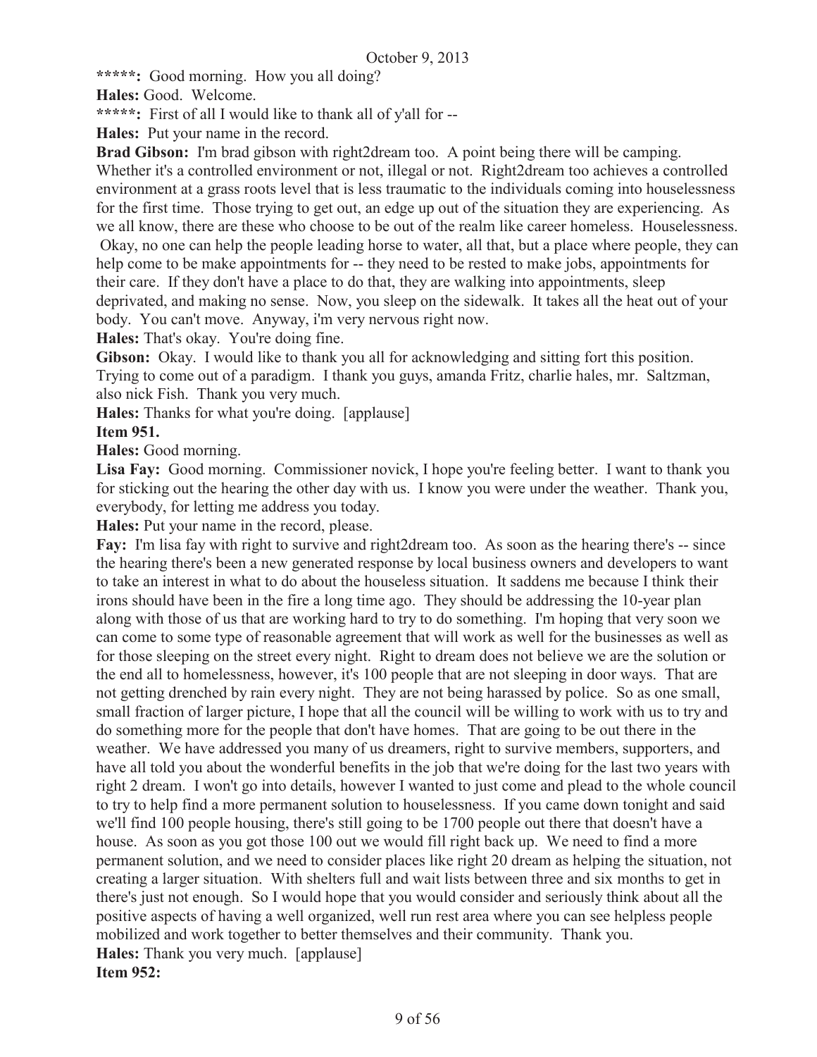**\*\*\*\*\*:** Good morning. How you all doing?

**Hales:** Good. Welcome.

**\*\*\*\*\*:** First of all I would like to thank all of y'all for --

**Hales:** Put your name in the record.

**Brad Gibson:** I'm brad gibson with right2dream too. A point being there will be camping. Whether it's a controlled environment or not, illegal or not. Right2dream too achieves a controlled environment at a grass roots level that is less traumatic to the individuals coming into houselessness for the first time. Those trying to get out, an edge up out of the situation they are experiencing. As we all know, there are these who choose to be out of the realm like career homeless. Houselessness. Okay, no one can help the people leading horse to water, all that, but a place where people, they can help come to be make appointments for -- they need to be rested to make jobs, appointments for their care. If they don't have a place to do that, they are walking into appointments, sleep deprivated, and making no sense. Now, you sleep on the sidewalk. It takes all the heat out of your body. You can't move. Anyway, i'm very nervous right now.

**Hales:** That's okay. You're doing fine.

**Gibson:** Okay. I would like to thank you all for acknowledging and sitting fort this position. Trying to come out of a paradigm. I thank you guys, amanda Fritz, charlie hales, mr. Saltzman, also nick Fish. Thank you very much.

**Hales:** Thanks for what you're doing. [applause]

**Item 951.**

**Hales:** Good morning.

**Lisa Fay:** Good morning. Commissioner novick, I hope you're feeling better. I want to thank you for sticking out the hearing the other day with us. I know you were under the weather. Thank you, everybody, for letting me address you today.

**Hales:** Put your name in the record, please.

**Fay:** I'm lisa fay with right to survive and right2dream too. As soon as the hearing there's -- since the hearing there's been a new generated response by local business owners and developers to want to take an interest in what to do about the houseless situation. It saddens me because I think their irons should have been in the fire a long time ago. They should be addressing the 10-year plan along with those of us that are working hard to try to do something. I'm hoping that very soon we can come to some type of reasonable agreement that will work as well for the businesses as well as for those sleeping on the street every night. Right to dream does not believe we are the solution or the end all to homelessness, however, it's 100 people that are not sleeping in door ways. That are not getting drenched by rain every night. They are not being harassed by police. So as one small, small fraction of larger picture, I hope that all the council will be willing to work with us to try and do something more for the people that don't have homes. That are going to be out there in the weather. We have addressed you many of us dreamers, right to survive members, supporters, and have all told you about the wonderful benefits in the job that we're doing for the last two years with right 2 dream. I won't go into details, however I wanted to just come and plead to the whole council to try to help find a more permanent solution to houselessness. If you came down tonight and said we'll find 100 people housing, there's still going to be 1700 people out there that doesn't have a house. As soon as you got those 100 out we would fill right back up. We need to find a more permanent solution, and we need to consider places like right 20 dream as helping the situation, not creating a larger situation. With shelters full and wait lists between three and six months to get in there's just not enough. So I would hope that you would consider and seriously think about all the positive aspects of having a well organized, well run rest area where you can see helpless people mobilized and work together to better themselves and their community. Thank you.

**Hales:** Thank you very much. [applause]

**Item 952:**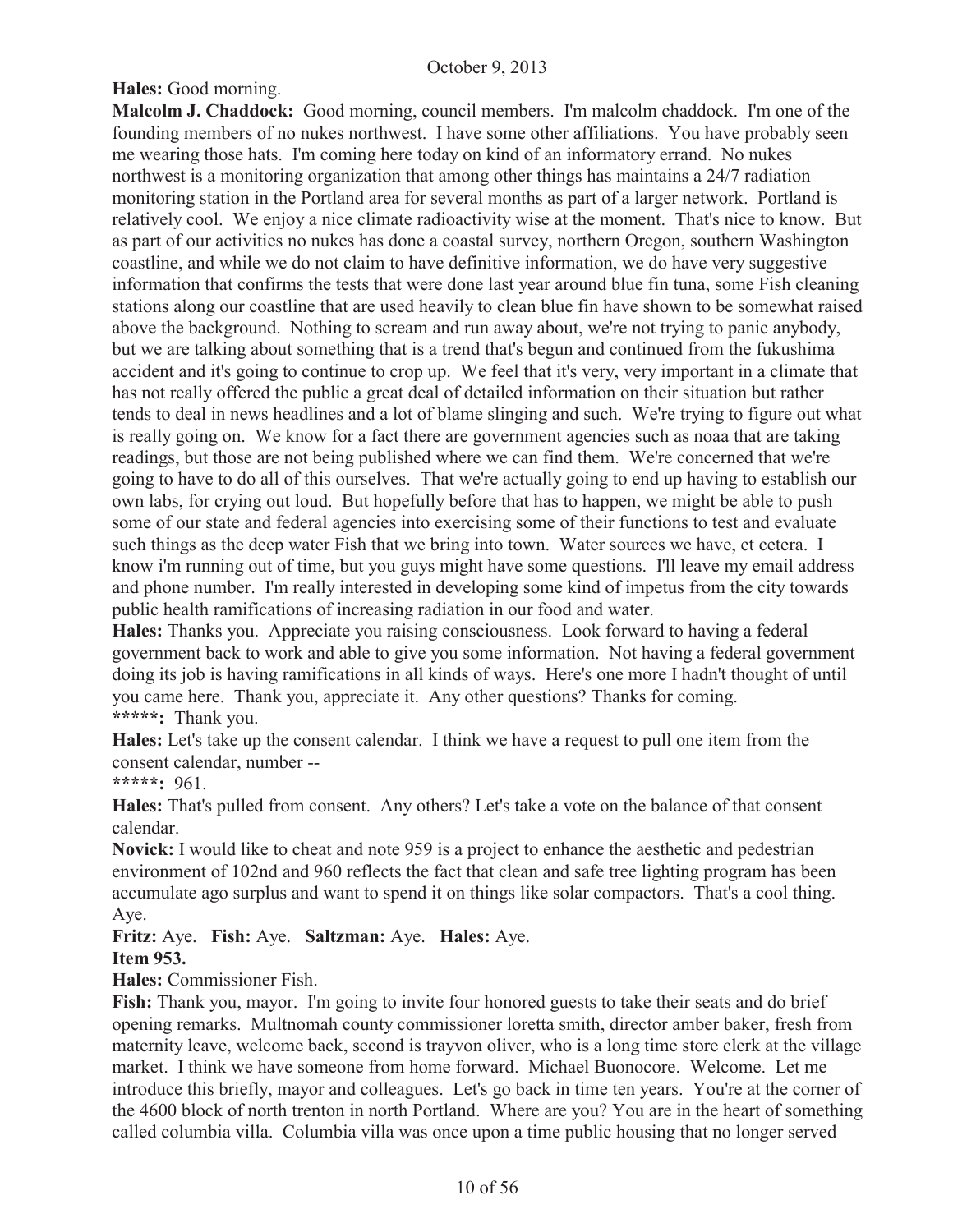**Hales:** Good morning.

**Malcolm J. Chaddock:** Good morning, council members. I'm malcolm chaddock. I'm one of the founding members of no nukes northwest. I have some other affiliations. You have probably seen me wearing those hats. I'm coming here today on kind of an informatory errand. No nukes northwest is a monitoring organization that among other things has maintains a 24/7 radiation monitoring station in the Portland area for several months as part of a larger network. Portland is relatively cool. We enjoy a nice climate radioactivity wise at the moment. That's nice to know. But as part of our activities no nukes has done a coastal survey, northern Oregon, southern Washington coastline, and while we do not claim to have definitive information, we do have very suggestive information that confirms the tests that were done last year around blue fin tuna, some Fish cleaning stations along our coastline that are used heavily to clean blue fin have shown to be somewhat raised above the background. Nothing to scream and run away about, we're not trying to panic anybody, but we are talking about something that is a trend that's begun and continued from the fukushima accident and it's going to continue to crop up. We feel that it's very, very important in a climate that has not really offered the public a great deal of detailed information on their situation but rather tends to deal in news headlines and a lot of blame slinging and such. We're trying to figure out what is really going on. We know for a fact there are government agencies such as noaa that are taking readings, but those are not being published where we can find them. We're concerned that we're going to have to do all of this ourselves. That we're actually going to end up having to establish our own labs, for crying out loud. But hopefully before that has to happen, we might be able to push some of our state and federal agencies into exercising some of their functions to test and evaluate such things as the deep water Fish that we bring into town. Water sources we have, et cetera. I know i'm running out of time, but you guys might have some questions. I'll leave my email address and phone number. I'm really interested in developing some kind of impetus from the city towards public health ramifications of increasing radiation in our food and water.

**Hales:** Thanks you. Appreciate you raising consciousness. Look forward to having a federal government back to work and able to give you some information. Not having a federal government doing its job is having ramifications in all kinds of ways. Here's one more I hadn't thought of until you came here. Thank you, appreciate it. Any other questions? Thanks for coming.

**\*\*\*\*\*:** Thank you.

**Hales:** Let's take up the consent calendar. I think we have a request to pull one item from the consent calendar, number --

**\*\*\*\*\*:** 961.

**Hales:** That's pulled from consent. Any others? Let's take a vote on the balance of that consent calendar.

**Novick:** I would like to cheat and note 959 is a project to enhance the aesthetic and pedestrian environment of 102nd and 960 reflects the fact that clean and safe tree lighting program has been accumulate ago surplus and want to spend it on things like solar compactors. That's a cool thing. Aye.

**Fritz:** Aye. **Fish:** Aye. **Saltzman:** Aye. **Hales:** Aye.

**Item 953.**

**Hales:** Commissioner Fish.

**Fish:** Thank you, mayor. I'm going to invite four honored guests to take their seats and do brief opening remarks. Multnomah county commissioner loretta smith, director amber baker, fresh from maternity leave, welcome back, second is trayvon oliver, who is a long time store clerk at the village market. I think we have someone from home forward. Michael Buonocore. Welcome. Let me introduce this briefly, mayor and colleagues. Let's go back in time ten years. You're at the corner of the 4600 block of north trenton in north Portland. Where are you? You are in the heart of something called columbia villa. Columbia villa was once upon a time public housing that no longer served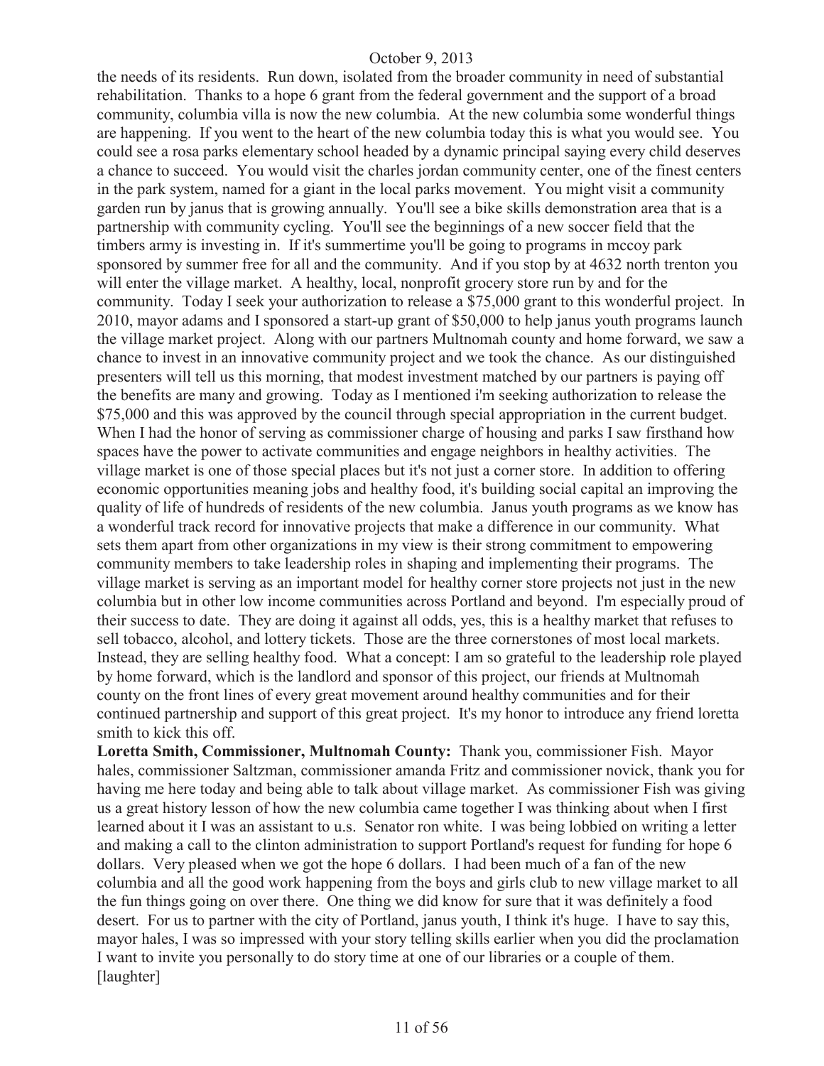the needs of its residents. Run down, isolated from the broader community in need of substantial rehabilitation. Thanks to a hope 6 grant from the federal government and the support of a broad community, columbia villa is now the new columbia. At the new columbia some wonderful things are happening. If you went to the heart of the new columbia today this is what you would see. You could see a rosa parks elementary school headed by a dynamic principal saying every child deserves a chance to succeed. You would visit the charles jordan community center, one of the finest centers in the park system, named for a giant in the local parks movement. You might visit a community garden run by janus that is growing annually. You'll see a bike skills demonstration area that is a partnership with community cycling. You'll see the beginnings of a new soccer field that the timbers army is investing in. If it's summertime you'll be going to programs in mccoy park sponsored by summer free for all and the community. And if you stop by at 4632 north trenton you will enter the village market. A healthy, local, nonprofit grocery store run by and for the community. Today I seek your authorization to release a $75,000 grant to this wonderful project. In 2010, mayor adams and I sponsored a start-up grant of $50,000 to help janus youth programs launch the village market project. Along with our partners Multnomah county and home forward, we saw a chance to invest in an innovative community project and we took the chance. As our distinguished presenters will tell us this morning, that modest investment matched by our partners is paying off the benefits are many and growing. Today as I mentioned i'm seeking authorization to release the $75,000 and this was approved by the council through special appropriation in the current budget. When I had the honor of serving as commissioner charge of housing and parks I saw firsthand how spaces have the power to activate communities and engage neighbors in healthy activities. The village market is one of those special places but it's not just a corner store. In addition to offering economic opportunities meaning jobs and healthy food, it's building social capital an improving the quality of life of hundreds of residents of the new columbia. Janus youth programs as we know has a wonderful track record for innovative projects that make a difference in our community. What sets them apart from other organizations in my view is their strong commitment to empowering community members to take leadership roles in shaping and implementing their programs. The village market is serving as an important model for healthy corner store projects not just in the new columbia but in other low income communities across Portland and beyond. I'm especially proud of their success to date. They are doing it against all odds, yes, this is a healthy market that refuses to sell tobacco, alcohol, and lottery tickets. Those are the three cornerstones of most local markets. Instead, they are selling healthy food. What a concept: I am so grateful to the leadership role played by home forward, which is the landlord and sponsor of this project, our friends at Multnomah county on the front lines of every great movement around healthy communities and for their continued partnership and support of this great project. It's my honor to introduce any friend loretta smith to kick this off.

**Loretta Smith, Commissioner, Multnomah County:** Thank you, commissioner Fish. Mayor hales, commissioner Saltzman, commissioner amanda Fritz and commissioner novick, thank you for having me here today and being able to talk about village market. As commissioner Fish was giving us a great history lesson of how the new columbia came together I was thinking about when I first learned about it I was an assistant to u.s. Senator ron white. I was being lobbied on writing a letter and making a call to the clinton administration to support Portland's request for funding for hope 6 dollars. Very pleased when we got the hope 6 dollars. I had been much of a fan of the new columbia and all the good work happening from the boys and girls club to new village market to all the fun things going on over there. One thing we did know for sure that it was definitely a food desert. For us to partner with the city of Portland, janus youth, I think it's huge. I have to say this, mayor hales, I was so impressed with your story telling skills earlier when you did the proclamation I want to invite you personally to do story time at one of our libraries or a couple of them. [laughter]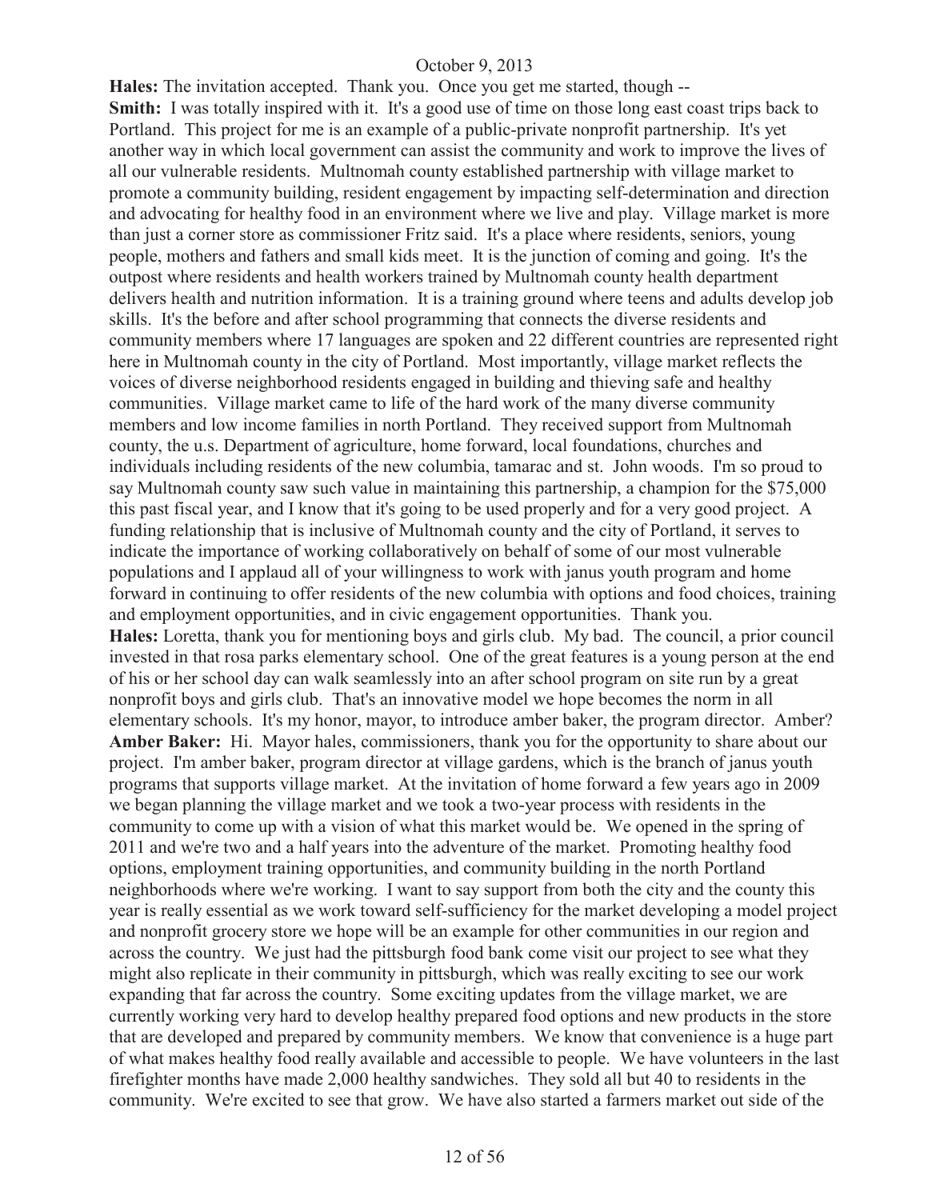**Hales:** The invitation accepted. Thank you. Once you get me started, though --

**Smith:** I was totally inspired with it. It's a good use of time on those long east coast trips back to Portland. This project for me is an example of a public-private nonprofit partnership. It's yet another way in which local government can assist the community and work to improve the lives of all our vulnerable residents. Multnomah county established partnership with village market to promote a community building, resident engagement by impacting self-determination and direction and advocating for healthy food in an environment where we live and play. Village market is more than just a corner store as commissioner Fritz said. It's a place where residents, seniors, young people, mothers and fathers and small kids meet. It is the junction of coming and going. It's the outpost where residents and health workers trained by Multnomah county health department delivers health and nutrition information. It is a training ground where teens and adults develop job skills. It's the before and after school programming that connects the diverse residents and community members where 17 languages are spoken and 22 different countries are represented right here in Multnomah county in the city of Portland. Most importantly, village market reflects the voices of diverse neighborhood residents engaged in building and thieving safe and healthy communities. Village market came to life of the hard work of the many diverse community members and low income families in north Portland. They received support from Multnomah county, the u.s. Department of agriculture, home forward, local foundations, churches and individuals including residents of the new columbia, tamarac and st. John woods. I'm so proud to say Multnomah county saw such value in maintaining this partnership, a champion for the $75,000 this past fiscal year, and I know that it's going to be used properly and for a very good project. A funding relationship that is inclusive of Multnomah county and the city of Portland, it serves to indicate the importance of working collaboratively on behalf of some of our most vulnerable populations and I applaud all of your willingness to work with janus youth program and home forward in continuing to offer residents of the new columbia with options and food choices, training and employment opportunities, and in civic engagement opportunities. Thank you.

**Hales:** Loretta, thank you for mentioning boys and girls club. My bad. The council, a prior council invested in that rosa parks elementary school. One of the great features is a young person at the end of his or her school day can walk seamlessly into an after school program on site run by a great nonprofit boys and girls club. That's an innovative model we hope becomes the norm in all elementary schools. It's my honor, mayor, to introduce amber baker, the program director. Amber?

**Amber Baker:** Hi. Mayor hales, commissioners, thank you for the opportunity to share about our project. I'm amber baker, program director at village gardens, which is the branch of janus youth programs that supports village market. At the invitation of home forward a few years ago in 2009 we began planning the village market and we took a two-year process with residents in the community to come up with a vision of what this market would be. We opened in the spring of 2011 and we're two and a half years into the adventure of the market. Promoting healthy food options, employment training opportunities, and community building in the north Portland neighborhoods where we're working. I want to say support from both the city and the county this year is really essential as we work toward self-sufficiency for the market developing a model project and nonprofit grocery store we hope will be an example for other communities in our region and across the country. We just had the pittsburgh food bank come visit our project to see what they might also replicate in their community in pittsburgh, which was really exciting to see our work expanding that far across the country. Some exciting updates from the village market, we are currently working very hard to develop healthy prepared food options and new products in the store that are developed and prepared by community members. We know that convenience is a huge part of what makes healthy food really available and accessible to people. We have volunteers in the last firefighter months have made 2,000 healthy sandwiches. They sold all but 40 to residents in the community. We're excited to see that grow. We have also started a farmers market out side of the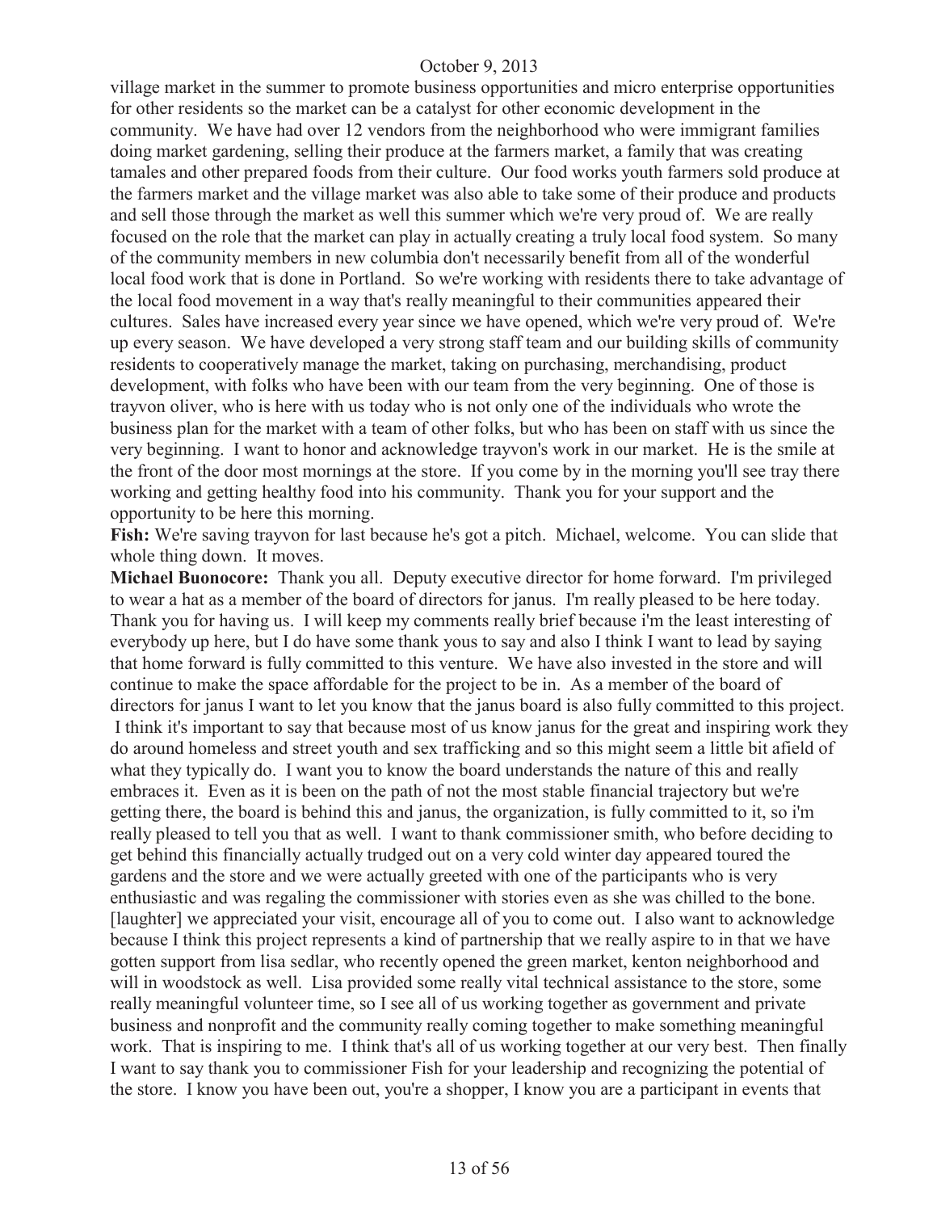village market in the summer to promote business opportunities and micro enterprise opportunities for other residents so the market can be a catalyst for other economic development in the community. We have had over 12 vendors from the neighborhood who were immigrant families doing market gardening, selling their produce at the farmers market, a family that was creating tamales and other prepared foods from their culture. Our food works youth farmers sold produce at the farmers market and the village market was also able to take some of their produce and products and sell those through the market as well this summer which we're very proud of. We are really focused on the role that the market can play in actually creating a truly local food system. So many of the community members in new columbia don't necessarily benefit from all of the wonderful local food work that is done in Portland. So we're working with residents there to take advantage of the local food movement in a way that's really meaningful to their communities appeared their cultures. Sales have increased every year since we have opened, which we're very proud of. We're up every season. We have developed a very strong staff team and our building skills of community residents to cooperatively manage the market, taking on purchasing, merchandising, product development, with folks who have been with our team from the very beginning. One of those is trayvon oliver, who is here with us today who is not only one of the individuals who wrote the business plan for the market with a team of other folks, but who has been on staff with us since the very beginning. I want to honor and acknowledge trayvon's work in our market. He is the smile at the front of the door most mornings at the store. If you come by in the morning you'll see tray there working and getting healthy food into his community. Thank you for your support and the opportunity to be here this morning.

**Fish:** We're saving trayvon for last because he's got a pitch. Michael, welcome. You can slide that whole thing down. It moves.

**Michael Buonocore:** Thank you all. Deputy executive director for home forward. I'm privileged to wear a hat as a member of the board of directors for janus. I'm really pleased to be here today. Thank you for having us. I will keep my comments really brief because i'm the least interesting of everybody up here, but I do have some thank yous to say and also I think I want to lead by saying that home forward is fully committed to this venture. We have also invested in the store and will continue to make the space affordable for the project to be in. As a member of the board of directors for janus I want to let you know that the janus board is also fully committed to this project. I think it's important to say that because most of us know janus for the great and inspiring work they do around homeless and street youth and sex trafficking and so this might seem a little bit afield of what they typically do. I want you to know the board understands the nature of this and really embraces it. Even as it is been on the path of not the most stable financial trajectory but we're getting there, the board is behind this and janus, the organization, is fully committed to it, so i'm really pleased to tell you that as well. I want to thank commissioner smith, who before deciding to get behind this financially actually trudged out on a very cold winter day appeared toured the gardens and the store and we were actually greeted with one of the participants who is very enthusiastic and was regaling the commissioner with stories even as she was chilled to the bone. [laughter] we appreciated your visit, encourage all of you to come out. I also want to acknowledge because I think this project represents a kind of partnership that we really aspire to in that we have gotten support from lisa sedlar, who recently opened the green market, kenton neighborhood and will in woodstock as well. Lisa provided some really vital technical assistance to the store, some really meaningful volunteer time, so I see all of us working together as government and private business and nonprofit and the community really coming together to make something meaningful work. That is inspiring to me. I think that's all of us working together at our very best. Then finally I want to say thank you to commissioner Fish for your leadership and recognizing the potential of the store. I know you have been out, you're a shopper, I know you are a participant in events that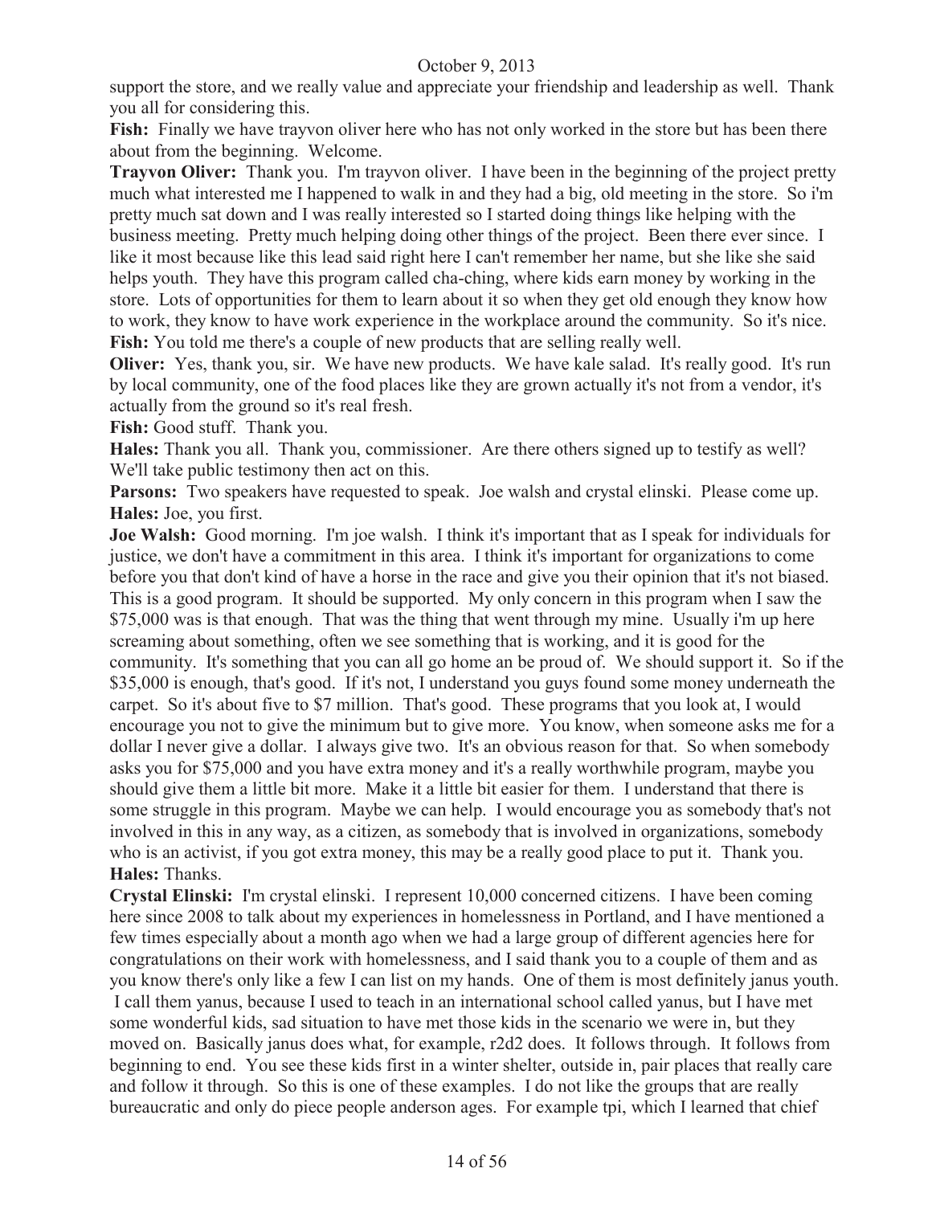support the store, and we really value and appreciate your friendship and leadership as well. Thank you all for considering this.

**Fish:** Finally we have trayvon oliver here who has not only worked in the store but has been there about from the beginning. Welcome.

**Trayvon Oliver:** Thank you. I'm trayvon oliver. I have been in the beginning of the project pretty much what interested me I happened to walk in and they had a big, old meeting in the store. So i'm pretty much sat down and I was really interested so I started doing things like helping with the business meeting. Pretty much helping doing other things of the project. Been there ever since. I like it most because like this lead said right here I can't remember her name, but she like she said helps youth. They have this program called cha-ching, where kids earn money by working in the store. Lots of opportunities for them to learn about it so when they get old enough they know how to work, they know to have work experience in the workplace around the community. So it's nice.

**Fish:** You told me there's a couple of new products that are selling really well.

**Oliver:** Yes, thank you, sir. We have new products. We have kale salad. It's really good. It's run by local community, one of the food places like they are grown actually it's not from a vendor, it's actually from the ground so it's real fresh.

**Fish:** Good stuff. Thank you.

**Hales:** Thank you all. Thank you, commissioner. Are there others signed up to testify as well? We'll take public testimony then act on this.

**Parsons:** Two speakers have requested to speak. Joe walsh and crystal elinski. Please come up.

**Hales:** Joe, you first.

**Joe Walsh:** Good morning. I'm joe walsh. I think it's important that as I speak for individuals for justice, we don't have a commitment in this area. I think it's important for organizations to come before you that don't kind of have a horse in the race and give you their opinion that it's not biased. This is a good program. It should be supported. My only concern in this program when I saw the $75,000 was is that enough. That was the thing that went through my mine. Usually i'm up here screaming about something, often we see something that is working, and it is good for the community. It's something that you can all go home an be proud of. We should support it. So if the $35,000 is enough, that's good. If it's not, I understand you guys found some money underneath the carpet. So it's about five to $7 million. That's good. These programs that you look at, I would encourage you not to give the minimum but to give more. You know, when someone asks me for a dollar I never give a dollar. I always give two. It's an obvious reason for that. So when somebody asks you for $75,000 and you have extra money and it's a really worthwhile program, maybe you should give them a little bit more. Make it a little bit easier for them. I understand that there is some struggle in this program. Maybe we can help. I would encourage you as somebody that's not involved in this in any way, as a citizen, as somebody that is involved in organizations, somebody who is an activist, if you got extra money, this may be a really good place to put it. Thank you.

**Hales:** Thanks.

**Crystal Elinski:** I'm crystal elinski. I represent 10,000 concerned citizens. I have been coming here since 2008 to talk about my experiences in homelessness in Portland, and I have mentioned a few times especially about a month ago when we had a large group of different agencies here for congratulations on their work with homelessness, and I said thank you to a couple of them and as you know there's only like a few I can list on my hands. One of them is most definitely janus youth. I call them yanus, because I used to teach in an international school called yanus, but I have met some wonderful kids, sad situation to have met those kids in the scenario we were in, but they moved on. Basically janus does what, for example, r2d2 does. It follows through. It follows from beginning to end. You see these kids first in a winter shelter, outside in, pair places that really care and follow it through. So this is one of these examples. I do not like the groups that are really bureaucratic and only do piece people anderson ages. For example tpi, which I learned that chief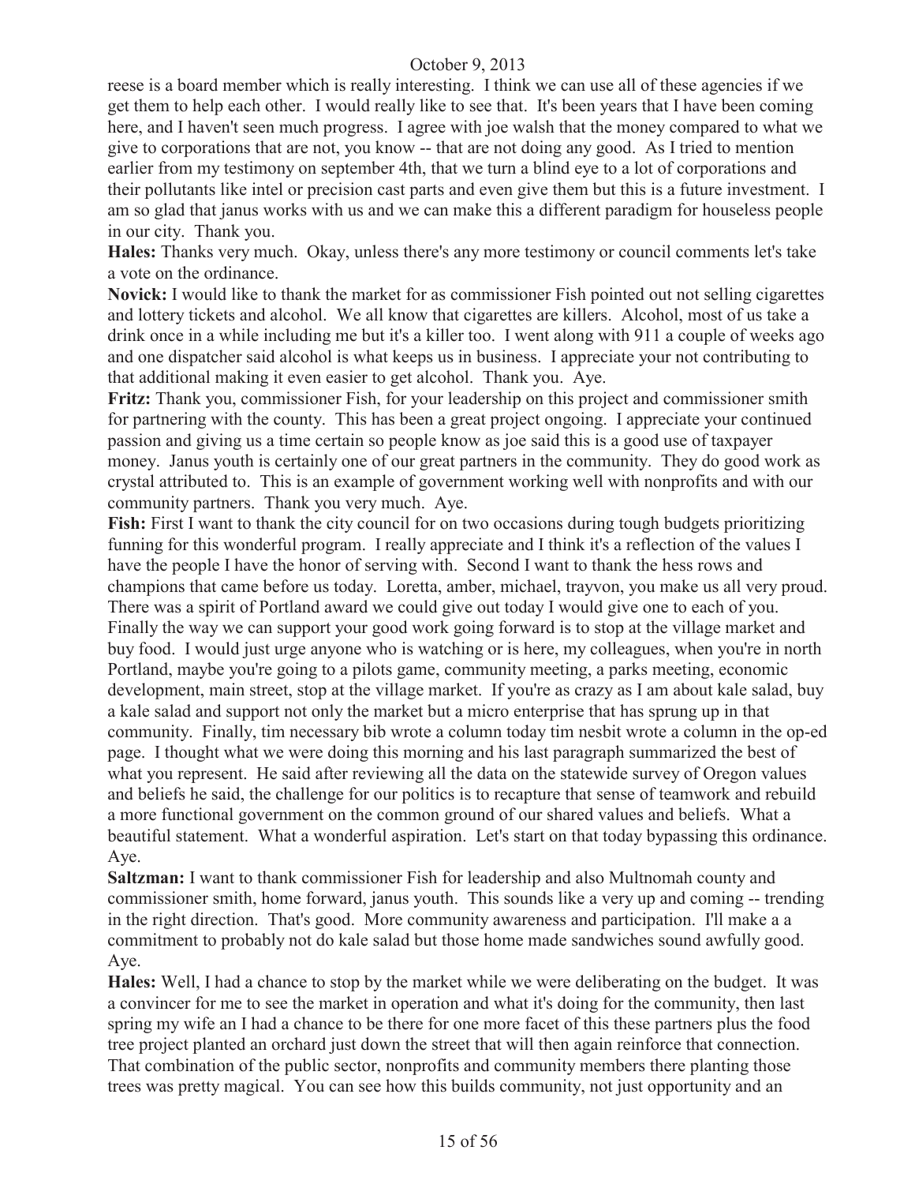reese is a board member which is really interesting. I think we can use all of these agencies if we get them to help each other. I would really like to see that. It's been years that I have been coming here, and I haven't seen much progress. I agree with joe walsh that the money compared to what we give to corporations that are not, you know -- that are not doing any good. As I tried to mention earlier from my testimony on september 4th, that we turn a blind eye to a lot of corporations and their pollutants like intel or precision cast parts and even give them but this is a future investment. I am so glad that janus works with us and we can make this a different paradigm for houseless people in our city. Thank you.

**Hales:** Thanks very much. Okay, unless there's any more testimony or council comments let's take a vote on the ordinance.

**Novick:** I would like to thank the market for as commissioner Fish pointed out not selling cigarettes and lottery tickets and alcohol. We all know that cigarettes are killers. Alcohol, most of us take a drink once in a while including me but it's a killer too. I went along with 911 a couple of weeks ago and one dispatcher said alcohol is what keeps us in business. I appreciate your not contributing to that additional making it even easier to get alcohol. Thank you. Aye.

**Fritz:** Thank you, commissioner Fish, for your leadership on this project and commissioner smith for partnering with the county. This has been a great project ongoing. I appreciate your continued passion and giving us a time certain so people know as joe said this is a good use of taxpayer money. Janus youth is certainly one of our great partners in the community. They do good work as crystal attributed to. This is an example of government working well with nonprofits and with our community partners. Thank you very much. Aye.

**Fish:** First I want to thank the city council for on two occasions during tough budgets prioritizing funning for this wonderful program. I really appreciate and I think it's a reflection of the values I have the people I have the honor of serving with. Second I want to thank the hess rows and champions that came before us today. Loretta, amber, michael, trayvon, you make us all very proud. There was a spirit of Portland award we could give out today I would give one to each of you. Finally the way we can support your good work going forward is to stop at the village market and buy food. I would just urge anyone who is watching or is here, my colleagues, when you're in north Portland, maybe you're going to a pilots game, community meeting, a parks meeting, economic development, main street, stop at the village market. If you're as crazy as I am about kale salad, buy a kale salad and support not only the market but a micro enterprise that has sprung up in that community. Finally, tim necessary bib wrote a column today tim nesbit wrote a column in the op-ed page. I thought what we were doing this morning and his last paragraph summarized the best of what you represent. He said after reviewing all the data on the statewide survey of Oregon values and beliefs he said, the challenge for our politics is to recapture that sense of teamwork and rebuild a more functional government on the common ground of our shared values and beliefs. What a beautiful statement. What a wonderful aspiration. Let's start on that today bypassing this ordinance. Aye.

**Saltzman:** I want to thank commissioner Fish for leadership and also Multnomah county and commissioner smith, home forward, janus youth. This sounds like a very up and coming -- trending in the right direction. That's good. More community awareness and participation. I'll make a a commitment to probably not do kale salad but those home made sandwiches sound awfully good. Aye.

**Hales:** Well, I had a chance to stop by the market while we were deliberating on the budget. It was a convincer for me to see the market in operation and what it's doing for the community, then last spring my wife an I had a chance to be there for one more facet of this these partners plus the food tree project planted an orchard just down the street that will then again reinforce that connection. That combination of the public sector, nonprofits and community members there planting those trees was pretty magical. You can see how this builds community, not just opportunity and an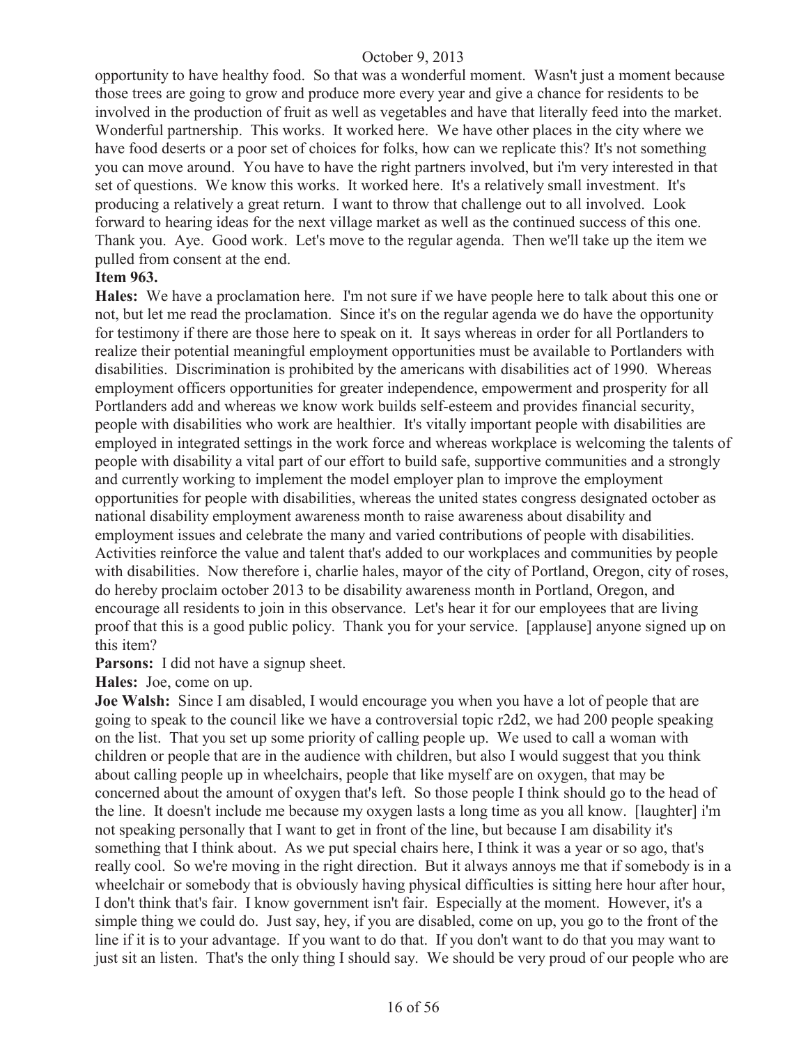opportunity to have healthy food. So that was a wonderful moment. Wasn't just a moment because those trees are going to grow and produce more every year and give a chance for residents to be involved in the production of fruit as well as vegetables and have that literally feed into the market. Wonderful partnership. This works. It worked here. We have other places in the city where we have food deserts or a poor set of choices for folks, how can we replicate this? It's not something you can move around. You have to have the right partners involved, but i'm very interested in that set of questions. We know this works. It worked here. It's a relatively small investment. It's producing a relatively a great return. I want to throw that challenge out to all involved. Look forward to hearing ideas for the next village market as well as the continued success of this one. Thank you. Aye. Good work. Let's move to the regular agenda. Then we'll take up the item we pulled from consent at the end.

**Item 963.**

**Hales:** We have a proclamation here. I'm not sure if we have people here to talk about this one or not, but let me read the proclamation. Since it's on the regular agenda we do have the opportunity for testimony if there are those here to speak on it. It says whereas in order for all Portlanders to realize their potential meaningful employment opportunities must be available to Portlanders with disabilities. Discrimination is prohibited by the americans with disabilities act of 1990. Whereas employment officers opportunities for greater independence, empowerment and prosperity for all Portlanders add and whereas we know work builds self-esteem and provides financial security, people with disabilities who work are healthier. It's vitally important people with disabilities are employed in integrated settings in the work force and whereas workplace is welcoming the talents of people with disability a vital part of our effort to build safe, supportive communities and a strongly and currently working to implement the model employer plan to improve the employment opportunities for people with disabilities, whereas the united states congress designated october as national disability employment awareness month to raise awareness about disability and employment issues and celebrate the many and varied contributions of people with disabilities. Activities reinforce the value and talent that's added to our workplaces and communities by people with disabilities. Now therefore i, charlie hales, mayor of the city of Portland, Oregon, city of roses, do hereby proclaim october 2013 to be disability awareness month in Portland, Oregon, and encourage all residents to join in this observance. Let's hear it for our employees that are living proof that this is a good public policy. Thank you for your service. [applause] anyone signed up on this item?

**Parsons:** I did not have a signup sheet.

**Hales:** Joe, come on up.

**Joe Walsh:** Since I am disabled, I would encourage you when you have a lot of people that are going to speak to the council like we have a controversial topic r2d2, we had 200 people speaking on the list. That you set up some priority of calling people up. We used to call a woman with children or people that are in the audience with children, but also I would suggest that you think about calling people up in wheelchairs, people that like myself are on oxygen, that may be concerned about the amount of oxygen that's left. So those people I think should go to the head of the line. It doesn't include me because my oxygen lasts a long time as you all know. [laughter] i'm not speaking personally that I want to get in front of the line, but because I am disability it's something that I think about. As we put special chairs here, I think it was a year or so ago, that's really cool. So we're moving in the right direction. But it always annoys me that if somebody is in a wheelchair or somebody that is obviously having physical difficulties is sitting here hour after hour, I don't think that's fair. I know government isn't fair. Especially at the moment. However, it's a simple thing we could do. Just say, hey, if you are disabled, come on up, you go to the front of the line if it is to your advantage. If you want to do that. If you don't want to do that you may want to just sit an listen. That's the only thing I should say. We should be very proud of our people who are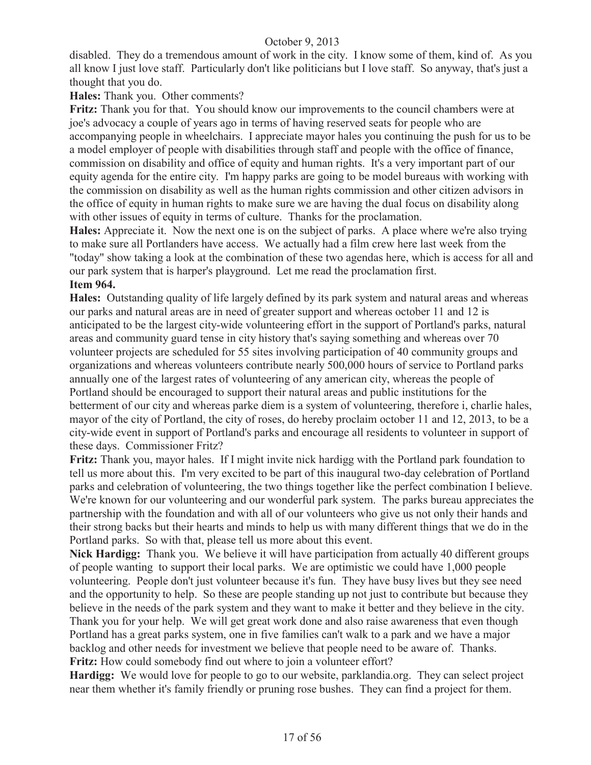disabled. They do a tremendous amount of work in the city. I know some of them, kind of. As you all know I just love staff. Particularly don't like politicians but I love staff. So anyway, that's just a thought that you do.

**Hales:** Thank you. Other comments?

**Fritz:** Thank you for that. You should know our improvements to the council chambers were at joe's advocacy a couple of years ago in terms of having reserved seats for people who are accompanying people in wheelchairs. I appreciate mayor hales you continuing the push for us to be a model employer of people with disabilities through staff and people with the office of finance, commission on disability and office of equity and human rights. It's a very important part of our equity agenda for the entire city. I'm happy parks are going to be model bureaus with working with the commission on disability as well as the human rights commission and other citizen advisors in the office of equity in human rights to make sure we are having the dual focus on disability along with other issues of equity in terms of culture. Thanks for the proclamation.

**Hales:** Appreciate it. Now the next one is on the subject of parks. A place where we're also trying to make sure all Portlanders have access. We actually had a film crew here last week from the "today" show taking a look at the combination of these two agendas here, which is access for all and our park system that is harper's playground. Let me read the proclamation first.

**Item 964.**

**Hales:** Outstanding quality of life largely defined by its park system and natural areas and whereas our parks and natural areas are in need of greater support and whereas october 11 and 12 is anticipated to be the largest city-wide volunteering effort in the support of Portland's parks, natural areas and community guard tense in city history that's saying something and whereas over 70 volunteer projects are scheduled for 55 sites involving participation of 40 community groups and organizations and whereas volunteers contribute nearly 500,000 hours of service to Portland parks annually one of the largest rates of volunteering of any american city, whereas the people of Portland should be encouraged to support their natural areas and public institutions for the betterment of our city and whereas parke diem is a system of volunteering, therefore i, charlie hales, mayor of the city of Portland, the city of roses, do hereby proclaim october 11 and 12, 2013, to be a city-wide event in support of Portland's parks and encourage all residents to volunteer in support of these days. Commissioner Fritz?

**Fritz:** Thank you, mayor hales. If I might invite nick hardigg with the Portland park foundation to tell us more about this. I'm very excited to be part of this inaugural two-day celebration of Portland parks and celebration of volunteering, the two things together like the perfect combination I believe. We're known for our volunteering and our wonderful park system. The parks bureau appreciates the partnership with the foundation and with all of our volunteers who give us not only their hands and their strong backs but their hearts and minds to help us with many different things that we do in the Portland parks. So with that, please tell us more about this event.

**Nick Hardigg:** Thank you. We believe it will have participation from actually 40 different groups of people wanting to support their local parks. We are optimistic we could have 1,000 people volunteering. People don't just volunteer because it's fun. They have busy lives but they see need and the opportunity to help. So these are people standing up not just to contribute but because they believe in the needs of the park system and they want to make it better and they believe in the city. Thank you for your help. We will get great work done and also raise awareness that even though Portland has a great parks system, one in five families can't walk to a park and we have a major backlog and other needs for investment we believe that people need to be aware of. Thanks.

**Fritz:** How could somebody find out where to join a volunteer effort?

**Hardigg:** We would love for people to go to our website, parklandia.org. They can select project near them whether it's family friendly or pruning rose bushes. They can find a project for them.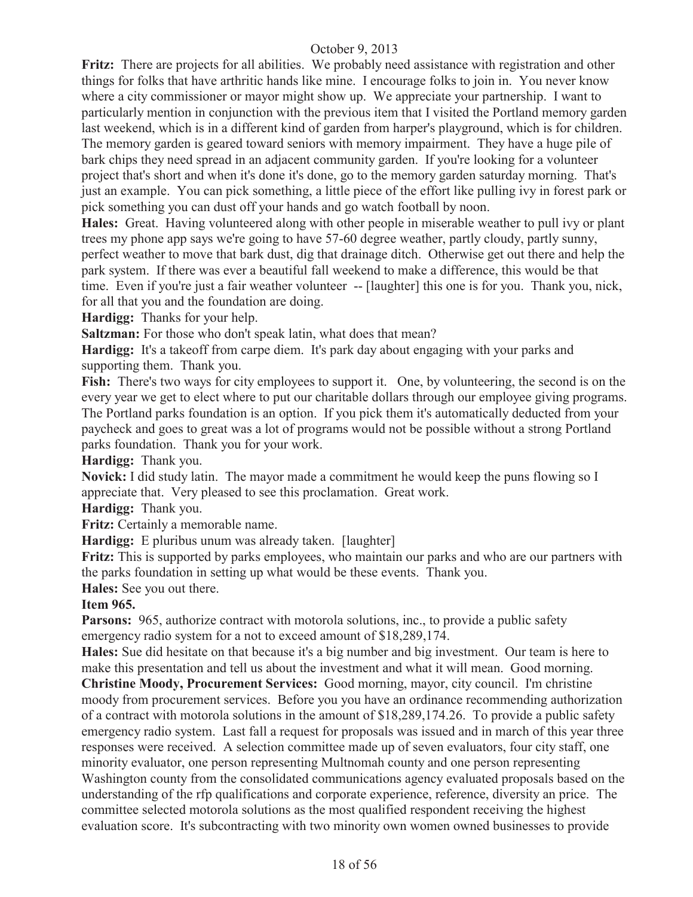**Fritz:** There are projects for all abilities. We probably need assistance with registration and other things for folks that have arthritic hands like mine. I encourage folks to join in. You never know where a city commissioner or mayor might show up. We appreciate your partnership. I want to particularly mention in conjunction with the previous item that I visited the Portland memory garden last weekend, which is in a different kind of garden from harper's playground, which is for children. The memory garden is geared toward seniors with memory impairment. They have a huge pile of bark chips they need spread in an adjacent community garden. If you're looking for a volunteer project that's short and when it's done it's done, go to the memory garden saturday morning. That's just an example. You can pick something, a little piece of the effort like pulling ivy in forest park or pick something you can dust off your hands and go watch football by noon.

**Hales:** Great. Having volunteered along with other people in miserable weather to pull ivy or plant trees my phone app says we're going to have 57-60 degree weather, partly cloudy, partly sunny, perfect weather to move that bark dust, dig that drainage ditch. Otherwise get out there and help the park system. If there was ever a beautiful fall weekend to make a difference, this would be that time. Even if you're just a fair weather volunteer -- [laughter] this one is for you. Thank you, nick, for all that you and the foundation are doing.

**Hardigg:** Thanks for your help.

**Saltzman:** For those who don't speak latin, what does that mean?

**Hardigg:** It's a takeoff from carpe diem. It's park day about engaging with your parks and supporting them. Thank you.

**Fish:** There's two ways for city employees to support it. One, by volunteering, the second is on the every year we get to elect where to put our charitable dollars through our employee giving programs. The Portland parks foundation is an option. If you pick them it's automatically deducted from your paycheck and goes to great was a lot of programs would not be possible without a strong Portland parks foundation. Thank you for your work.

**Hardigg:** Thank you.

**Novick:** I did study latin. The mayor made a commitment he would keep the puns flowing so I appreciate that. Very pleased to see this proclamation. Great work.

**Hardigg:** Thank you.

**Fritz:** Certainly a memorable name.

**Hardigg:** E pluribus unum was already taken. [laughter]

**Fritz:** This is supported by parks employees, who maintain our parks and who are our partners with the parks foundation in setting up what would be these events. Thank you.

**Hales:** See you out there.

**Item 965.**

**Parsons:** 965, authorize contract with motorola solutions, inc., to provide a public safety emergency radio system for a not to exceed amount of $18,289,174.

**Hales:** Sue did hesitate on that because it's a big number and big investment. Our team is here to make this presentation and tell us about the investment and what it will mean. Good morning.

**Christine Moody, Procurement Services:** Good morning, mayor, city council. I'm christine moody from procurement services. Before you you have an ordinance recommending authorization of a contract with motorola solutions in the amount of $18,289,174.26. To provide a public safety emergency radio system. Last fall a request for proposals was issued and in march of this year three responses were received. A selection committee made up of seven evaluators, four city staff, one minority evaluator, one person representing Multnomah county and one person representing Washington county from the consolidated communications agency evaluated proposals based on the understanding of the rfp qualifications and corporate experience, reference, diversity an price. The committee selected motorola solutions as the most qualified respondent receiving the highest evaluation score. It's subcontracting with two minority own women owned businesses to provide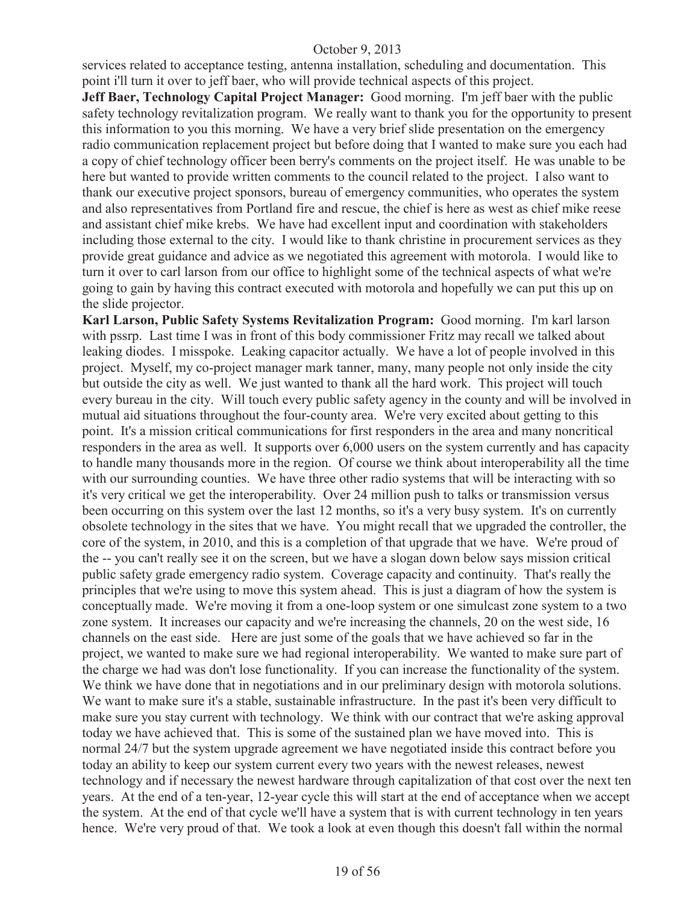services related to acceptance testing, antenna installation, scheduling and documentation. This point i'll turn it over to jeff baer, who will provide technical aspects of this project.

**Jeff Baer, Technology Capital Project Manager:** Good morning. I'm jeff baer with the public safety technology revitalization program. We really want to thank you for the opportunity to present this information to you this morning. We have a very brief slide presentation on the emergency radio communication replacement project but before doing that I wanted to make sure you each had a copy of chief technology officer been berry's comments on the project itself. He was unable to be here but wanted to provide written comments to the council related to the project. I also want to thank our executive project sponsors, bureau of emergency communities, who operates the system and also representatives from Portland fire and rescue, the chief is here as west as chief mike reese and assistant chief mike krebs. We have had excellent input and coordination with stakeholders including those external to the city. I would like to thank christine in procurement services as they provide great guidance and advice as we negotiated this agreement with motorola. I would like to turn it over to carl larson from our office to highlight some of the technical aspects of what we're going to gain by having this contract executed with motorola and hopefully we can put this up on the slide projector.

**Karl Larson, Public Safety Systems Revitalization Program:** Good morning. I'm karl larson with pssrp. Last time I was in front of this body commissioner Fritz may recall we talked about leaking diodes. I misspoke. Leaking capacitor actually. We have a lot of people involved in this project. Myself, my co-project manager mark tanner, many, many people not only inside the city but outside the city as well. We just wanted to thank all the hard work. This project will touch every bureau in the city. Will touch every public safety agency in the county and will be involved in mutual aid situations throughout the four-county area. We're very excited about getting to this point. It's a mission critical communications for first responders in the area and many noncritical responders in the area as well. It supports over 6,000 users on the system currently and has capacity to handle many thousands more in the region. Of course we think about interoperability all the time with our surrounding counties. We have three other radio systems that will be interacting with so it's very critical we get the interoperability. Over 24 million push to talks or transmission versus been occurring on this system over the last 12 months, so it's a very busy system. It's on currently obsolete technology in the sites that we have. You might recall that we upgraded the controller, the core of the system, in 2010, and this is a completion of that upgrade that we have. We're proud of the -- you can't really see it on the screen, but we have a slogan down below says mission critical public safety grade emergency radio system. Coverage capacity and continuity. That's really the principles that we're using to move this system ahead. This is just a diagram of how the system is conceptually made. We're moving it from a one-loop system or one simulcast zone system to a two zone system. It increases our capacity and we're increasing the channels, 20 on the west side, 16 channels on the east side. Here are just some of the goals that we have achieved so far in the project, we wanted to make sure we had regional interoperability. We wanted to make sure part of the charge we had was don't lose functionality. If you can increase the functionality of the system. We think we have done that in negotiations and in our preliminary design with motorola solutions. We want to make sure it's a stable, sustainable infrastructure. In the past it's been very difficult to make sure you stay current with technology. We think with our contract that we're asking approval today we have achieved that. This is some of the sustained plan we have moved into. This is normal 24/7 but the system upgrade agreement we have negotiated inside this contract before you today an ability to keep our system current every two years with the newest releases, newest technology and if necessary the newest hardware through capitalization of that cost over the next ten years. At the end of a ten-year, 12-year cycle this will start at the end of acceptance when we accept the system. At the end of that cycle we'll have a system that is with current technology in ten years hence. We're very proud of that. We took a look at even though this doesn't fall within the normal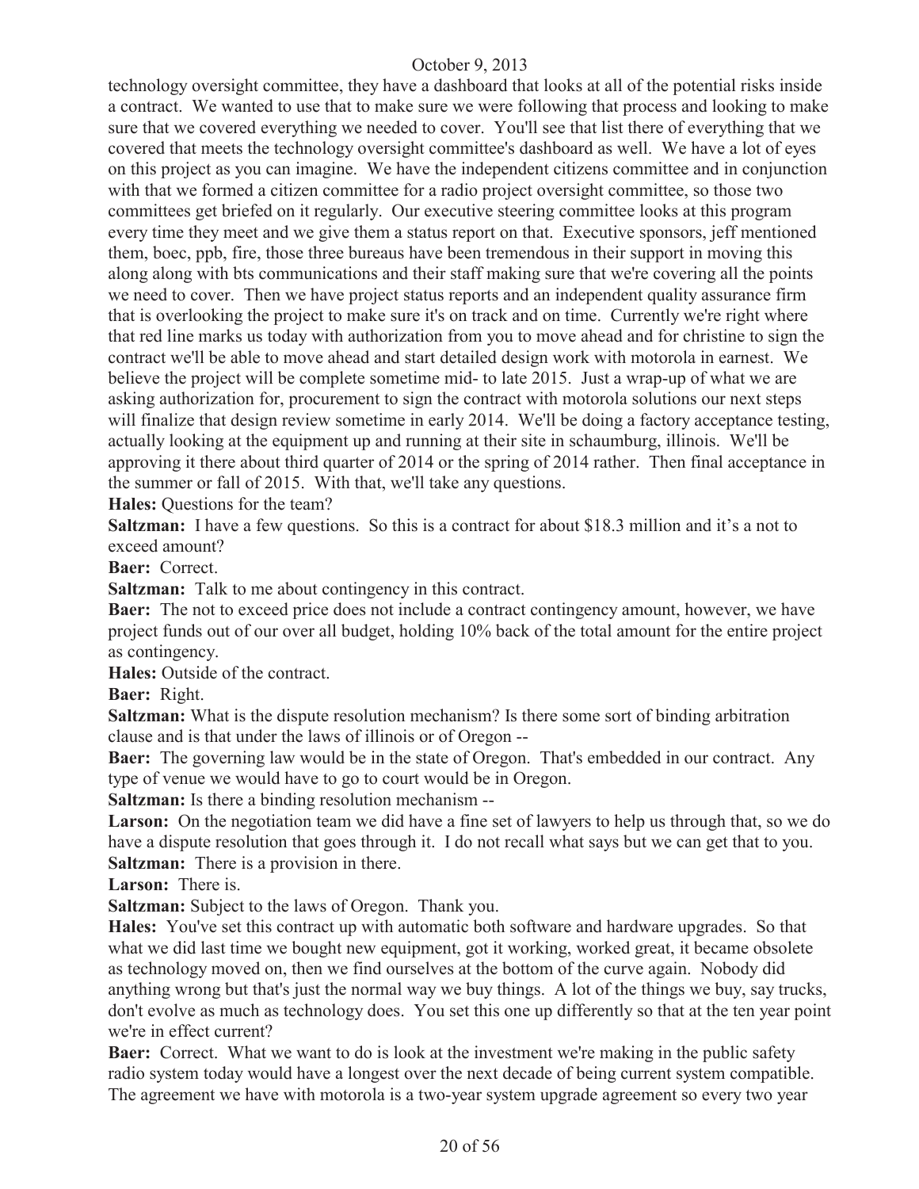technology oversight committee, they have a dashboard that looks at all of the potential risks inside a contract. We wanted to use that to make sure we were following that process and looking to make sure that we covered everything we needed to cover. You'll see that list there of everything that we covered that meets the technology oversight committee's dashboard as well. We have a lot of eyes on this project as you can imagine. We have the independent citizens committee and in conjunction with that we formed a citizen committee for a radio project oversight committee, so those two committees get briefed on it regularly. Our executive steering committee looks at this program every time they meet and we give them a status report on that. Executive sponsors, jeff mentioned them, boec, ppb, fire, those three bureaus have been tremendous in their support in moving this along along with bts communications and their staff making sure that we're covering all the points we need to cover. Then we have project status reports and an independent quality assurance firm that is overlooking the project to make sure it's on track and on time. Currently we're right where that red line marks us today with authorization from you to move ahead and for christine to sign the contract we'll be able to move ahead and start detailed design work with motorola in earnest. We believe the project will be complete sometime mid- to late 2015. Just a wrap-up of what we are asking authorization for, procurement to sign the contract with motorola solutions our next steps will finalize that design review sometime in early 2014. We'll be doing a factory acceptance testing, actually looking at the equipment up and running at their site in schaumburg, illinois. We'll be approving it there about third quarter of 2014 or the spring of 2014 rather. Then final acceptance in the summer or fall of 2015. With that, we'll take any questions.

**Hales:** Questions for the team?

**Saltzman:** I have a few questions. So this is a contract for about $18.3 million and it's a not to exceed amount?

**Baer:** Correct.

**Saltzman:** Talk to me about contingency in this contract.

**Baer:** The not to exceed price does not include a contract contingency amount, however, we have project funds out of our over all budget, holding 10% back of the total amount for the entire project as contingency.

**Hales:** Outside of the contract.

**Baer:** Right.

**Saltzman:** What is the dispute resolution mechanism? Is there some sort of binding arbitration clause and is that under the laws of illinois or of Oregon --

**Baer:** The governing law would be in the state of Oregon. That's embedded in our contract. Any type of venue we would have to go to court would be in Oregon.

**Saltzman:** Is there a binding resolution mechanism --

**Larson:** On the negotiation team we did have a fine set of lawyers to help us through that, so we do have a dispute resolution that goes through it. I do not recall what says but we can get that to you.

**Saltzman:** There is a provision in there.

**Larson:** There is.

**Saltzman:** Subject to the laws of Oregon. Thank you.

**Hales:** You've set this contract up with automatic both software and hardware upgrades. So that what we did last time we bought new equipment, got it working, worked great, it became obsolete as technology moved on, then we find ourselves at the bottom of the curve again. Nobody did anything wrong but that's just the normal way we buy things. A lot of the things we buy, say trucks, don't evolve as much as technology does. You set this one up differently so that at the ten year point we're in effect current?

**Baer:** Correct. What we want to do is look at the investment we're making in the public safety radio system today would have a longest over the next decade of being current system compatible. The agreement we have with motorola is a two-year system upgrade agreement so every two year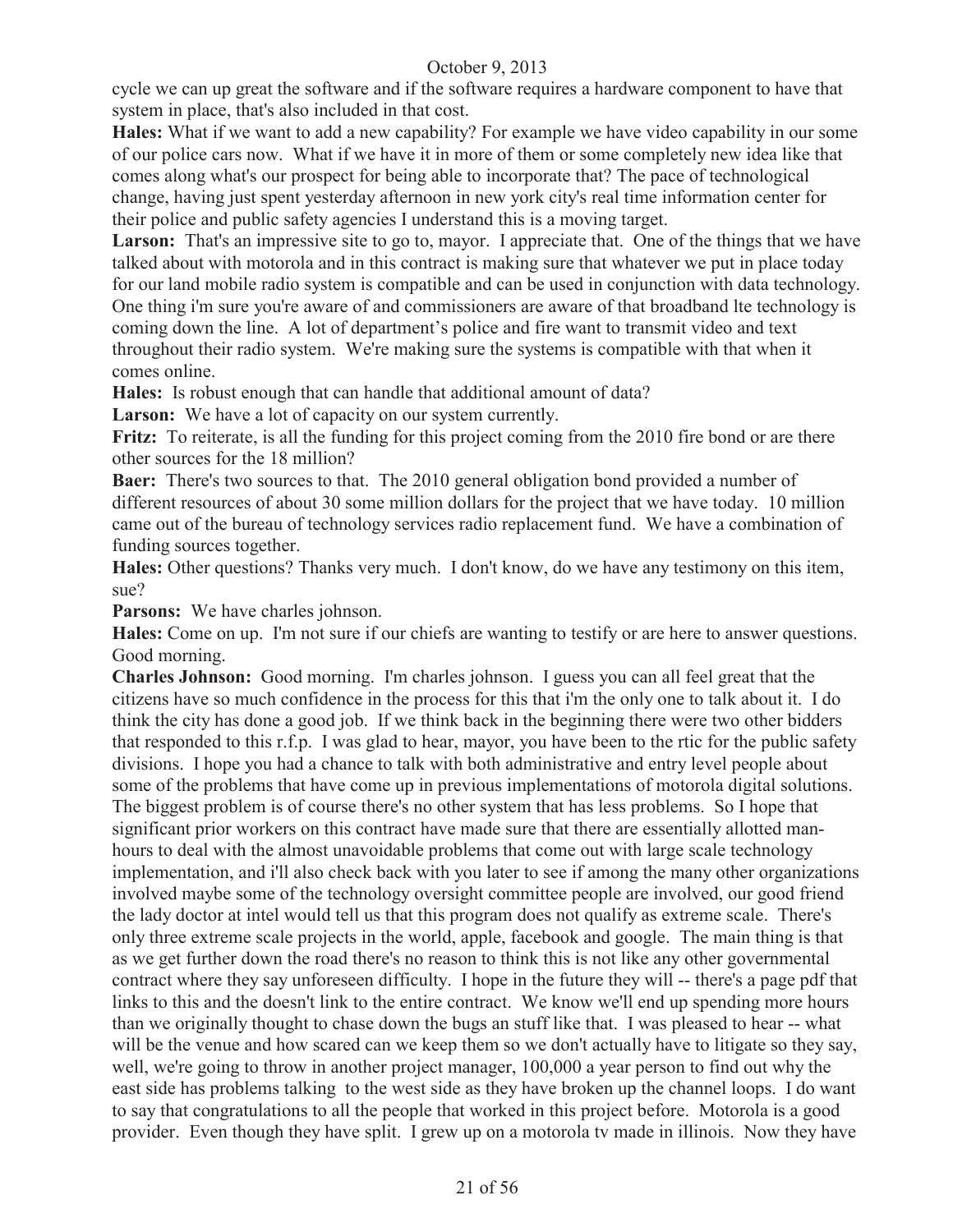cycle we can up great the software and if the software requires a hardware component to have that system in place, that's also included in that cost.

**Hales:** What if we want to add a new capability? For example we have video capability in our some of our police cars now. What if we have it in more of them or some completely new idea like that comes along what's our prospect for being able to incorporate that? The pace of technological change, having just spent yesterday afternoon in new york city's real time information center for their police and public safety agencies I understand this is a moving target.

**Larson:** That's an impressive site to go to, mayor. I appreciate that. One of the things that we have talked about with motorola and in this contract is making sure that whatever we put in place today for our land mobile radio system is compatible and can be used in conjunction with data technology. One thing i'm sure you're aware of and commissioners are aware of that broadband lte technology is coming down the line. A lot of department's police and fire want to transmit video and text throughout their radio system. We're making sure the systems is compatible with that when it comes online.

**Hales:** Is robust enough that can handle that additional amount of data?

**Larson:** We have a lot of capacity on our system currently.

**Fritz:** To reiterate, is all the funding for this project coming from the 2010 fire bond or are there other sources for the 18 million?

**Baer:** There's two sources to that. The 2010 general obligation bond provided a number of different resources of about 30 some million dollars for the project that we have today. 10 million came out of the bureau of technology services radio replacement fund. We have a combination of funding sources together.

**Hales:** Other questions? Thanks very much. I don't know, do we have any testimony on this item, sue?

**Parsons:** We have charles johnson.

**Hales:** Come on up. I'm not sure if our chiefs are wanting to testify or are here to answer questions. Good morning.

**Charles Johnson:** Good morning. I'm charles johnson. I guess you can all feel great that the citizens have so much confidence in the process for this that i'm the only one to talk about it. I do think the city has done a good job. If we think back in the beginning there were two other bidders that responded to this r.f.p. I was glad to hear, mayor, you have been to the rtic for the public safety divisions. I hope you had a chance to talk with both administrative and entry level people about some of the problems that have come up in previous implementations of motorola digital solutions. The biggest problem is of course there's no other system that has less problems. So I hope that significant prior workers on this contract have made sure that there are essentially allotted man-hours to deal with the almost unavoidable problems that come out with large scale technology implementation, and i'll also check back with you later to see if among the many other organizations involved maybe some of the technology oversight committee people are involved, our good friend the lady doctor at intel would tell us that this program does not qualify as extreme scale. There's only three extreme scale projects in the world, apple, facebook and google. The main thing is that as we get further down the road there's no reason to think this is not like any other governmental contract where they say unforeseen difficulty. I hope in the future they will -- there's a page pdf that links to this and the doesn't link to the entire contract. We know we'll end up spending more hours than we originally thought to chase down the bugs an stuff like that. I was pleased to hear -- what will be the venue and how scared can we keep them so we don't actually have to litigate so they say, well, we're going to throw in another project manager, 100,000 a year person to find out why the east side has problems talking to the west side as they have broken up the channel loops. I do want to say that congratulations to all the people that worked in this project before. Motorola is a good provider. Even though they have split. I grew up on a motorola tv made in illinois. Now they have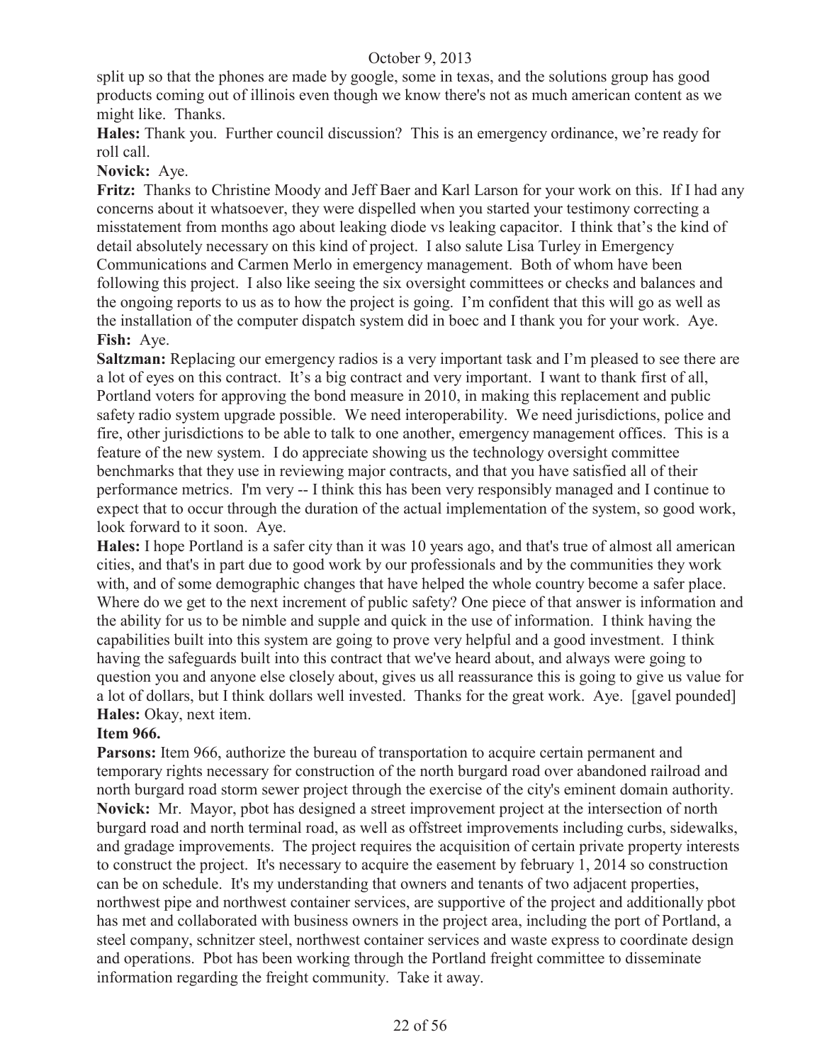split up so that the phones are made by google, some in texas, and the solutions group has good products coming out of illinois even though we know there's not as much american content as we might like. Thanks.

**Hales:** Thank you. Further council discussion? This is an emergency ordinance, we're ready for roll call.

**Novick:** Aye.

**Fritz:** Thanks to Christine Moody and Jeff Baer and Karl Larson for your work on this. If I had any concerns about it whatsoever, they were dispelled when you started your testimony correcting a misstatement from months ago about leaking diode vs leaking capacitor. I think that's the kind of detail absolutely necessary on this kind of project. I also salute Lisa Turley in Emergency Communications and Carmen Merlo in emergency management. Both of whom have been following this project. I also like seeing the six oversight committees or checks and balances and the ongoing reports to us as to how the project is going. I'm confident that this will go as well as the installation of the computer dispatch system did in boec and I thank you for your work. Aye.

**Fish:** Aye.

**Saltzman:** Replacing our emergency radios is a very important task and I'm pleased to see there are a lot of eyes on this contract. It's a big contract and very important. I want to thank first of all, Portland voters for approving the bond measure in 2010, in making this replacement and public safety radio system upgrade possible. We need interoperability. We need jurisdictions, police and fire, other jurisdictions to be able to talk to one another, emergency management offices. This is a feature of the new system. I do appreciate showing us the technology oversight committee benchmarks that they use in reviewing major contracts, and that you have satisfied all of their performance metrics. I'm very -- I think this has been very responsibly managed and I continue to expect that to occur through the duration of the actual implementation of the system, so good work, look forward to it soon. Aye.

**Hales:** I hope Portland is a safer city than it was 10 years ago, and that's true of almost all american cities, and that's in part due to good work by our professionals and by the communities they work with, and of some demographic changes that have helped the whole country become a safer place. Where do we get to the next increment of public safety? One piece of that answer is information and the ability for us to be nimble and supple and quick in the use of information. I think having the capabilities built into this system are going to prove very helpful and a good investment. I think having the safeguards built into this contract that we've heard about, and always were going to question you and anyone else closely about, gives us all reassurance this is going to give us value for a lot of dollars, but I think dollars well invested. Thanks for the great work. Aye. [gavel pounded]

**Hales:** Okay, next item.

**Item 966.**

**Parsons:** Item 966, authorize the bureau of transportation to acquire certain permanent and temporary rights necessary for construction of the north burgard road over abandoned railroad and north burgard road storm sewer project through the exercise of the city's eminent domain authority.

**Novick:** Mr. Mayor, pbot has designed a street improvement project at the intersection of north burgard road and north terminal road, as well as offstreet improvements including curbs, sidewalks, and gradage improvements. The project requires the acquisition of certain private property interests to construct the project. It's necessary to acquire the easement by february 1, 2014 so construction can be on schedule. It's my understanding that owners and tenants of two adjacent properties, northwest pipe and northwest container services, are supportive of the project and additionally pbot has met and collaborated with business owners in the project area, including the port of Portland, a steel company, schnitzer steel, northwest container services and waste express to coordinate design and operations. Pbot has been working through the Portland freight committee to disseminate information regarding the freight community. Take it away.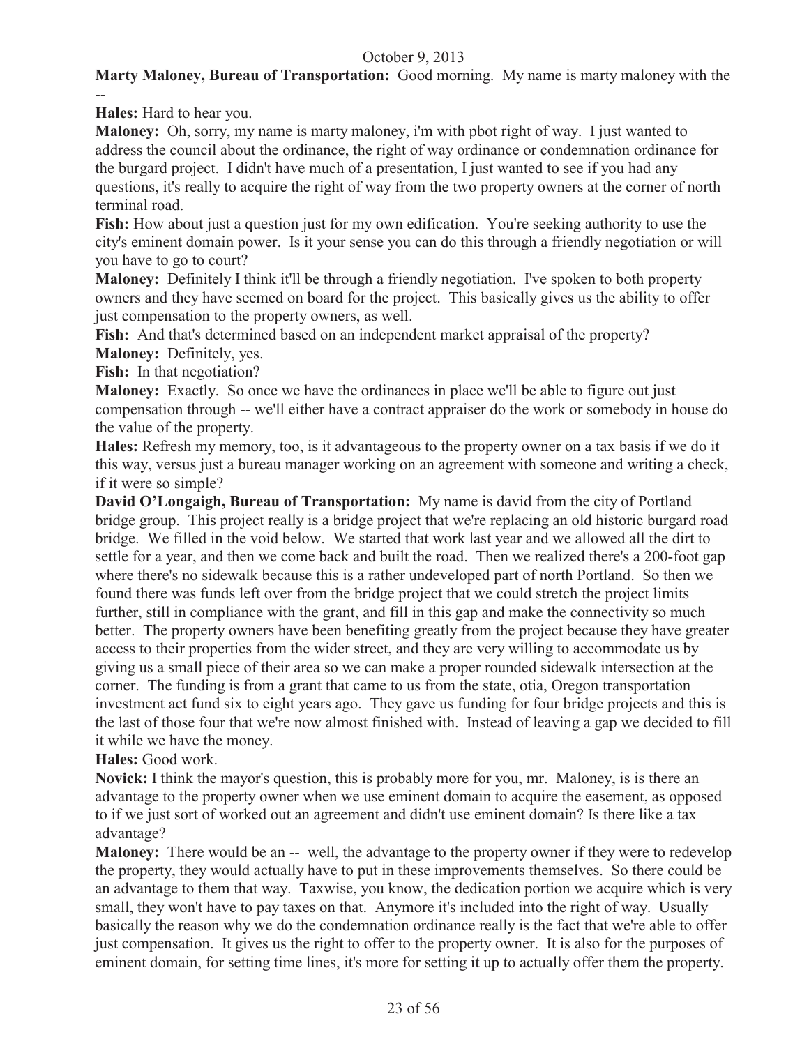October 9, 2013

**Marty Maloney, Bureau of Transportation:** Good morning. My name is marty maloney with the --

**Hales:** Hard to hear you.

**Maloney:** Oh, sorry, my name is marty maloney, i'm with pbot right of way. I just wanted to address the council about the ordinance, the right of way ordinance or condemnation ordinance for the burgard project. I didn't have much of a presentation, I just wanted to see if you had any questions, it's really to acquire the right of way from the two property owners at the corner of north terminal road.

**Fish:** How about just a question just for my own edification. You're seeking authority to use the city's eminent domain power. Is it your sense you can do this through a friendly negotiation or will you have to go to court?

**Maloney:** Definitely I think it'll be through a friendly negotiation. I've spoken to both property owners and they have seemed on board for the project. This basically gives us the ability to offer just compensation to the property owners, as well.

**Fish:** And that's determined based on an independent market appraisal of the property?

**Maloney:** Definitely, yes.

**Fish:** In that negotiation?

**Maloney:** Exactly. So once we have the ordinances in place we'll be able to figure out just compensation through -- we'll either have a contract appraiser do the work or somebody in house do the value of the property.

**Hales:** Refresh my memory, too, is it advantageous to the property owner on a tax basis if we do it this way, versus just a bureau manager working on an agreement with someone and writing a check, if it were so simple?

**David O'Longaigh, Bureau of Transportation:** My name is david from the city of Portland bridge group. This project really is a bridge project that we're replacing an old historic burgard road bridge. We filled in the void below. We started that work last year and we allowed all the dirt to settle for a year, and then we come back and built the road. Then we realized there's a 200-foot gap where there's no sidewalk because this is a rather undeveloped part of north Portland. So then we found there was funds left over from the bridge project that we could stretch the project limits further, still in compliance with the grant, and fill in this gap and make the connectivity so much better. The property owners have been benefiting greatly from the project because they have greater access to their properties from the wider street, and they are very willing to accommodate us by giving us a small piece of their area so we can make a proper rounded sidewalk intersection at the corner. The funding is from a grant that came to us from the state, otia, Oregon transportation investment act fund six to eight years ago. They gave us funding for four bridge projects and this is the last of those four that we're now almost finished with. Instead of leaving a gap we decided to fill it while we have the money.

**Hales:** Good work.

**Novick:** I think the mayor's question, this is probably more for you, mr. Maloney, is is there an advantage to the property owner when we use eminent domain to acquire the easement, as opposed to if we just sort of worked out an agreement and didn't use eminent domain? Is there like a tax advantage?

**Maloney:** There would be an -- well, the advantage to the property owner if they were to redevelop the property, they would actually have to put in these improvements themselves. So there could be an advantage to them that way. Taxwise, you know, the dedication portion we acquire which is very small, they won't have to pay taxes on that. Anymore it's included into the right of way. Usually basically the reason why we do the condemnation ordinance really is the fact that we're able to offer just compensation. It gives us the right to offer to the property owner. It is also for the purposes of eminent domain, for setting time lines, it's more for setting it up to actually offer them the property.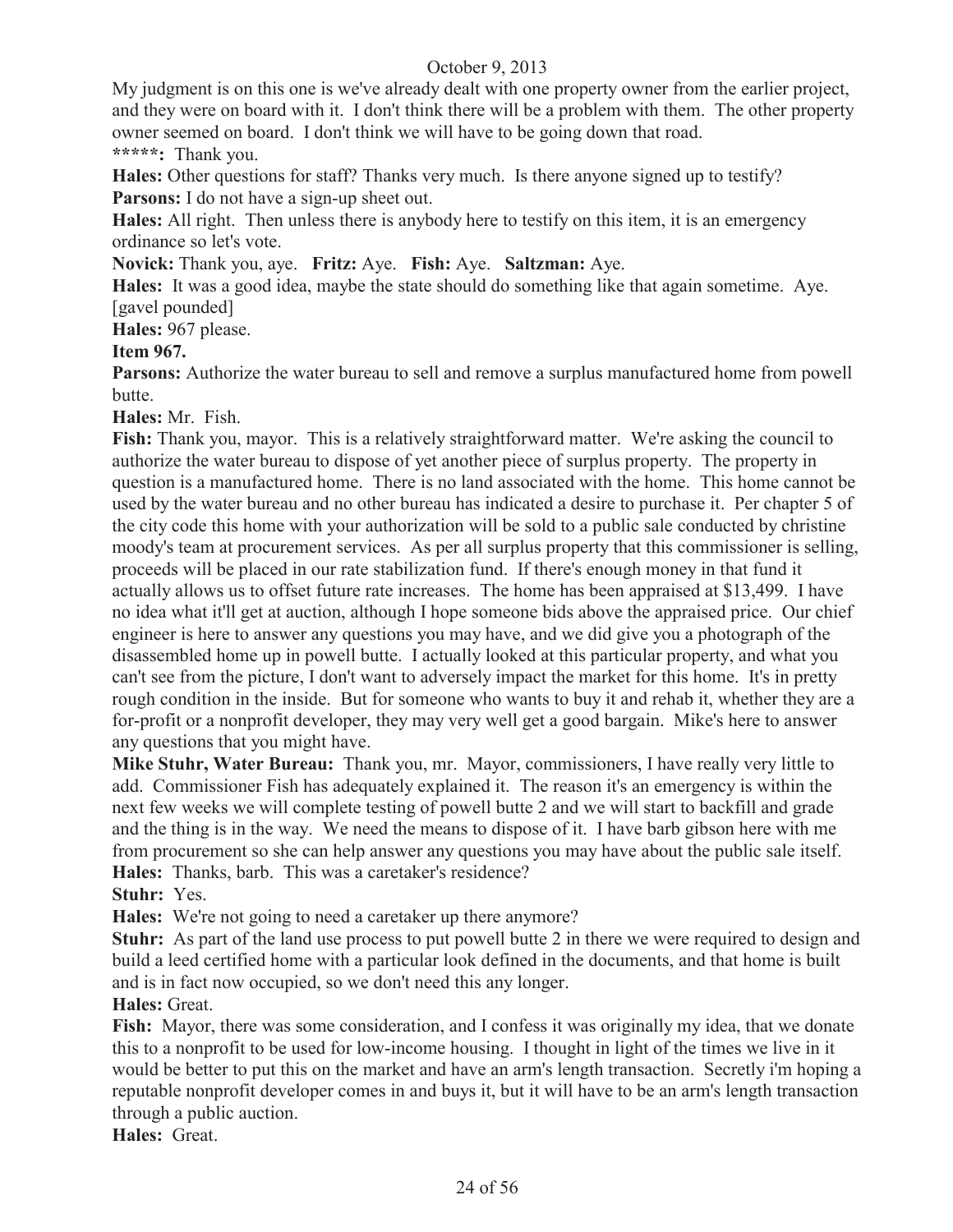My judgment is on this one is we've already dealt with one property owner from the earlier project, and they were on board with it. I don't think there will be a problem with them. The other property owner seemed on board. I don't think we will have to be going down that road.

**\*\*\*\*\*:** Thank you.

**Hales:** Other questions for staff? Thanks very much. Is there anyone signed up to testify?

**Parsons:** I do not have a sign-up sheet out.

**Hales:** All right. Then unless there is anybody here to testify on this item, it is an emergency ordinance so let's vote.

**Novick:** Thank you, aye. **Fritz:** Aye. **Fish:** Aye. **Saltzman:** Aye.

**Hales:** It was a good idea, maybe the state should do something like that again sometime. Aye. [gavel pounded]

**Hales:** 967 please.

**Item 967.**

**Parsons:** Authorize the water bureau to sell and remove a surplus manufactured home from powell butte.

**Hales:** Mr. Fish.

**Fish:** Thank you, mayor. This is a relatively straightforward matter. We're asking the council to authorize the water bureau to dispose of yet another piece of surplus property. The property in question is a manufactured home. There is no land associated with the home. This home cannot be used by the water bureau and no other bureau has indicated a desire to purchase it. Per chapter 5 of the city code this home with your authorization will be sold to a public sale conducted by christine moody's team at procurement services. As per all surplus property that this commissioner is selling, proceeds will be placed in our rate stabilization fund. If there's enough money in that fund it actually allows us to offset future rate increases. The home has been appraised at $13,499. I have no idea what it'll get at auction, although I hope someone bids above the appraised price. Our chief engineer is here to answer any questions you may have, and we did give you a photograph of the disassembled home up in powell butte. I actually looked at this particular property, and what you can't see from the picture, I don't want to adversely impact the market for this home. It's in pretty rough condition in the inside. But for someone who wants to buy it and rehab it, whether they are a for-profit or a nonprofit developer, they may very well get a good bargain. Mike's here to answer any questions that you might have.

**Mike Stuhr, Water Bureau:** Thank you, mr. Mayor, commissioners, I have really very little to add. Commissioner Fish has adequately explained it. The reason it's an emergency is within the next few weeks we will complete testing of powell butte 2 and we will start to backfill and grade and the thing is in the way. We need the means to dispose of it. I have barb gibson here with me from procurement so she can help answer any questions you may have about the public sale itself.

**Hales:** Thanks, barb. This was a caretaker's residence?

**Stuhr:** Yes.

**Hales:** We're not going to need a caretaker up there anymore?

**Stuhr:** As part of the land use process to put powell butte 2 in there we were required to design and build a leed certified home with a particular look defined in the documents, and that home is built and is in fact now occupied, so we don't need this any longer.

**Hales:** Great.

**Fish:** Mayor, there was some consideration, and I confess it was originally my idea, that we donate this to a nonprofit to be used for low-income housing. I thought in light of the times we live in it would be better to put this on the market and have an arm's length transaction. Secretly i'm hoping a reputable nonprofit developer comes in and buys it, but it will have to be an arm's length transaction through a public auction.

**Hales:** Great.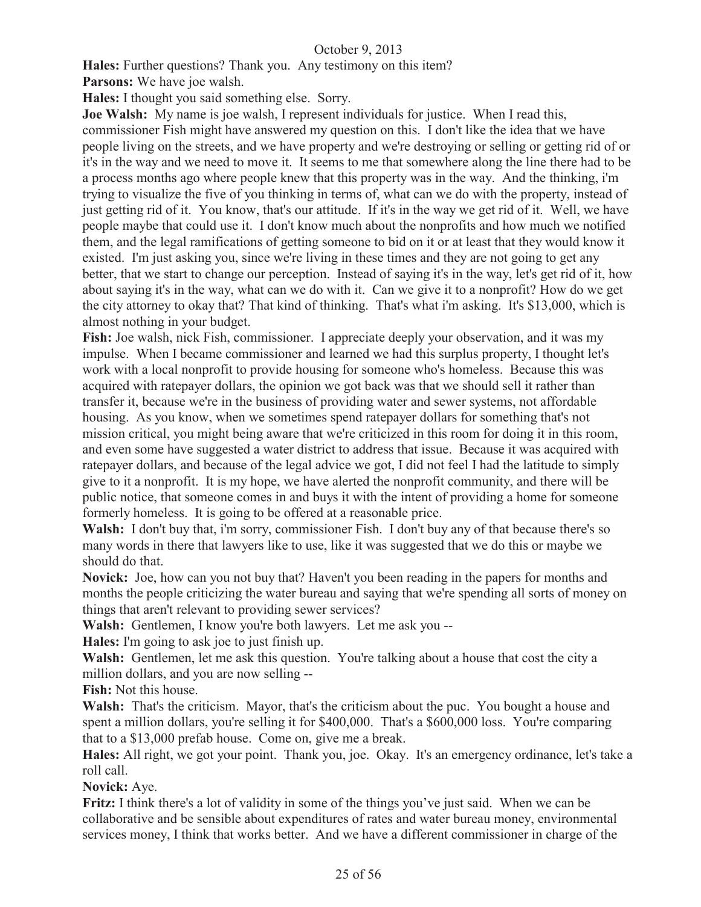**Hales:** Further questions? Thank you. Any testimony on this item?

**Parsons:** We have joe walsh.

**Hales:** I thought you said something else. Sorry.

**Joe Walsh:** My name is joe walsh, I represent individuals for justice. When I read this, commissioner Fish might have answered my question on this. I don't like the idea that we have people living on the streets, and we have property and we're destroying or selling or getting rid of or it's in the way and we need to move it. It seems to me that somewhere along the line there had to be a process months ago where people knew that this property was in the way. And the thinking, i'm trying to visualize the five of you thinking in terms of, what can we do with the property, instead of just getting rid of it. You know, that's our attitude. If it's in the way we get rid of it. Well, we have people maybe that could use it. I don't know much about the nonprofits and how much we notified them, and the legal ramifications of getting someone to bid on it or at least that they would know it existed. I'm just asking you, since we're living in these times and they are not going to get any better, that we start to change our perception. Instead of saying it's in the way, let's get rid of it, how about saying it's in the way, what can we do with it. Can we give it to a nonprofit? How do we get the city attorney to okay that? That kind of thinking. That's what i'm asking. It's $13,000, which is almost nothing in your budget.

**Fish:** Joe walsh, nick Fish, commissioner. I appreciate deeply your observation, and it was my impulse. When I became commissioner and learned we had this surplus property, I thought let's work with a local nonprofit to provide housing for someone who's homeless. Because this was acquired with ratepayer dollars, the opinion we got back was that we should sell it rather than transfer it, because we're in the business of providing water and sewer systems, not affordable housing. As you know, when we sometimes spend ratepayer dollars for something that's not mission critical, you might being aware that we're criticized in this room for doing it in this room, and even some have suggested a water district to address that issue. Because it was acquired with ratepayer dollars, and because of the legal advice we got, I did not feel I had the latitude to simply give to it a nonprofit. It is my hope, we have alerted the nonprofit community, and there will be public notice, that someone comes in and buys it with the intent of providing a home for someone formerly homeless. It is going to be offered at a reasonable price.

**Walsh:** I don't buy that, i'm sorry, commissioner Fish. I don't buy any of that because there's so many words in there that lawyers like to use, like it was suggested that we do this or maybe we should do that.

**Novick:** Joe, how can you not buy that? Haven't you been reading in the papers for months and months the people criticizing the water bureau and saying that we're spending all sorts of money on things that aren't relevant to providing sewer services?

**Walsh:** Gentlemen, I know you're both lawyers. Let me ask you --

**Hales:** I'm going to ask joe to just finish up.

**Walsh:** Gentlemen, let me ask this question. You're talking about a house that cost the city a million dollars, and you are now selling --

**Fish:** Not this house.

**Walsh:** That's the criticism. Mayor, that's the criticism about the puc. You bought a house and spent a million dollars, you're selling it for $400,000. That's a $600,000 loss. You're comparing that to a $13,000 prefab house. Come on, give me a break.

**Hales:** All right, we got your point. Thank you, joe. Okay. It's an emergency ordinance, let's take a roll call.

**Novick:** Aye.

**Fritz:** I think there's a lot of validity in some of the things you've just said. When we can be collaborative and be sensible about expenditures of rates and water bureau money, environmental services money, I think that works better. And we have a different commissioner in charge of the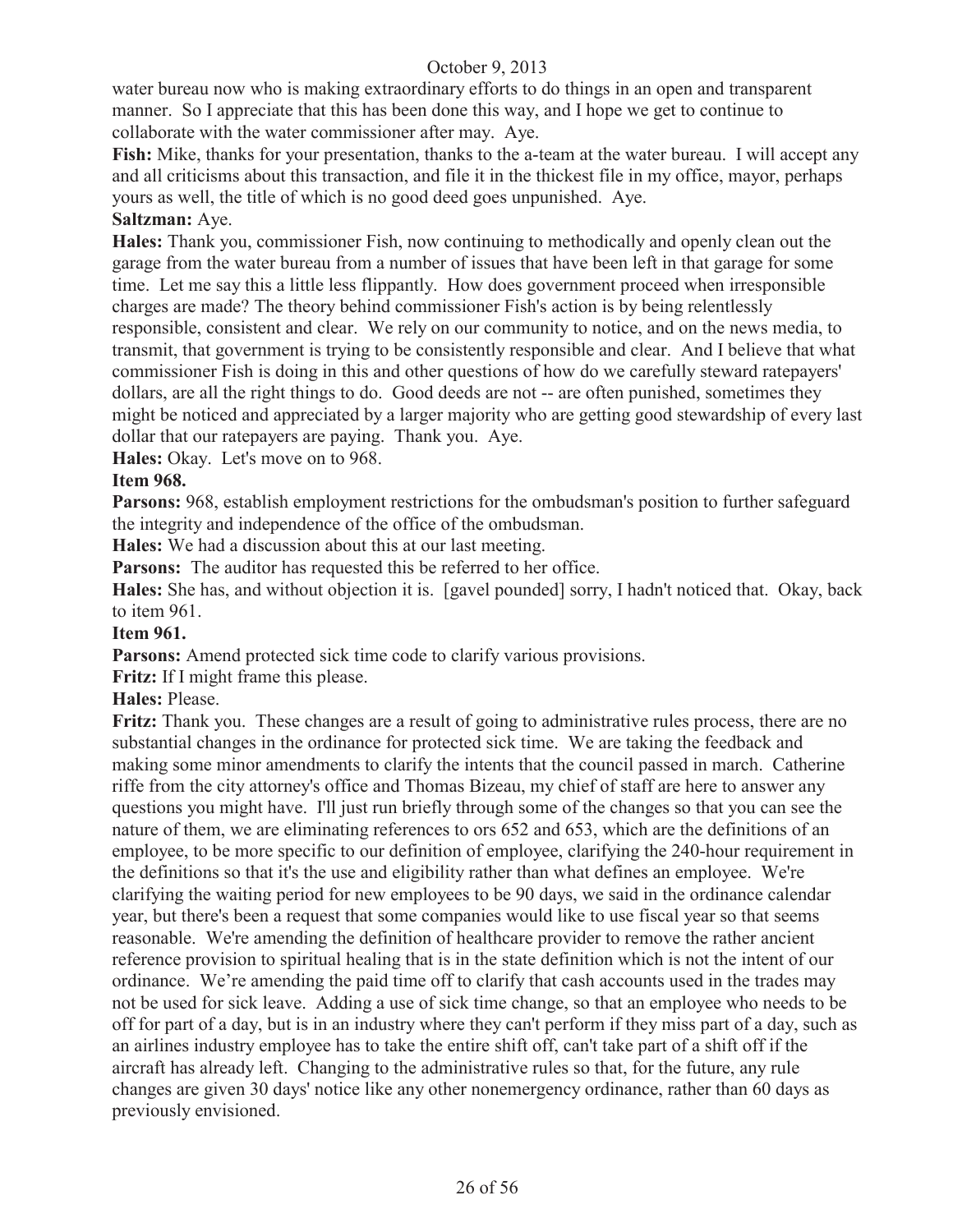water bureau now who is making extraordinary efforts to do things in an open and transparent manner. So I appreciate that this has been done this way, and I hope we get to continue to collaborate with the water commissioner after may. Aye.

**Fish:** Mike, thanks for your presentation, thanks to the a-team at the water bureau. I will accept any and all criticisms about this transaction, and file it in the thickest file in my office, mayor, perhaps yours as well, the title of which is no good deed goes unpunished. Aye.

**Saltzman:** Aye.

**Hales:** Thank you, commissioner Fish, now continuing to methodically and openly clean out the garage from the water bureau from a number of issues that have been left in that garage for some time. Let me say this a little less flippantly. How does government proceed when irresponsible charges are made? The theory behind commissioner Fish's action is by being relentlessly responsible, consistent and clear. We rely on our community to notice, and on the news media, to transmit, that government is trying to be consistently responsible and clear. And I believe that what commissioner Fish is doing in this and other questions of how do we carefully steward ratepayers' dollars, are all the right things to do. Good deeds are not -- are often punished, sometimes they might be noticed and appreciated by a larger majority who are getting good stewardship of every last dollar that our ratepayers are paying. Thank you. Aye.

**Hales:** Okay. Let's move on to 968.

**Item 968.**

**Parsons:** 968, establish employment restrictions for the ombudsman's position to further safeguard the integrity and independence of the office of the ombudsman.

**Hales:** We had a discussion about this at our last meeting.

**Parsons:** The auditor has requested this be referred to her office.

**Hales:** She has, and without objection it is. [gavel pounded] sorry, I hadn't noticed that. Okay, back to item 961.

**Item 961.**

**Parsons:** Amend protected sick time code to clarify various provisions.

**Fritz:** If I might frame this please.

**Hales:** Please.

**Fritz:** Thank you. These changes are a result of going to administrative rules process, there are no substantial changes in the ordinance for protected sick time. We are taking the feedback and making some minor amendments to clarify the intents that the council passed in march. Catherine riffe from the city attorney's office and Thomas Bizeau, my chief of staff are here to answer any questions you might have. I'll just run briefly through some of the changes so that you can see the nature of them, we are eliminating references to ors 652 and 653, which are the definitions of an employee, to be more specific to our definition of employee, clarifying the 240-hour requirement in the definitions so that it's the use and eligibility rather than what defines an employee. We're clarifying the waiting period for new employees to be 90 days, we said in the ordinance calendar year, but there's been a request that some companies would like to use fiscal year so that seems reasonable. We're amending the definition of healthcare provider to remove the rather ancient reference provision to spiritual healing that is in the state definition which is not the intent of our ordinance. We're amending the paid time off to clarify that cash accounts used in the trades may not be used for sick leave. Adding a use of sick time change, so that an employee who needs to be off for part of a day, but is in an industry where they can't perform if they miss part of a day, such as an airlines industry employee has to take the entire shift off, can't take part of a shift off if the aircraft has already left. Changing to the administrative rules so that, for the future, any rule changes are given 30 days' notice like any other nonemergency ordinance, rather than 60 days as previously envisioned.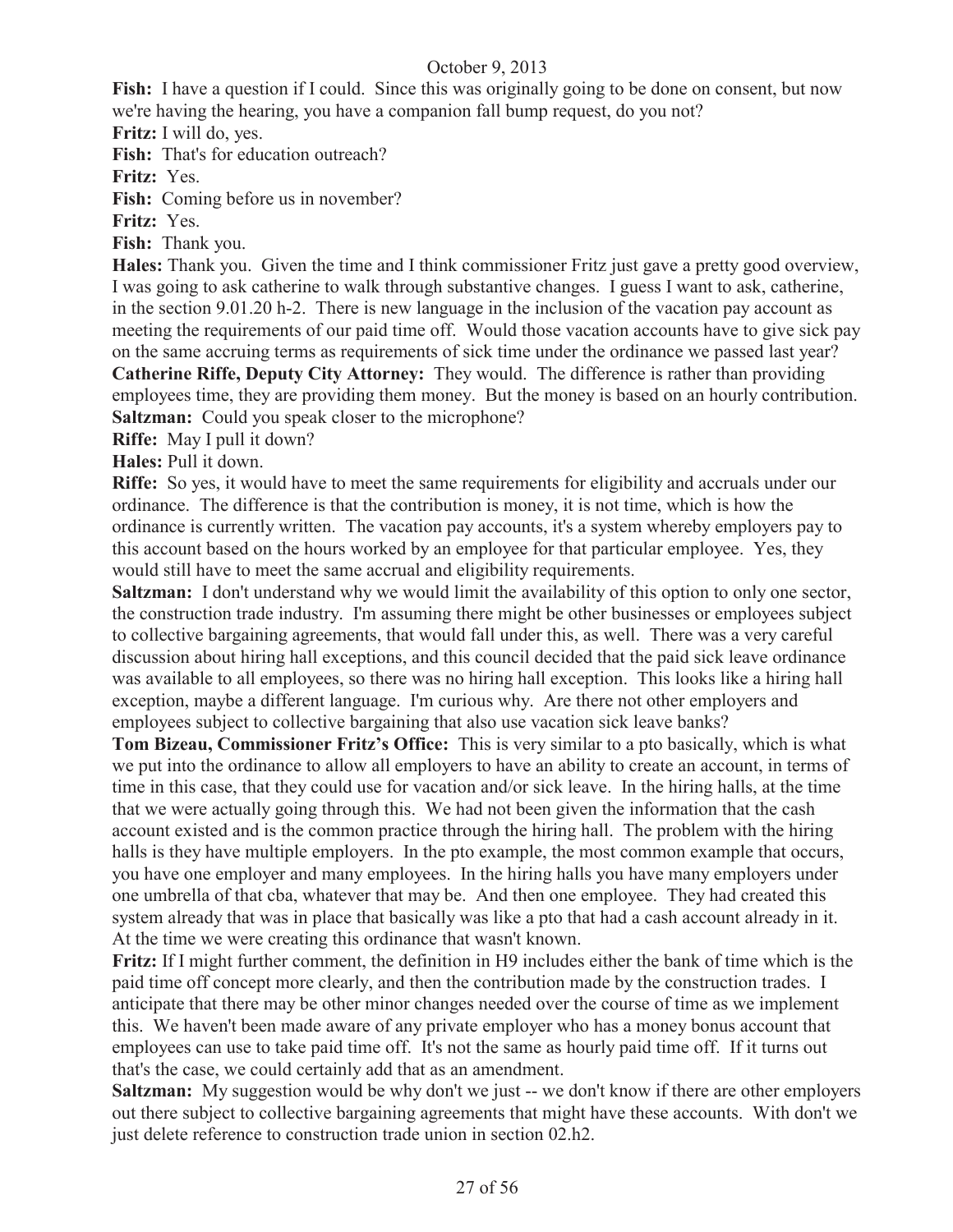**Fish:** I have a question if I could. Since this was originally going to be done on consent, but now we're having the hearing, you have a companion fall bump request, do you not?

**Fritz:** I will do, yes.

**Fish:** That's for education outreach?

**Fritz:** Yes.

**Fish:** Coming before us in november?

**Fritz:** Yes.

**Fish:** Thank you.

**Hales:** Thank you. Given the time and I think commissioner Fritz just gave a pretty good overview, I was going to ask catherine to walk through substantive changes. I guess I want to ask, catherine, in the section 9.01.20 h-2. There is new language in the inclusion of the vacation pay account as meeting the requirements of our paid time off. Would those vacation accounts have to give sick pay on the same accruing terms as requirements of sick time under the ordinance we passed last year?

**Catherine Riffe, Deputy City Attorney:** They would. The difference is rather than providing employees time, they are providing them money. But the money is based on an hourly contribution.

**Saltzman:** Could you speak closer to the microphone?

**Riffe:** May I pull it down?

**Hales:** Pull it down.

**Riffe:** So yes, it would have to meet the same requirements for eligibility and accruals under our ordinance. The difference is that the contribution is money, it is not time, which is how the ordinance is currently written. The vacation pay accounts, it's a system whereby employers pay to this account based on the hours worked by an employee for that particular employee. Yes, they would still have to meet the same accrual and eligibility requirements.

**Saltzman:** I don't understand why we would limit the availability of this option to only one sector, the construction trade industry. I'm assuming there might be other businesses or employees subject to collective bargaining agreements, that would fall under this, as well. There was a very careful discussion about hiring hall exceptions, and this council decided that the paid sick leave ordinance was available to all employees, so there was no hiring hall exception. This looks like a hiring hall exception, maybe a different language. I'm curious why. Are there not other employers and employees subject to collective bargaining that also use vacation sick leave banks?

**Tom Bizeau, Commissioner Fritz's Office:** This is very similar to a pto basically, which is what we put into the ordinance to allow all employers to have an ability to create an account, in terms of time in this case, that they could use for vacation and/or sick leave. In the hiring halls, at the time that we were actually going through this. We had not been given the information that the cash account existed and is the common practice through the hiring hall. The problem with the hiring halls is they have multiple employers. In the pto example, the most common example that occurs, you have one employer and many employees. In the hiring halls you have many employers under one umbrella of that cba, whatever that may be. And then one employee. They had created this system already that was in place that basically was like a pto that had a cash account already in it. At the time we were creating this ordinance that wasn't known.

**Fritz:** If I might further comment, the definition in H9 includes either the bank of time which is the paid time off concept more clearly, and then the contribution made by the construction trades. I anticipate that there may be other minor changes needed over the course of time as we implement this. We haven't been made aware of any private employer who has a money bonus account that employees can use to take paid time off. It's not the same as hourly paid time off. If it turns out that's the case, we could certainly add that as an amendment.

**Saltzman:** My suggestion would be why don't we just -- we don't know if there are other employers out there subject to collective bargaining agreements that might have these accounts. With don't we just delete reference to construction trade union in section 02.h2.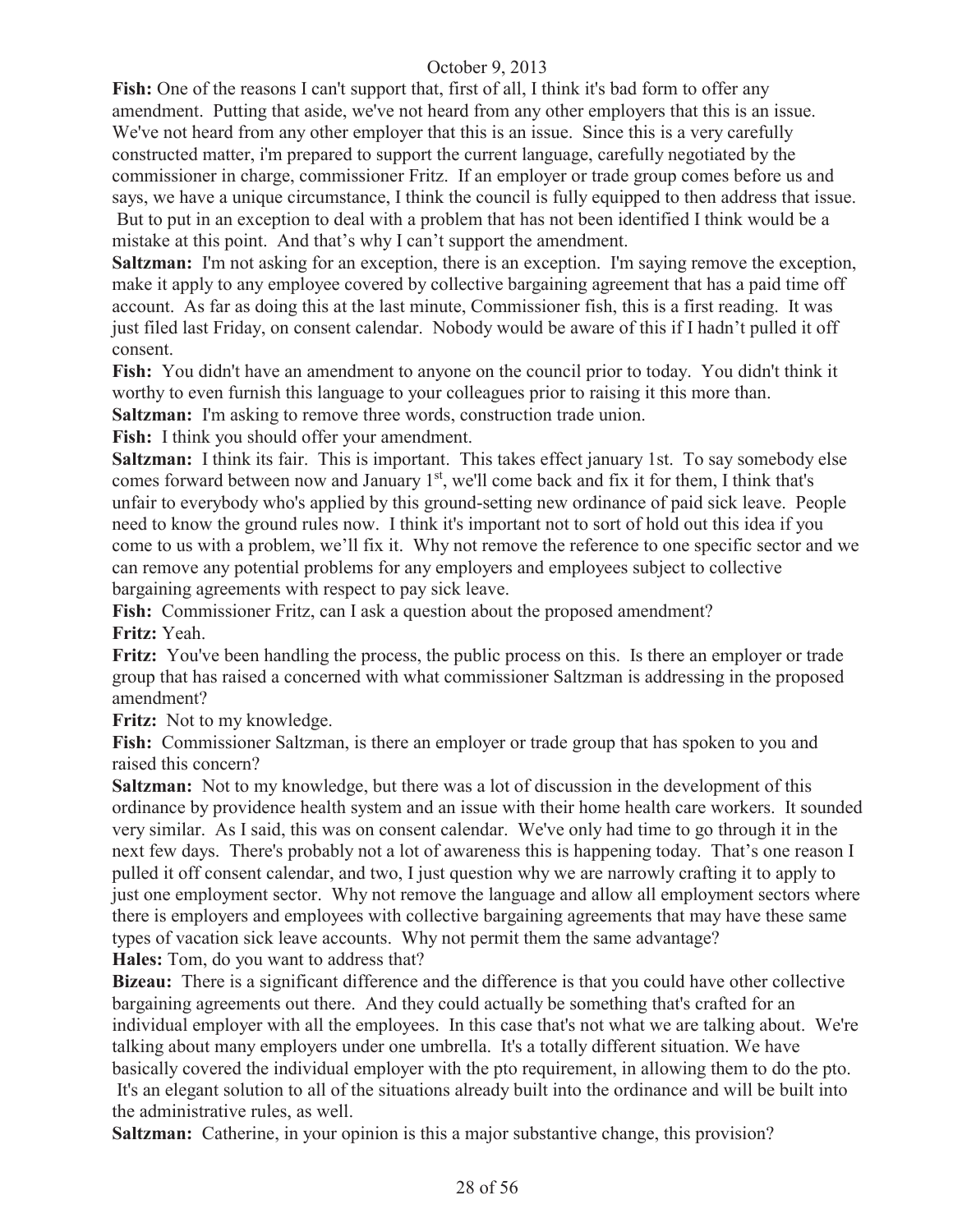**Fish:** One of the reasons I can't support that, first of all, I think it's bad form to offer any amendment. Putting that aside, we've not heard from any other employers that this is an issue. We've not heard from any other employer that this is an issue. Since this is a very carefully constructed matter, i'm prepared to support the current language, carefully negotiated by the commissioner in charge, commissioner Fritz. If an employer or trade group comes before us and says, we have a unique circumstance, I think the council is fully equipped to then address that issue. But to put in an exception to deal with a problem that has not been identified I think would be a mistake at this point. And that's why I can't support the amendment.

**Saltzman:** I'm not asking for an exception, there is an exception. I'm saying remove the exception, make it apply to any employee covered by collective bargaining agreement that has a paid time off account. As far as doing this at the last minute, Commissioner fish, this is a first reading. It was just filed last Friday, on consent calendar. Nobody would be aware of this if I hadn't pulled it off consent.

**Fish:** You didn't have an amendment to anyone on the council prior to today. You didn't think it worthy to even furnish this language to your colleagues prior to raising it this more than.

**Saltzman:** I'm asking to remove three words, construction trade union.

**Fish:** I think you should offer your amendment.

**Saltzman:** I think its fair. This is important. This takes effect january 1st. To say somebody else comes forward between now and January 1st, we'll come back and fix it for them, I think that's unfair to everybody who's applied by this ground-setting new ordinance of paid sick leave. People need to know the ground rules now. I think it's important not to sort of hold out this idea if you come to us with a problem, we'll fix it. Why not remove the reference to one specific sector and we can remove any potential problems for any employers and employees subject to collective bargaining agreements with respect to pay sick leave.

**Fish:** Commissioner Fritz, can I ask a question about the proposed amendment?

**Fritz:** Yeah.

**Fritz:** You've been handling the process, the public process on this. Is there an employer or trade group that has raised a concerned with what commissioner Saltzman is addressing in the proposed amendment?

**Fritz:** Not to my knowledge.

**Fish:** Commissioner Saltzman, is there an employer or trade group that has spoken to you and raised this concern?

**Saltzman:** Not to my knowledge, but there was a lot of discussion in the development of this ordinance by providence health system and an issue with their home health care workers. It sounded very similar. As I said, this was on consent calendar. We've only had time to go through it in the next few days. There's probably not a lot of awareness this is happening today. That's one reason I pulled it off consent calendar, and two, I just question why we are narrowly crafting it to apply to just one employment sector. Why not remove the language and allow all employment sectors where there is employers and employees with collective bargaining agreements that may have these same types of vacation sick leave accounts. Why not permit them the same advantage?

**Hales:** Tom, do you want to address that?

**Bizeau:** There is a significant difference and the difference is that you could have other collective bargaining agreements out there. And they could actually be something that's crafted for an individual employer with all the employees. In this case that's not what we are talking about. We're talking about many employers under one umbrella. It's a totally different situation. We have basically covered the individual employer with the pto requirement, in allowing them to do the pto. It's an elegant solution to all of the situations already built into the ordinance and will be built into the administrative rules, as well.

**Saltzman:** Catherine, in your opinion is this a major substantive change, this provision?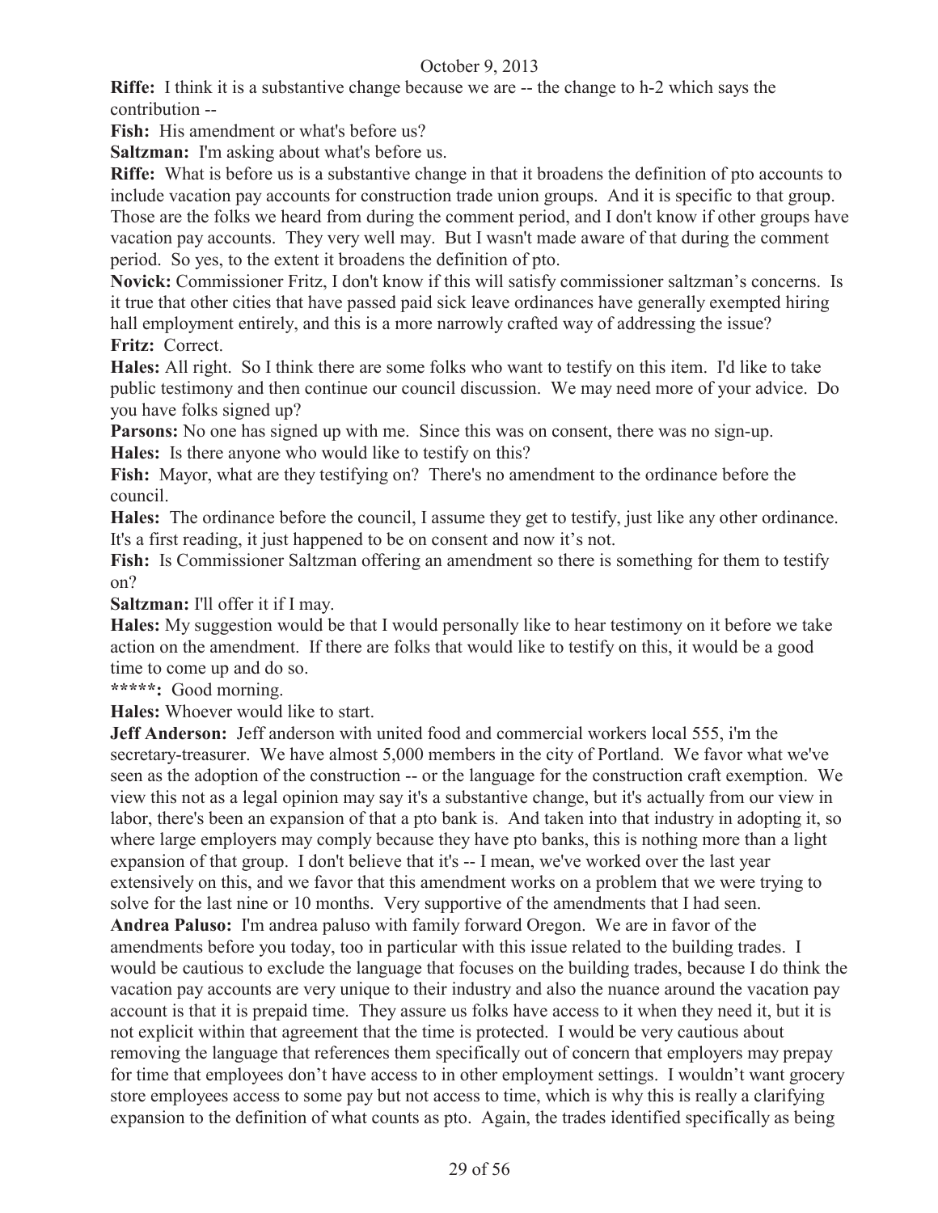**Riffe:** I think it is a substantive change because we are -- the change to h-2 which says the contribution --

**Fish:** His amendment or what's before us?

**Saltzman:** I'm asking about what's before us.

**Riffe:** What is before us is a substantive change in that it broadens the definition of pto accounts to include vacation pay accounts for construction trade union groups. And it is specific to that group. Those are the folks we heard from during the comment period, and I don't know if other groups have vacation pay accounts. They very well may. But I wasn't made aware of that during the comment period. So yes, to the extent it broadens the definition of pto.

**Novick:** Commissioner Fritz, I don't know if this will satisfy commissioner saltzman's concerns. Is it true that other cities that have passed paid sick leave ordinances have generally exempted hiring hall employment entirely, and this is a more narrowly crafted way of addressing the issue?

**Fritz:** Correct.

**Hales:** All right. So I think there are some folks who want to testify on this item. I'd like to take public testimony and then continue our council discussion. We may need more of your advice. Do you have folks signed up?

**Parsons:** No one has signed up with me. Since this was on consent, there was no sign-up.

**Hales:** Is there anyone who would like to testify on this?

**Fish:** Mayor, what are they testifying on? There's no amendment to the ordinance before the council.

**Hales:** The ordinance before the council, I assume they get to testify, just like any other ordinance. It's a first reading, it just happened to be on consent and now it's not.

**Fish:** Is Commissioner Saltzman offering an amendment so there is something for them to testify on?

**Saltzman:** I'll offer it if I may.

**Hales:** My suggestion would be that I would personally like to hear testimony on it before we take action on the amendment. If there are folks that would like to testify on this, it would be a good time to come up and do so.

*****: Good morning.

**Hales:** Whoever would like to start.

**Jeff Anderson:** Jeff anderson with united food and commercial workers local 555, i'm the secretary-treasurer. We have almost 5,000 members in the city of Portland. We favor what we've seen as the adoption of the construction -- or the language for the construction craft exemption. We view this not as a legal opinion may say it's a substantive change, but it's actually from our view in labor, there's been an expansion of that a pto bank is. And taken into that industry in adopting it, so where large employers may comply because they have pto banks, this is nothing more than a light expansion of that group. I don't believe that it's -- I mean, we've worked over the last year extensively on this, and we favor that this amendment works on a problem that we were trying to solve for the last nine or 10 months. Very supportive of the amendments that I had seen.

**Andrea Paluso:** I'm andrea paluso with family forward Oregon. We are in favor of the amendments before you today, too in particular with this issue related to the building trades. I would be cautious to exclude the language that focuses on the building trades, because I do think the vacation pay accounts are very unique to their industry and also the nuance around the vacation pay account is that it is prepaid time. They assure us folks have access to it when they need it, but it is not explicit within that agreement that the time is protected. I would be very cautious about removing the language that references them specifically out of concern that employers may prepay for time that employees don't have access to in other employment settings. I wouldn't want grocery store employees access to some pay but not access to time, which is why this is really a clarifying expansion to the definition of what counts as pto. Again, the trades identified specifically as being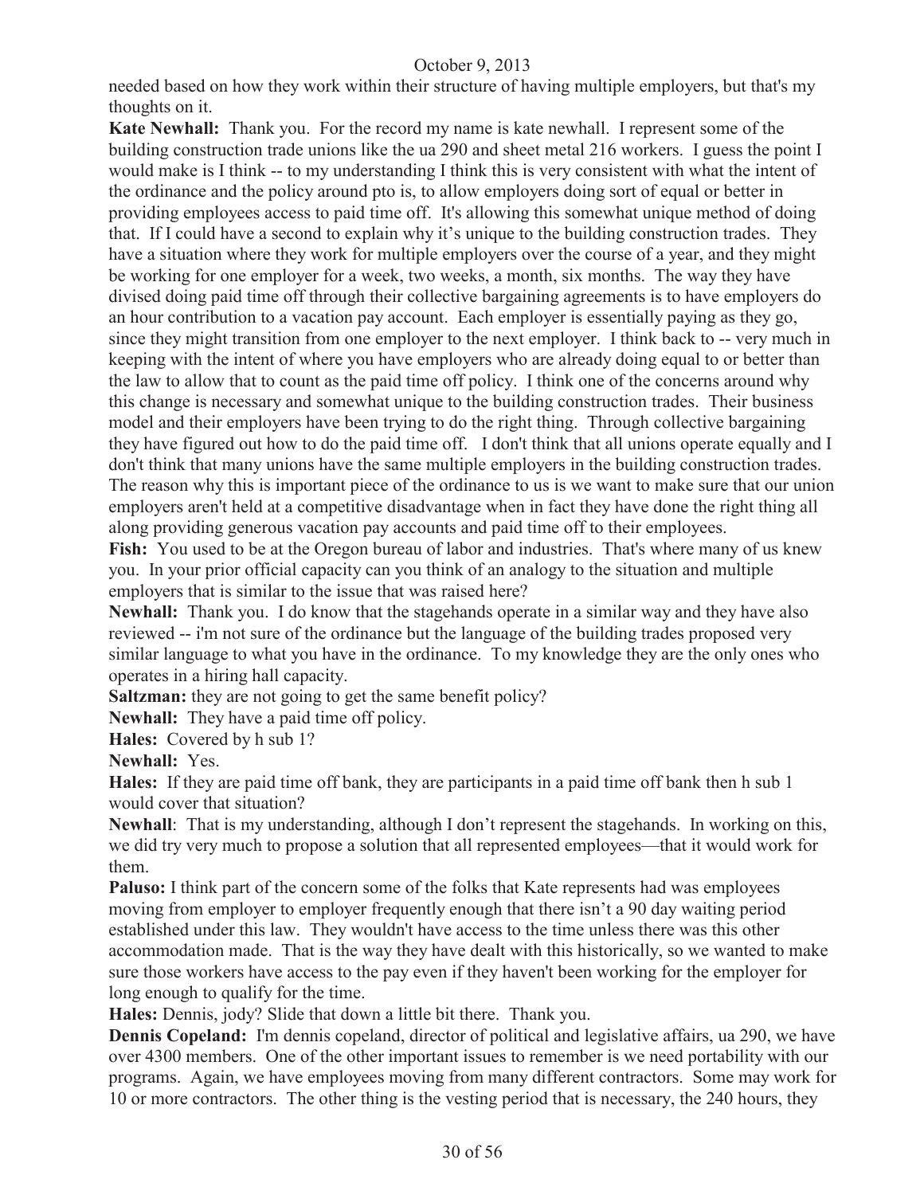needed based on how they work within their structure of having multiple employers, but that's my thoughts on it.

**Kate Newhall:** Thank you. For the record my name is kate newhall. I represent some of the building construction trade unions like the ua 290 and sheet metal 216 workers. I guess the point I would make is I think -- to my understanding I think this is very consistent with what the intent of the ordinance and the policy around pto is, to allow employers doing sort of equal or better in providing employees access to paid time off. It's allowing this somewhat unique method of doing that. If I could have a second to explain why it's unique to the building construction trades. They have a situation where they work for multiple employers over the course of a year, and they might be working for one employer for a week, two weeks, a month, six months. The way they have divised doing paid time off through their collective bargaining agreements is to have employers do an hour contribution to a vacation pay account. Each employer is essentially paying as they go, since they might transition from one employer to the next employer. I think back to -- very much in keeping with the intent of where you have employers who are already doing equal to or better than the law to allow that to count as the paid time off policy. I think one of the concerns around why this change is necessary and somewhat unique to the building construction trades. Their business model and their employers have been trying to do the right thing. Through collective bargaining they have figured out how to do the paid time off. I don't think that all unions operate equally and I don't think that many unions have the same multiple employers in the building construction trades. The reason why this is important piece of the ordinance to us is we want to make sure that our union employers aren't held at a competitive disadvantage when in fact they have done the right thing all along providing generous vacation pay accounts and paid time off to their employees.

**Fish:** You used to be at the Oregon bureau of labor and industries. That's where many of us knew you. In your prior official capacity can you think of an analogy to the situation and multiple employers that is similar to the issue that was raised here?

**Newhall:** Thank you. I do know that the stagehands operate in a similar way and they have also reviewed -- i'm not sure of the ordinance but the language of the building trades proposed very similar language to what you have in the ordinance. To my knowledge they are the only ones who operates in a hiring hall capacity.

**Saltzman:** they are not going to get the same benefit policy?

**Newhall:** They have a paid time off policy.

**Hales:** Covered by h sub 1?

**Newhall:** Yes.

**Hales:** If they are paid time off bank, they are participants in a paid time off bank then h sub 1 would cover that situation?

**Newhall**: That is my understanding, although I don't represent the stagehands. In working on this, we did try very much to propose a solution that all represented employees—that it would work for them.

**Paluso:** I think part of the concern some of the folks that Kate represents had was employees moving from employer to employer frequently enough that there isn't a 90 day waiting period established under this law. They wouldn't have access to the time unless there was this other accommodation made. That is the way they have dealt with this historically, so we wanted to make sure those workers have access to the pay even if they haven't been working for the employer for long enough to qualify for the time.

**Hales:** Dennis, jody? Slide that down a little bit there. Thank you.

**Dennis Copeland:** I'm dennis copeland, director of political and legislative affairs, ua 290, we have over 4300 members. One of the other important issues to remember is we need portability with our programs. Again, we have employees moving from many different contractors. Some may work for 10 or more contractors. The other thing is the vesting period that is necessary, the 240 hours, they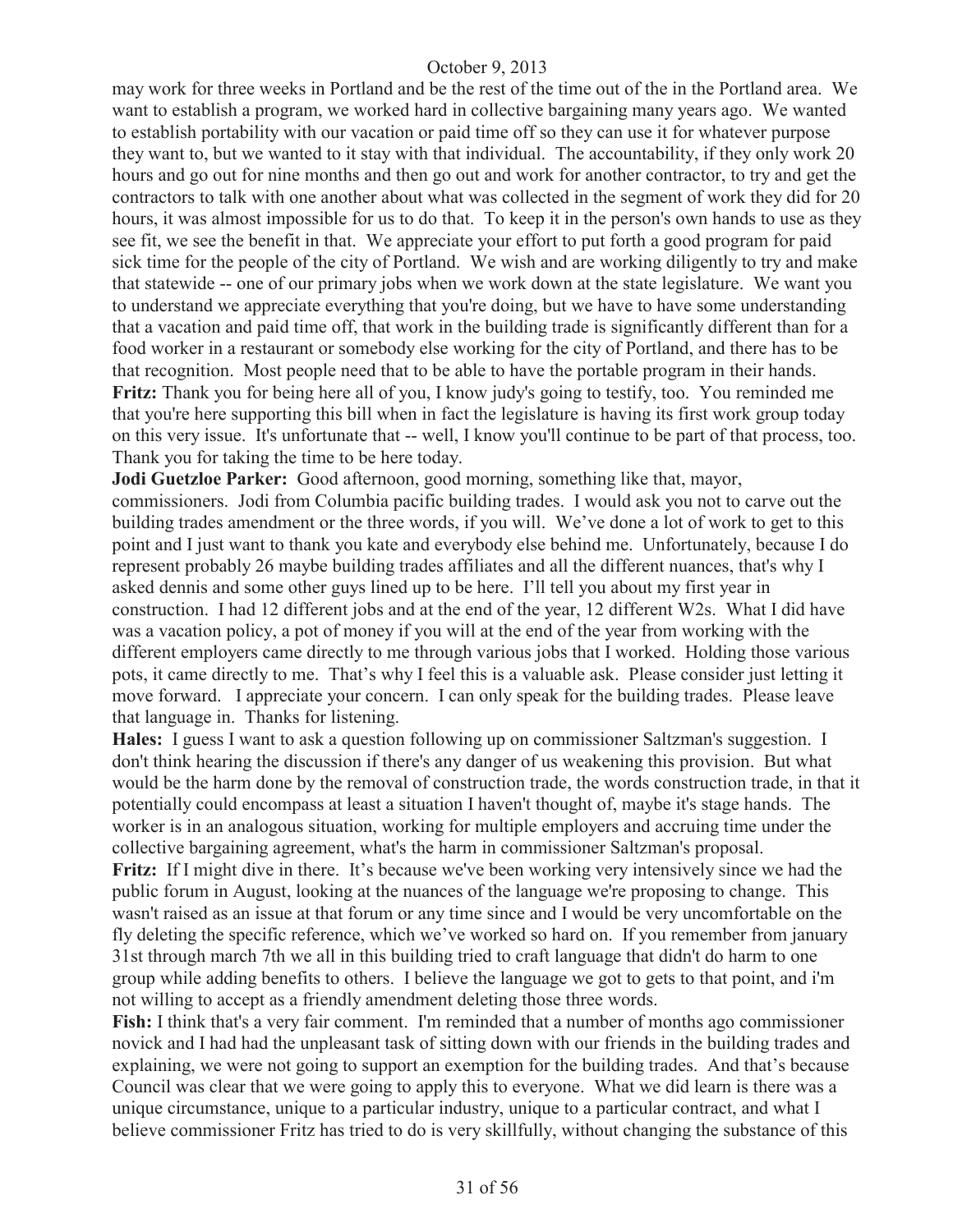may work for three weeks in Portland and be the rest of the time out of the in the Portland area. We want to establish a program, we worked hard in collective bargaining many years ago. We wanted to establish portability with our vacation or paid time off so they can use it for whatever purpose they want to, but we wanted to it stay with that individual. The accountability, if they only work 20 hours and go out for nine months and then go out and work for another contractor, to try and get the contractors to talk with one another about what was collected in the segment of work they did for 20 hours, it was almost impossible for us to do that. To keep it in the person's own hands to use as they see fit, we see the benefit in that. We appreciate your effort to put forth a good program for paid sick time for the people of the city of Portland. We wish and are working diligently to try and make that statewide -- one of our primary jobs when we work down at the state legislature. We want you to understand we appreciate everything that you're doing, but we have to have some understanding that a vacation and paid time off, that work in the building trade is significantly different than for a food worker in a restaurant or somebody else working for the city of Portland, and there has to be that recognition. Most people need that to be able to have the portable program in their hands.

**Fritz:** Thank you for being here all of you, I know judy's going to testify, too. You reminded me that you're here supporting this bill when in fact the legislature is having its first work group today on this very issue. It's unfortunate that -- well, I know you'll continue to be part of that process, too. Thank you for taking the time to be here today.

**Jodi Guetzloe Parker:** Good afternoon, good morning, something like that, mayor, commissioners. Jodi from Columbia pacific building trades. I would ask you not to carve out the building trades amendment or the three words, if you will. We've done a lot of work to get to this point and I just want to thank you kate and everybody else behind me. Unfortunately, because I do represent probably 26 maybe building trades affiliates and all the different nuances, that's why I asked dennis and some other guys lined up to be here. I'll tell you about my first year in construction. I had 12 different jobs and at the end of the year, 12 different W2s. What I did have was a vacation policy, a pot of money if you will at the end of the year from working with the different employers came directly to me through various jobs that I worked. Holding those various pots, it came directly to me. That's why I feel this is a valuable ask. Please consider just letting it move forward. I appreciate your concern. I can only speak for the building trades. Please leave that language in. Thanks for listening.

**Hales:** I guess I want to ask a question following up on commissioner Saltzman's suggestion. I don't think hearing the discussion if there's any danger of us weakening this provision. But what would be the harm done by the removal of construction trade, the words construction trade, in that it potentially could encompass at least a situation I haven't thought of, maybe it's stage hands. The worker is in an analogous situation, working for multiple employers and accruing time under the collective bargaining agreement, what's the harm in commissioner Saltzman's proposal.

**Fritz:** If I might dive in there. It's because we've been working very intensively since we had the public forum in August, looking at the nuances of the language we're proposing to change. This wasn't raised as an issue at that forum or any time since and I would be very uncomfortable on the fly deleting the specific reference, which we've worked so hard on. If you remember from january 31st through march 7th we all in this building tried to craft language that didn't do harm to one group while adding benefits to others. I believe the language we got to gets to that point, and i'm not willing to accept as a friendly amendment deleting those three words.

**Fish:** I think that's a very fair comment. I'm reminded that a number of months ago commissioner novick and I had had the unpleasant task of sitting down with our friends in the building trades and explaining, we were not going to support an exemption for the building trades. And that's because Council was clear that we were going to apply this to everyone. What we did learn is there was a unique circumstance, unique to a particular industry, unique to a particular contract, and what I believe commissioner Fritz has tried to do is very skillfully, without changing the substance of this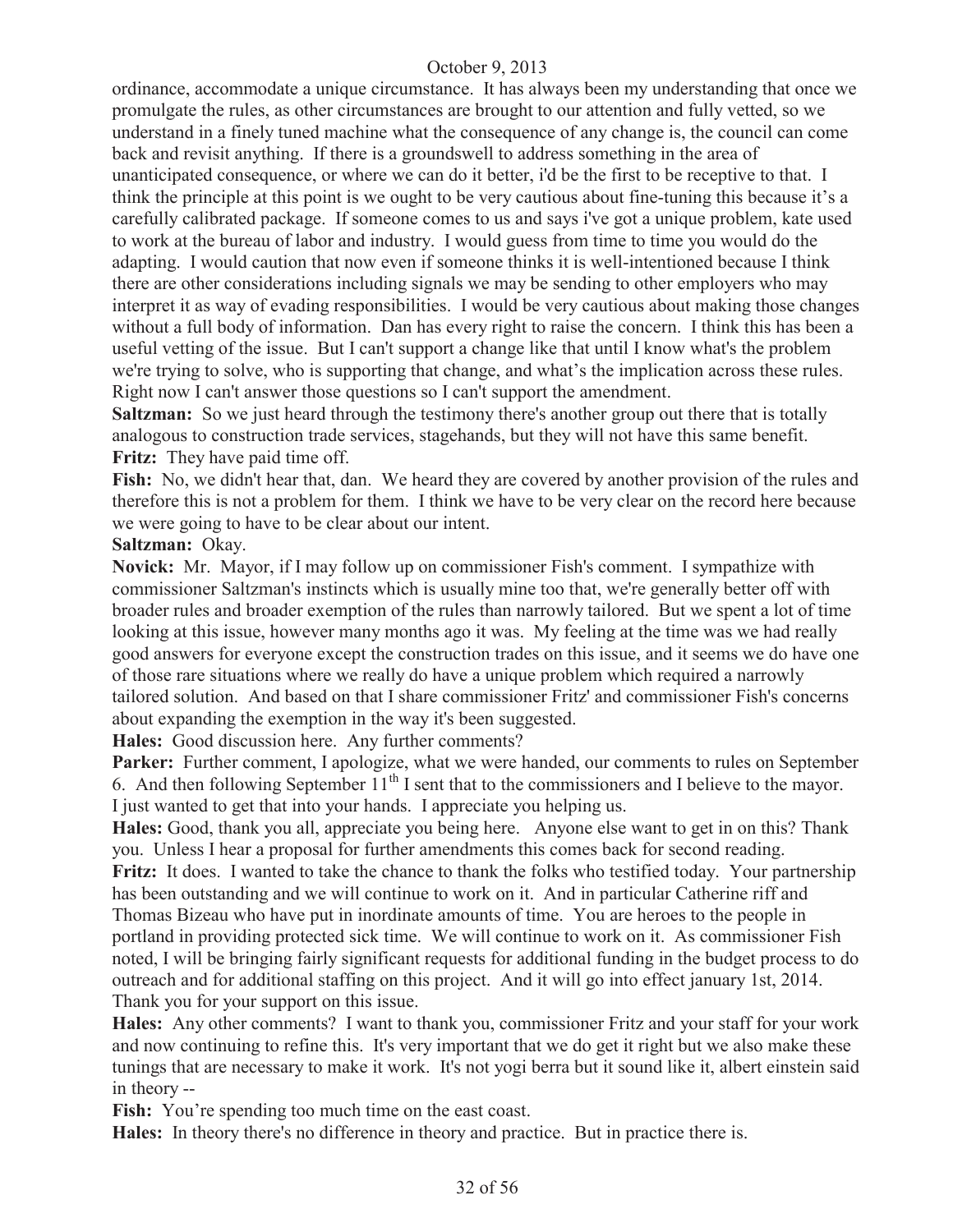ordinance, accommodate a unique circumstance. It has always been my understanding that once we promulgate the rules, as other circumstances are brought to our attention and fully vetted, so we understand in a finely tuned machine what the consequence of any change is, the council can come back and revisit anything. If there is a groundswell to address something in the area of unanticipated consequence, or where we can do it better, i'd be the first to be receptive to that. I think the principle at this point is we ought to be very cautious about fine-tuning this because it's a carefully calibrated package. If someone comes to us and says i've got a unique problem, kate used to work at the bureau of labor and industry. I would guess from time to time you would do the adapting. I would caution that now even if someone thinks it is well-intentioned because I think there are other considerations including signals we may be sending to other employers who may interpret it as way of evading responsibilities. I would be very cautious about making those changes without a full body of information. Dan has every right to raise the concern. I think this has been a useful vetting of the issue. But I can't support a change like that until I know what's the problem we're trying to solve, who is supporting that change, and what's the implication across these rules. Right now I can't answer those questions so I can't support the amendment.

**Saltzman:** So we just heard through the testimony there's another group out there that is totally analogous to construction trade services, stagehands, but they will not have this same benefit.

**Fritz:** They have paid time off.

**Fish:** No, we didn't hear that, dan. We heard they are covered by another provision of the rules and therefore this is not a problem for them. I think we have to be very clear on the record here because we were going to have to be clear about our intent.

**Saltzman:** Okay.

**Novick:** Mr. Mayor, if I may follow up on commissioner Fish's comment. I sympathize with commissioner Saltzman's instincts which is usually mine too that, we're generally better off with broader rules and broader exemption of the rules than narrowly tailored. But we spent a lot of time looking at this issue, however many months ago it was. My feeling at the time was we had really good answers for everyone except the construction trades on this issue, and it seems we do have one of those rare situations where we really do have a unique problem which required a narrowly tailored solution. And based on that I share commissioner Fritz' and commissioner Fish's concerns about expanding the exemption in the way it's been suggested.

**Hales:** Good discussion here. Any further comments?

**Parker:** Further comment, I apologize, what we were handed, our comments to rules on September 6. And then following September 11th I sent that to the commissioners and I believe to the mayor. I just wanted to get that into your hands. I appreciate you helping us.

**Hales:** Good, thank you all, appreciate you being here. Anyone else want to get in on this? Thank you. Unless I hear a proposal for further amendments this comes back for second reading.

**Fritz:** It does. I wanted to take the chance to thank the folks who testified today. Your partnership has been outstanding and we will continue to work on it. And in particular Catherine riff and Thomas Bizeau who have put in inordinate amounts of time. You are heroes to the people in portland in providing protected sick time. We will continue to work on it. As commissioner Fish noted, I will be bringing fairly significant requests for additional funding in the budget process to do outreach and for additional staffing on this project. And it will go into effect january 1st, 2014. Thank you for your support on this issue.

**Hales:** Any other comments? I want to thank you, commissioner Fritz and your staff for your work and now continuing to refine this. It's very important that we do get it right but we also make these tunings that are necessary to make it work. It's not yogi berra but it sound like it, albert einstein said in theory --

**Fish:** You're spending too much time on the east coast.

**Hales:** In theory there's no difference in theory and practice. But in practice there is.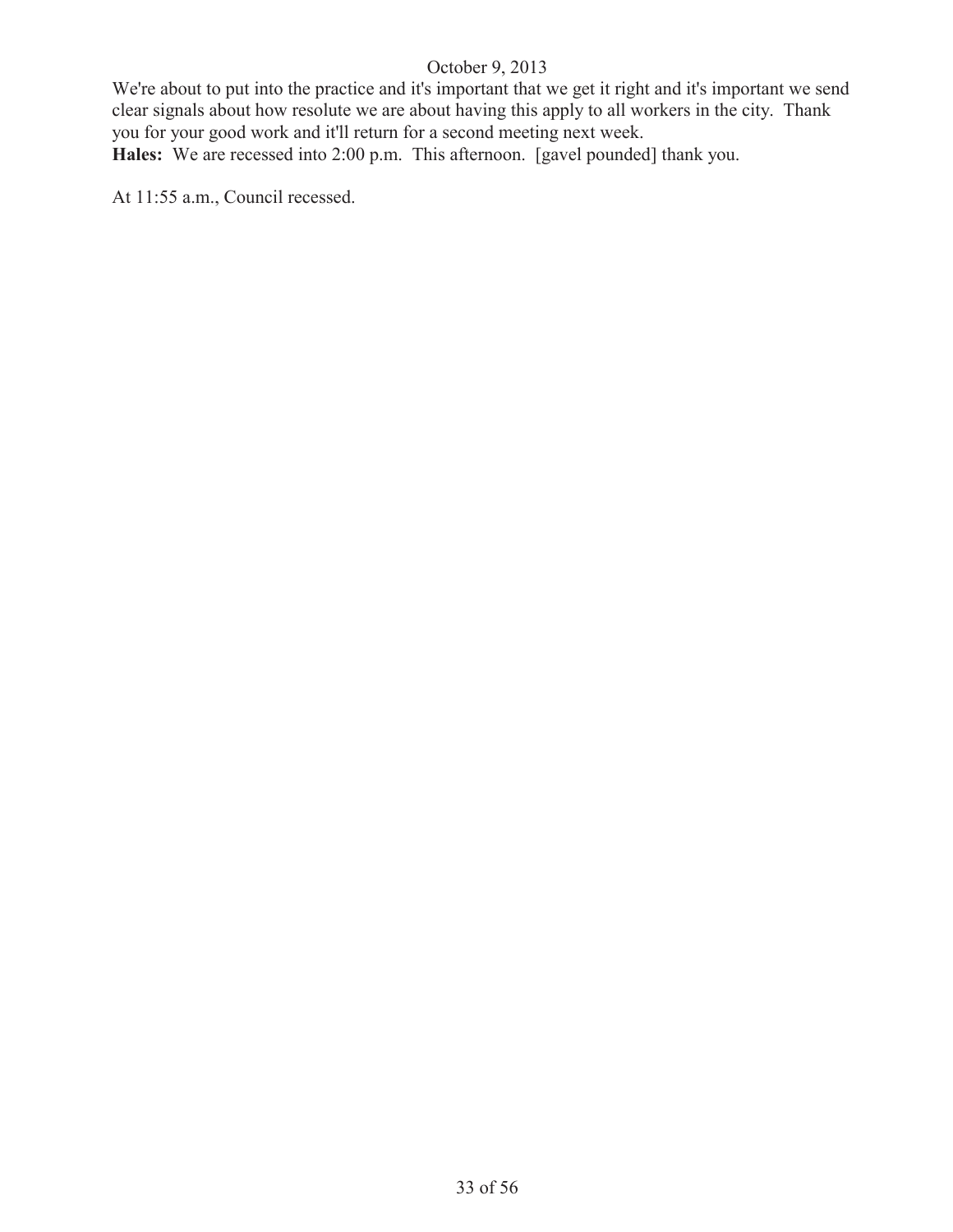We're about to put into the practice and it's important that we get it right and it's important we send clear signals about how resolute we are about having this apply to all workers in the city. Thank you for your good work and it'll return for a second meeting next week.

**Hales:** We are recessed into 2:00 p.m. This afternoon. [gavel pounded] thank you.

At 11:55 a.m., Council recessed.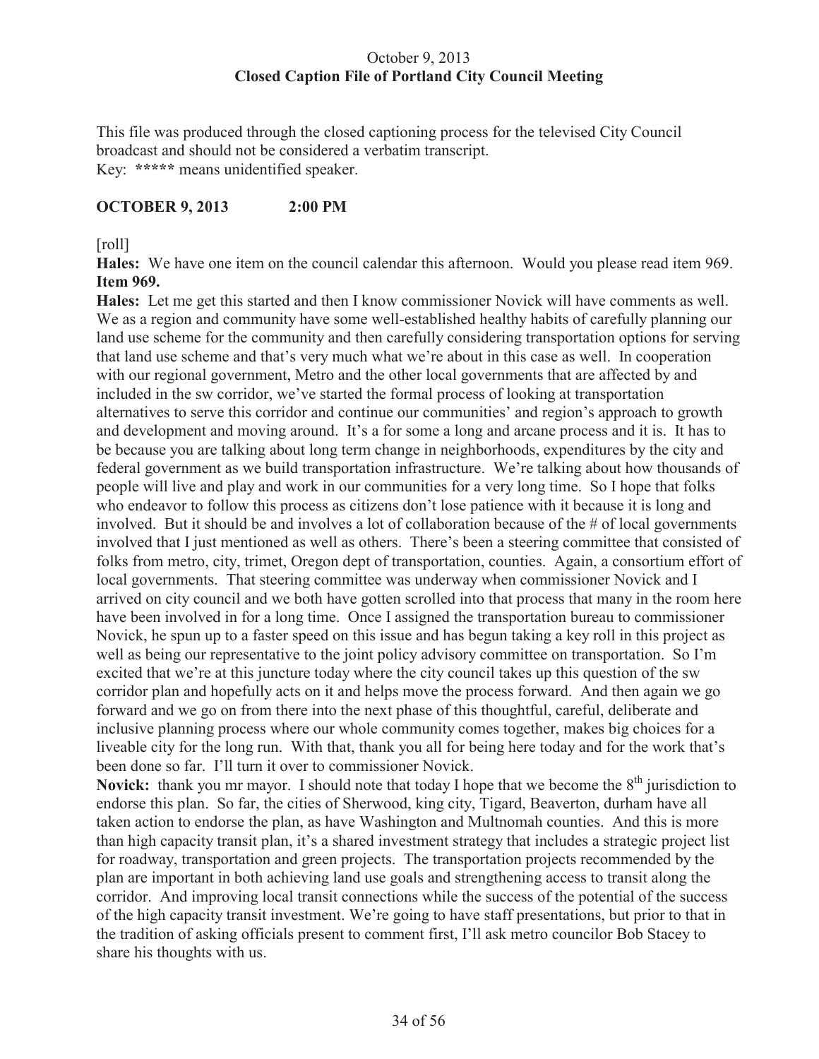October 9, 2013
**Closed Caption File of Portland City Council Meeting**

This file was produced through the closed captioning process for the televised City Council broadcast and should not be considered a verbatim transcript.
Key: ***** means unidentified speaker.

**OCTOBER 9, 2013 2:00 PM**

[roll]

**Hales:** We have one item on the council calendar this afternoon. Would you please read item 969.
**Item 969.**
**Hales:** Let me get this started and then I know commissioner Novick will have comments as well. We as a region and community have some well-established healthy habits of carefully planning our land use scheme for the community and then carefully considering transportation options for serving that land use scheme and that's very much what we're about in this case as well. In cooperation with our regional government, Metro and the other local governments that are affected by and included in the sw corridor, we've started the formal process of looking at transportation alternatives to serve this corridor and continue our communities' and region's approach to growth and development and moving around. It's a for some a long and arcane process and it is. It has to be because you are talking about long term change in neighborhoods, expenditures by the city and federal government as we build transportation infrastructure. We're talking about how thousands of people will live and play and work in our communities for a very long time. So I hope that folks who endeavor to follow this process as citizens don't lose patience with it because it is long and involved. But it should be and involves a lot of collaboration because of the # of local governments involved that I just mentioned as well as others. There's been a steering committee that consisted of folks from metro, city, trimet, Oregon dept of transportation, counties. Again, a consortium effort of local governments. That steering committee was underway when commissioner Novick and I arrived on city council and we both have gotten scrolled into that process that many in the room here have been involved in for a long time. Once I assigned the transportation bureau to commissioner Novick, he spun up to a faster speed on this issue and has begun taking a key roll in this project as well as being our representative to the joint policy advisory committee on transportation. So I'm excited that we're at this juncture today where the city council takes up this question of the sw corridor plan and hopefully acts on it and helps move the process forward. And then again we go forward and we go on from there into the next phase of this thoughtful, careful, deliberate and inclusive planning process where our whole community comes together, makes big choices for a liveable city for the long run. With that, thank you all for being here today and for the work that's been done so far. I'll turn it over to commissioner Novick.
**Novick:** thank you mr mayor. I should note that today I hope that we become the 8th jurisdiction to endorse this plan. So far, the cities of Sherwood, king city, Tigard, Beaverton, durham have all taken action to endorse the plan, as have Washington and Multnomah counties. And this is more than high capacity transit plan, it's a shared investment strategy that includes a strategic project list for roadway, transportation and green projects. The transportation projects recommended by the plan are important in both achieving land use goals and strengthening access to transit along the corridor. And improving local transit connections while the success of the potential of the success of the high capacity transit investment. We're going to have staff presentations, but prior to that in the tradition of asking officials present to comment first, I'll ask metro councilor Bob Stacey to share his thoughts with us.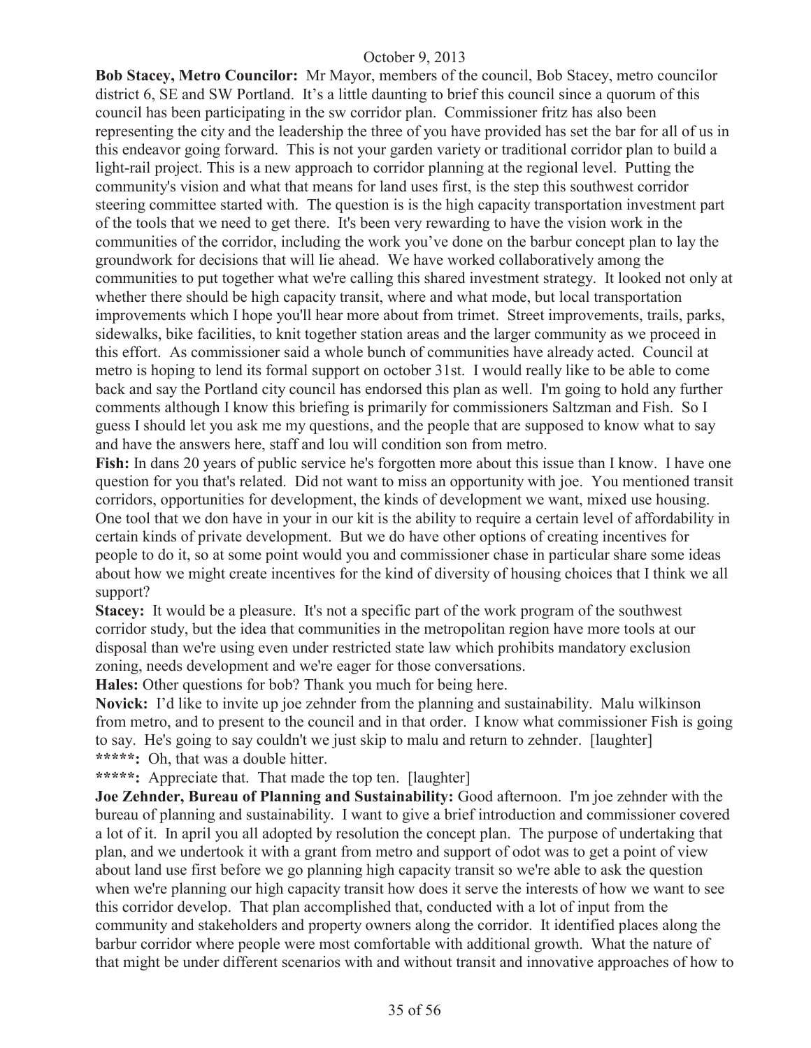**Bob Stacey, Metro Councilor:** Mr Mayor, members of the council, Bob Stacey, metro councilor district 6, SE and SW Portland. It's a little daunting to brief this council since a quorum of this council has been participating in the sw corridor plan. Commissioner fritz has also been representing the city and the leadership the three of you have provided has set the bar for all of us in this endeavor going forward. This is not your garden variety or traditional corridor plan to build a light-rail project. This is a new approach to corridor planning at the regional level. Putting the community's vision and what that means for land uses first, is the step this southwest corridor steering committee started with. The question is is the high capacity transportation investment part of the tools that we need to get there. It's been very rewarding to have the vision work in the communities of the corridor, including the work you've done on the barbur concept plan to lay the groundwork for decisions that will lie ahead. We have worked collaboratively among the communities to put together what we're calling this shared investment strategy. It looked not only at whether there should be high capacity transit, where and what mode, but local transportation improvements which I hope you'll hear more about from trimet. Street improvements, trails, parks, sidewalks, bike facilities, to knit together station areas and the larger community as we proceed in this effort. As commissioner said a whole bunch of communities have already acted. Council at metro is hoping to lend its formal support on october 31st. I would really like to be able to come back and say the Portland city council has endorsed this plan as well. I'm going to hold any further comments although I know this briefing is primarily for commissioners Saltzman and Fish. So I guess I should let you ask me my questions, and the people that are supposed to know what to say and have the answers here, staff and lou will condition son from metro.

**Fish:** In dans 20 years of public service he's forgotten more about this issue than I know. I have one question for you that's related. Did not want to miss an opportunity with joe. You mentioned transit corridors, opportunities for development, the kinds of development we want, mixed use housing. One tool that we don have in your in our kit is the ability to require a certain level of affordability in certain kinds of private development. But we do have other options of creating incentives for people to do it, so at some point would you and commissioner chase in particular share some ideas about how we might create incentives for the kind of diversity of housing choices that I think we all support?

**Stacey:** It would be a pleasure. It's not a specific part of the work program of the southwest corridor study, but the idea that communities in the metropolitan region have more tools at our disposal than we're using even under restricted state law which prohibits mandatory exclusion zoning, needs development and we're eager for those conversations.

**Hales:** Other questions for bob? Thank you much for being here.

**Novick:** I'd like to invite up joe zehnder from the planning and sustainability. Malu wilkinson from metro, and to present to the council and in that order. I know what commissioner Fish is going to say. He's going to say couldn't we just skip to malu and return to zehnder. [laughter]

**\*\*\*\*\*:** Oh, that was a double hitter.

**\*\*\*\*\*:** Appreciate that. That made the top ten. [laughter]

**Joe Zehnder, Bureau of Planning and Sustainability:** Good afternoon. I'm joe zehnder with the bureau of planning and sustainability. I want to give a brief introduction and commissioner covered a lot of it. In april you all adopted by resolution the concept plan. The purpose of undertaking that plan, and we undertook it with a grant from metro and support of odot was to get a point of view about land use first before we go planning high capacity transit so we're able to ask the question when we're planning our high capacity transit how does it serve the interests of how we want to see this corridor develop. That plan accomplished that, conducted with a lot of input from the community and stakeholders and property owners along the corridor. It identified places along the barbur corridor where people were most comfortable with additional growth. What the nature of that might be under different scenarios with and without transit and innovative approaches of how to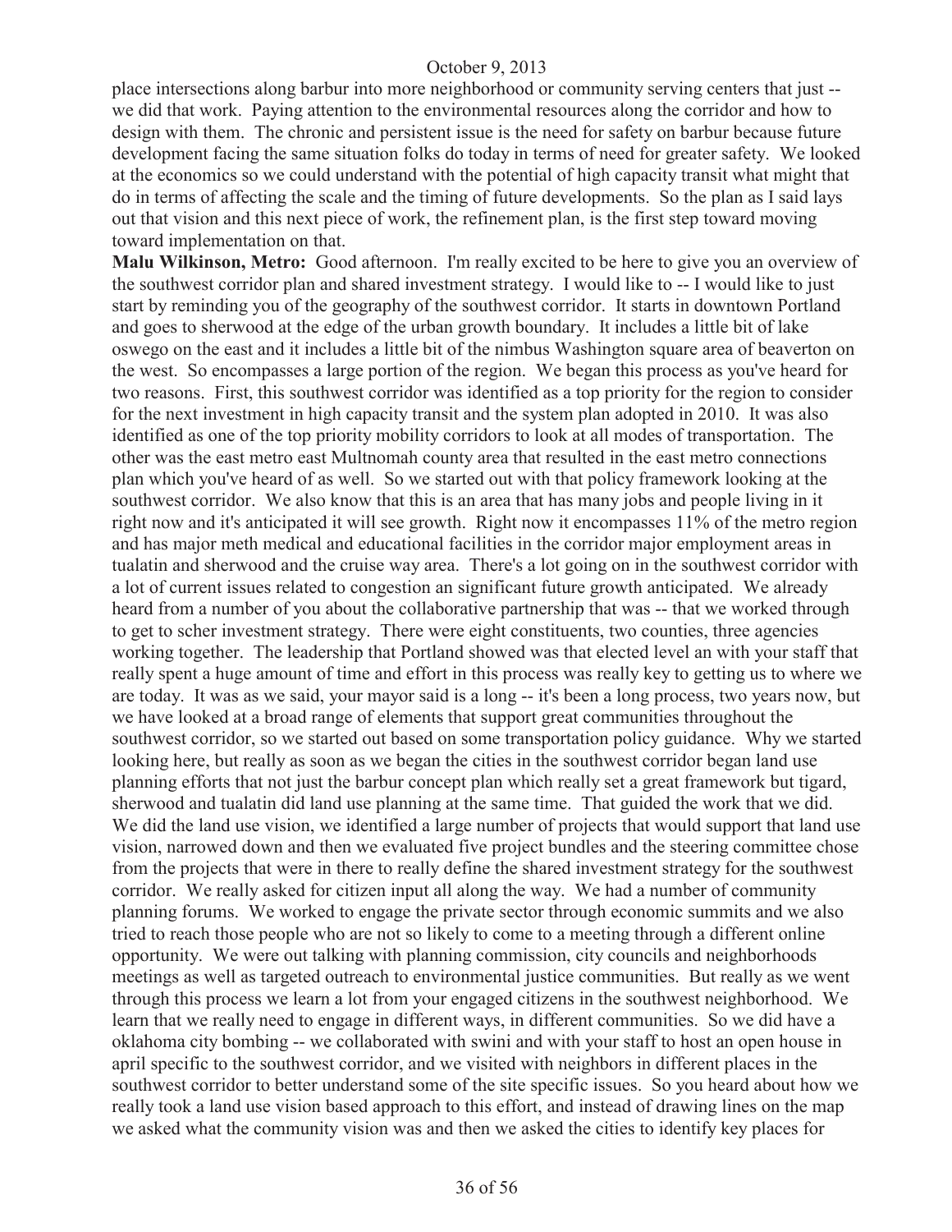place intersections along barbur into more neighborhood or community serving centers that just -- we did that work. Paying attention to the environmental resources along the corridor and how to design with them. The chronic and persistent issue is the need for safety on barbur because future development facing the same situation folks do today in terms of need for greater safety. We looked at the economics so we could understand with the potential of high capacity transit what might that do in terms of affecting the scale and the timing of future developments. So the plan as I said lays out that vision and this next piece of work, the refinement plan, is the first step toward moving toward implementation on that.

**Malu Wilkinson, Metro:** Good afternoon. I'm really excited to be here to give you an overview of the southwest corridor plan and shared investment strategy. I would like to -- I would like to just start by reminding you of the geography of the southwest corridor. It starts in downtown Portland and goes to sherwood at the edge of the urban growth boundary. It includes a little bit of lake oswego on the east and it includes a little bit of the nimbus Washington square area of beaverton on the west. So encompasses a large portion of the region. We began this process as you've heard for two reasons. First, this southwest corridor was identified as a top priority for the region to consider for the next investment in high capacity transit and the system plan adopted in 2010. It was also identified as one of the top priority mobility corridors to look at all modes of transportation. The other was the east metro east Multnomah county area that resulted in the east metro connections plan which you've heard of as well. So we started out with that policy framework looking at the southwest corridor. We also know that this is an area that has many jobs and people living in it right now and it's anticipated it will see growth. Right now it encompasses 11% of the metro region and has major meth medical and educational facilities in the corridor major employment areas in tualatin and sherwood and the cruise way area. There's a lot going on in the southwest corridor with a lot of current issues related to congestion an significant future growth anticipated. We already heard from a number of you about the collaborative partnership that was -- that we worked through to get to scher investment strategy. There were eight constituents, two counties, three agencies working together. The leadership that Portland showed was that elected level an with your staff that really spent a huge amount of time and effort in this process was really key to getting us to where we are today. It was as we said, your mayor said is a long -- it's been a long process, two years now, but we have looked at a broad range of elements that support great communities throughout the southwest corridor, so we started out based on some transportation policy guidance. Why we started looking here, but really as soon as we began the cities in the southwest corridor began land use planning efforts that not just the barbur concept plan which really set a great framework but tigard, sherwood and tualatin did land use planning at the same time. That guided the work that we did. We did the land use vision, we identified a large number of projects that would support that land use vision, narrowed down and then we evaluated five project bundles and the steering committee chose from the projects that were in there to really define the shared investment strategy for the southwest corridor. We really asked for citizen input all along the way. We had a number of community planning forums. We worked to engage the private sector through economic summits and we also tried to reach those people who are not so likely to come to a meeting through a different online opportunity. We were out talking with planning commission, city councils and neighborhoods meetings as well as targeted outreach to environmental justice communities. But really as we went through this process we learn a lot from your engaged citizens in the southwest neighborhood. We learn that we really need to engage in different ways, in different communities. So we did have a oklahoma city bombing -- we collaborated with swini and with your staff to host an open house in april specific to the southwest corridor, and we visited with neighbors in different places in the southwest corridor to better understand some of the site specific issues. So you heard about how we really took a land use vision based approach to this effort, and instead of drawing lines on the map we asked what the community vision was and then we asked the cities to identify key places for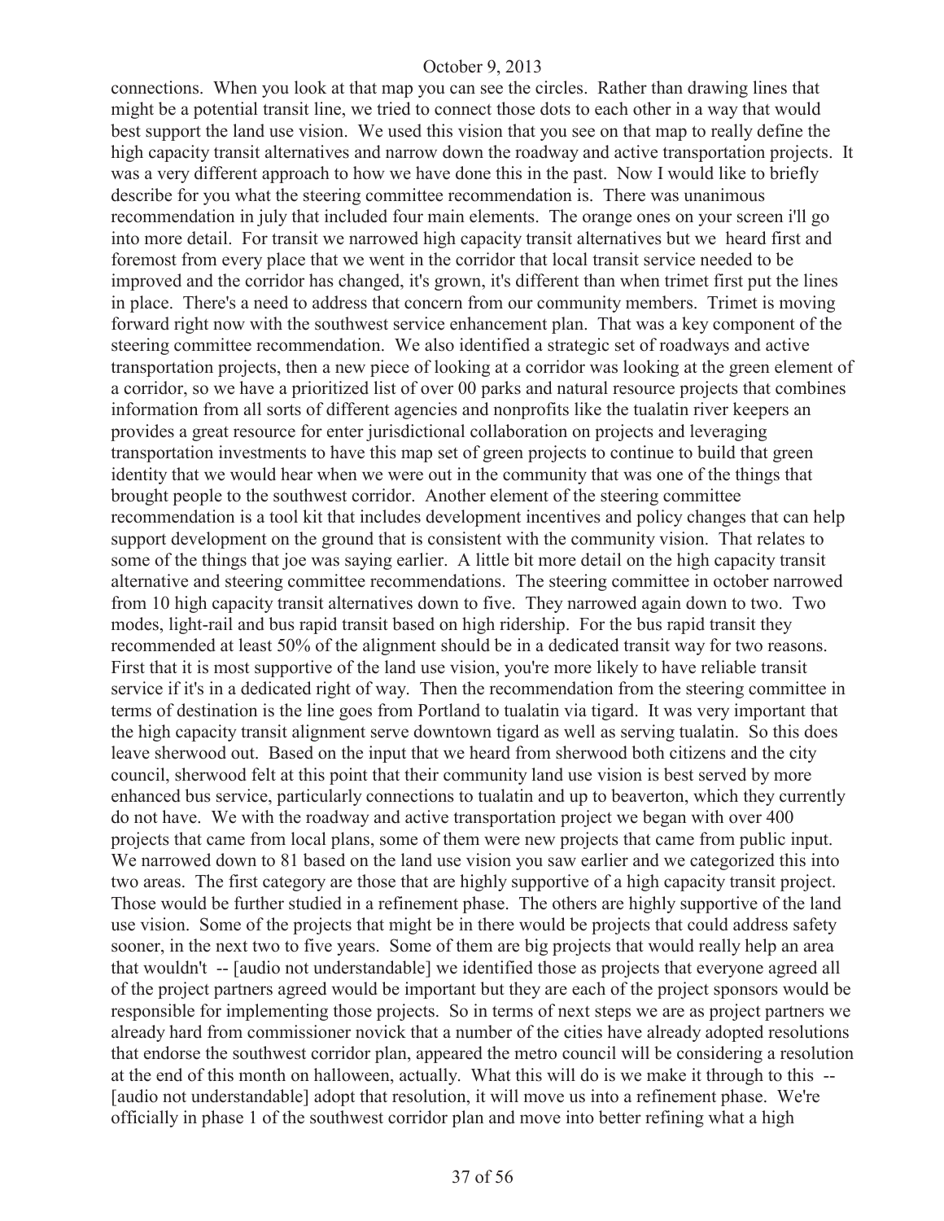connections. When you look at that map you can see the circles. Rather than drawing lines that might be a potential transit line, we tried to connect those dots to each other in a way that would best support the land use vision. We used this vision that you see on that map to really define the high capacity transit alternatives and narrow down the roadway and active transportation projects. It was a very different approach to how we have done this in the past. Now I would like to briefly describe for you what the steering committee recommendation is. There was unanimous recommendation in july that included four main elements. The orange ones on your screen i'll go into more detail. For transit we narrowed high capacity transit alternatives but we heard first and foremost from every place that we went in the corridor that local transit service needed to be improved and the corridor has changed, it's grown, it's different than when trimet first put the lines in place. There's a need to address that concern from our community members. Trimet is moving forward right now with the southwest service enhancement plan. That was a key component of the steering committee recommendation. We also identified a strategic set of roadways and active transportation projects, then a new piece of looking at a corridor was looking at the green element of a corridor, so we have a prioritized list of over 00 parks and natural resource projects that combines information from all sorts of different agencies and nonprofits like the tualatin river keepers an provides a great resource for enter jurisdictional collaboration on projects and leveraging transportation investments to have this map set of green projects to continue to build that green identity that we would hear when we were out in the community that was one of the things that brought people to the southwest corridor. Another element of the steering committee recommendation is a tool kit that includes development incentives and policy changes that can help support development on the ground that is consistent with the community vision. That relates to some of the things that joe was saying earlier. A little bit more detail on the high capacity transit alternative and steering committee recommendations. The steering committee in october narrowed from 10 high capacity transit alternatives down to five. They narrowed again down to two. Two modes, light-rail and bus rapid transit based on high ridership. For the bus rapid transit they recommended at least 50% of the alignment should be in a dedicated transit way for two reasons. First that it is most supportive of the land use vision, you're more likely to have reliable transit service if it's in a dedicated right of way. Then the recommendation from the steering committee in terms of destination is the line goes from Portland to tualatin via tigard. It was very important that the high capacity transit alignment serve downtown tigard as well as serving tualatin. So this does leave sherwood out. Based on the input that we heard from sherwood both citizens and the city council, sherwood felt at this point that their community land use vision is best served by more enhanced bus service, particularly connections to tualatin and up to beaverton, which they currently do not have. We with the roadway and active transportation project we began with over 400 projects that came from local plans, some of them were new projects that came from public input. We narrowed down to 81 based on the land use vision you saw earlier and we categorized this into two areas. The first category are those that are highly supportive of a high capacity transit project. Those would be further studied in a refinement phase. The others are highly supportive of the land use vision. Some of the projects that might be in there would be projects that could address safety sooner, in the next two to five years. Some of them are big projects that would really help an area that wouldn't -- [audio not understandable] we identified those as projects that everyone agreed all of the project partners agreed would be important but they are each of the project sponsors would be responsible for implementing those projects. So in terms of next steps we are as project partners we already hard from commissioner novick that a number of the metro cities have already adopted resolutions that endorse the southwest corridor plan, appeared the metro council will be considering a resolution at the end of this month on halloween, actually. What this will do is we make it through to this -- [audio not understandable] adopt that resolution, it will move us into a refinement phase. We're officially in phase 1 of the southwest corridor plan and move into better refining what a high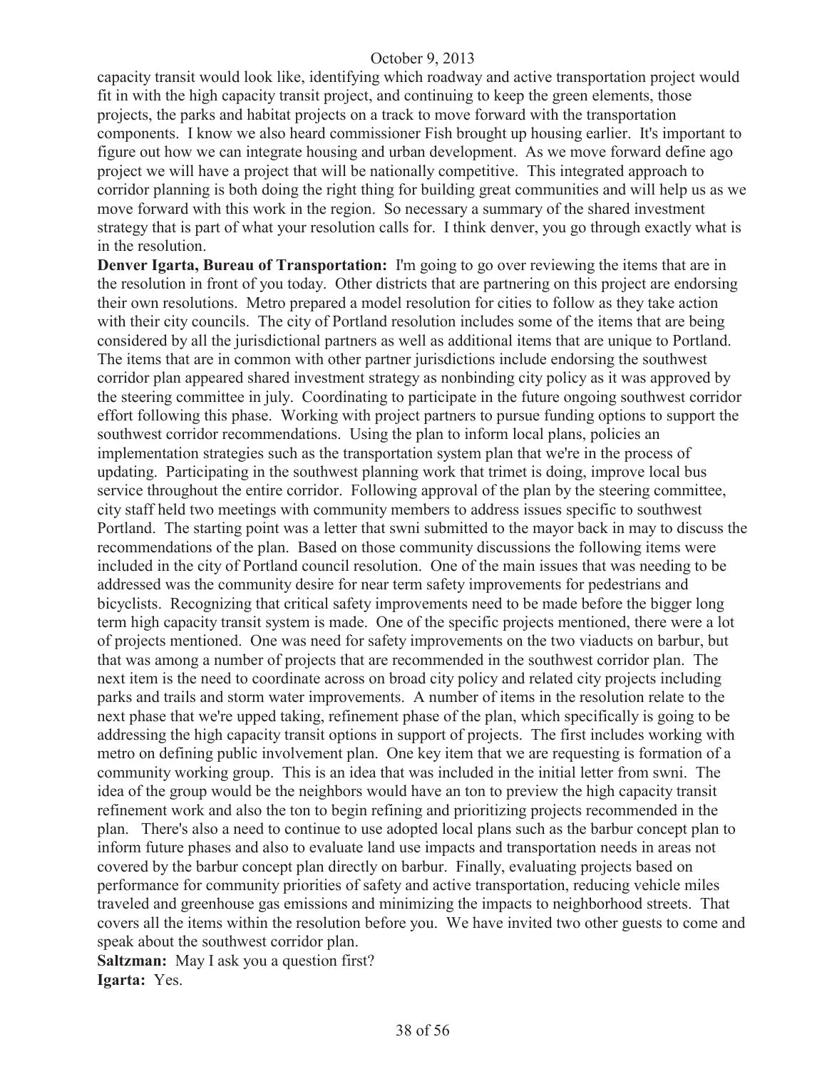capacity transit would look like, identifying which roadway and active transportation project would fit in with the high capacity transit project, and continuing to keep the green elements, those projects, the parks and habitat projects on a track to move forward with the transportation components. I know we also heard commissioner Fish brought up housing earlier. It's important to figure out how we can integrate housing and urban development. As we move forward define ago project we will have a project that will be nationally competitive. This integrated approach to corridor planning is both doing the right thing for building great communities and will help us as we move forward with this work in the region. So necessary a summary of the shared investment strategy that is part of what your resolution calls for. I think denver, you go through exactly what is in the resolution.

**Denver Igarta, Bureau of Transportation:** I'm going to go over reviewing the items that are in the resolution in front of you today. Other districts that are partnering on this project are endorsing their own resolutions. Metro prepared a model resolution for cities to follow as they take action with their city councils. The city of Portland resolution includes some of the items that are being considered by all the jurisdictional partners as well as additional items that are unique to Portland. The items that are in common with other partner jurisdictions include endorsing the southwest corridor plan appeared shared investment strategy as nonbinding city policy as it was approved by the steering committee in july. Coordinating to participate in the future ongoing southwest corridor effort following this phase. Working with project partners to pursue funding options to support the southwest corridor recommendations. Using the plan to inform local plans, policies an implementation strategies such as the transportation system plan that we're in the process of updating. Participating in the southwest planning work that trimet is doing, improve local bus service throughout the entire corridor. Following approval of the plan by the steering committee, city staff held two meetings with community members to address issues specific to southwest Portland. The starting point was a letter that swni submitted to the mayor back in may to discuss the recommendations of the plan. Based on those community discussions the following items were included in the city of Portland council resolution. One of the main issues that was needing to be addressed was the community desire for near term safety improvements for pedestrians and bicyclists. Recognizing that critical safety improvements need to be made before the bigger long term high capacity transit system is made. One of the specific projects mentioned, there were a lot of projects mentioned. One was need for safety improvements on the two viaducts on barbur, but that was among a number of projects that are recommended in the southwest corridor plan. The next item is the need to coordinate across on broad city policy and related city projects including parks and trails and storm water improvements. A number of items in the resolution relate to the next phase that we're upped taking, refinement phase of the plan, which specifically is going to be addressing the high capacity transit options in support of projects. The first includes working with metro on defining public involvement plan. One key item that we are requesting is formation of a community working group. This is an idea that was included in the initial letter from swni. The idea of the group would be the neighbors would have an ton to preview the high capacity transit refinement work and also the ton to begin refining and prioritizing projects recommended in the plan. There's also a need to continue to use adopted local plans such as the barbur concept plan to inform future phases and also to evaluate land use impacts and transportation needs in areas not covered by the barbur concept plan directly on barbur. Finally, evaluating projects based on performance for community priorities of safety and active transportation, reducing vehicle miles traveled and greenhouse gas emissions and minimizing the impacts to neighborhood streets. That covers all the items within the resolution before you. We have invited two other guests to come and speak about the southwest corridor plan.

**Saltzman:** May I ask you a question first?

**Igarta:** Yes.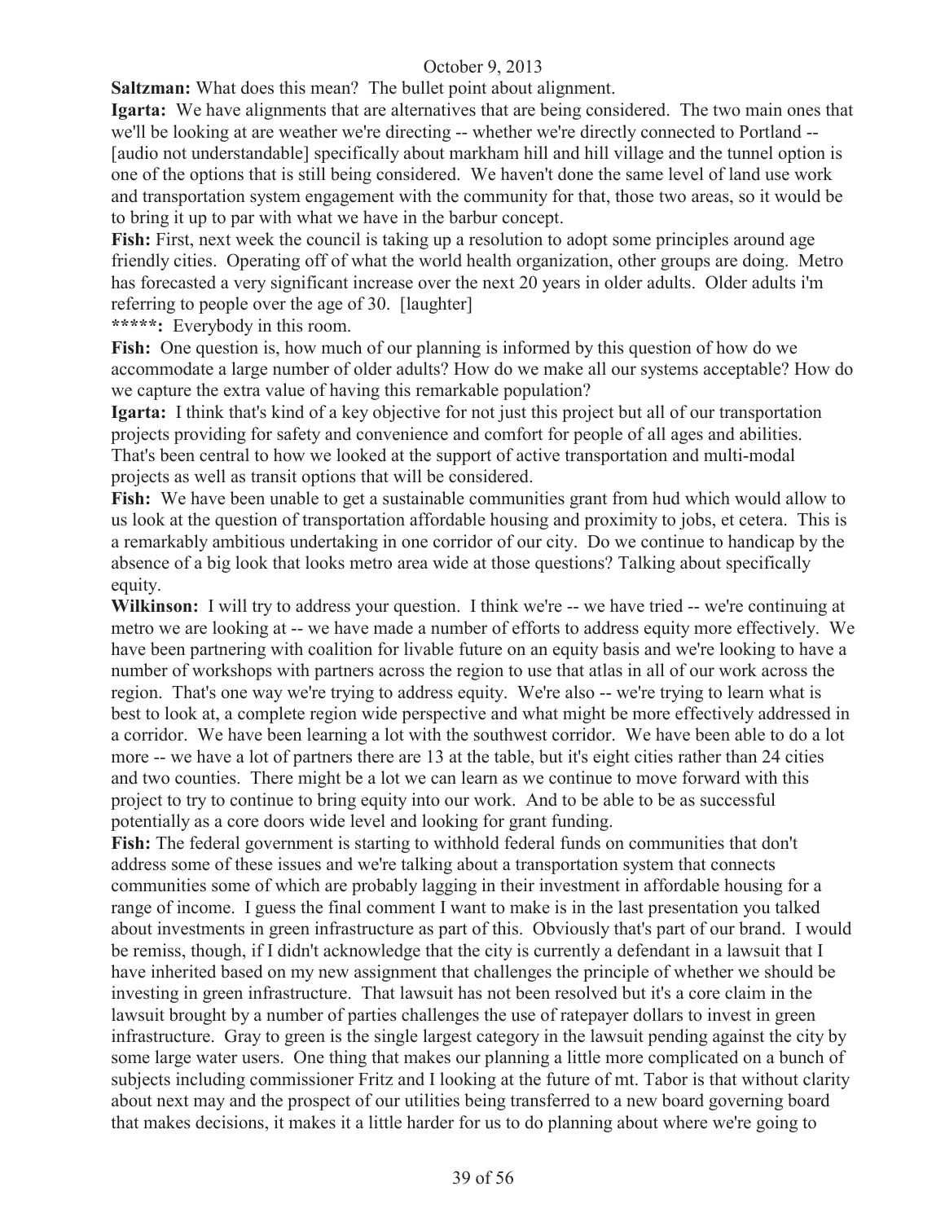**Saltzman:** What does this mean? The bullet point about alignment.

**Igarta:** We have alignments that are alternatives that are being considered. The two main ones that we'll be looking at are weather we're directing -- whether we're directly connected to Portland -- [audio not understandable] specifically about markham hill and hill village and the tunnel option is one of the options that is still being considered. We haven't done the same level of land use work and transportation system engagement with the community for that, those two areas, so it would be to bring it up to par with what we have in the barbur concept.

**Fish:** First, next week the council is taking up a resolution to adopt some principles around age friendly cities. Operating off of what the world health organization, other groups are doing. Metro has forecasted a very significant increase over the next 20 years in older adults. Older adults i'm referring to people over the age of 30. [laughter]

**\*\*\*\*\*:** Everybody in this room.

**Fish:** One question is, how much of our planning is informed by this question of how do we accommodate a large number of older adults? How do we make all our systems acceptable? How do we capture the extra value of having this remarkable population?

**Igarta:** I think that's kind of a key objective for not just this project but all of our transportation projects providing for safety and convenience and comfort for people of all ages and abilities. That's been central to how we looked at the support of active transportation and multi-modal projects as well as transit options that will be considered.

**Fish:** We have been unable to get a sustainable communities grant from hud which would allow to us look at the question of transportation affordable housing and proximity to jobs, et cetera. This is a remarkably ambitious undertaking in one corridor of our city. Do we continue to handicap by the absence of a big look that looks metro area wide at those questions? Talking about specifically equity.

**Wilkinson:** I will try to address your question. I think we're -- we have tried -- we're continuing at metro we are looking at -- we have made a number of efforts to address equity more effectively. We have been partnering with coalition for livable future on an equity basis and we're looking to have a number of workshops with partners across the region to use that atlas in all of our work across the region. That's one way we're trying to address equity. We're also -- we're trying to learn what is best to look at, a complete region wide perspective and what might be more effectively addressed in a corridor. We have been learning a lot with the southwest corridor. We have been able to do a lot more -- we have a lot of partners there are 13 at the table, but it's eight cities rather than 24 cities and two counties. There might be a lot we can learn as we continue to move forward with this project to try to continue to bring equity into our work. And to be able to be as successful potentially as a core doors wide level and looking for grant funding.

**Fish:** The federal government is starting to withhold federal funds on communities that don't address some of these issues and we're talking about a transportation system that connects communities some of which are probably lagging in their investment in affordable housing for a range of income. I guess the final comment I want to make is in the last presentation you talked about investments in green infrastructure as part of this. Obviously that's part of our brand. I would be remiss, though, if I didn't acknowledge that the city is currently a defendant in a lawsuit that I have inherited based on my new assignment that challenges the principle of whether we should be investing in green infrastructure. That lawsuit has not been resolved but it's a core claim in the lawsuit brought by a number of parties challenges the use of ratepayer dollars to invest in green infrastructure. Gray to green is the single largest category in the lawsuit pending against the city by some large water users. One thing that makes our planning a little more complicated on a bunch of subjects including commissioner Fritz and I looking at the future of mt. Tabor is that without clarity about next may and the prospect of our utilities being transferred to a new board governing board that makes decisions, it makes it a little harder for us to do planning about where we're going to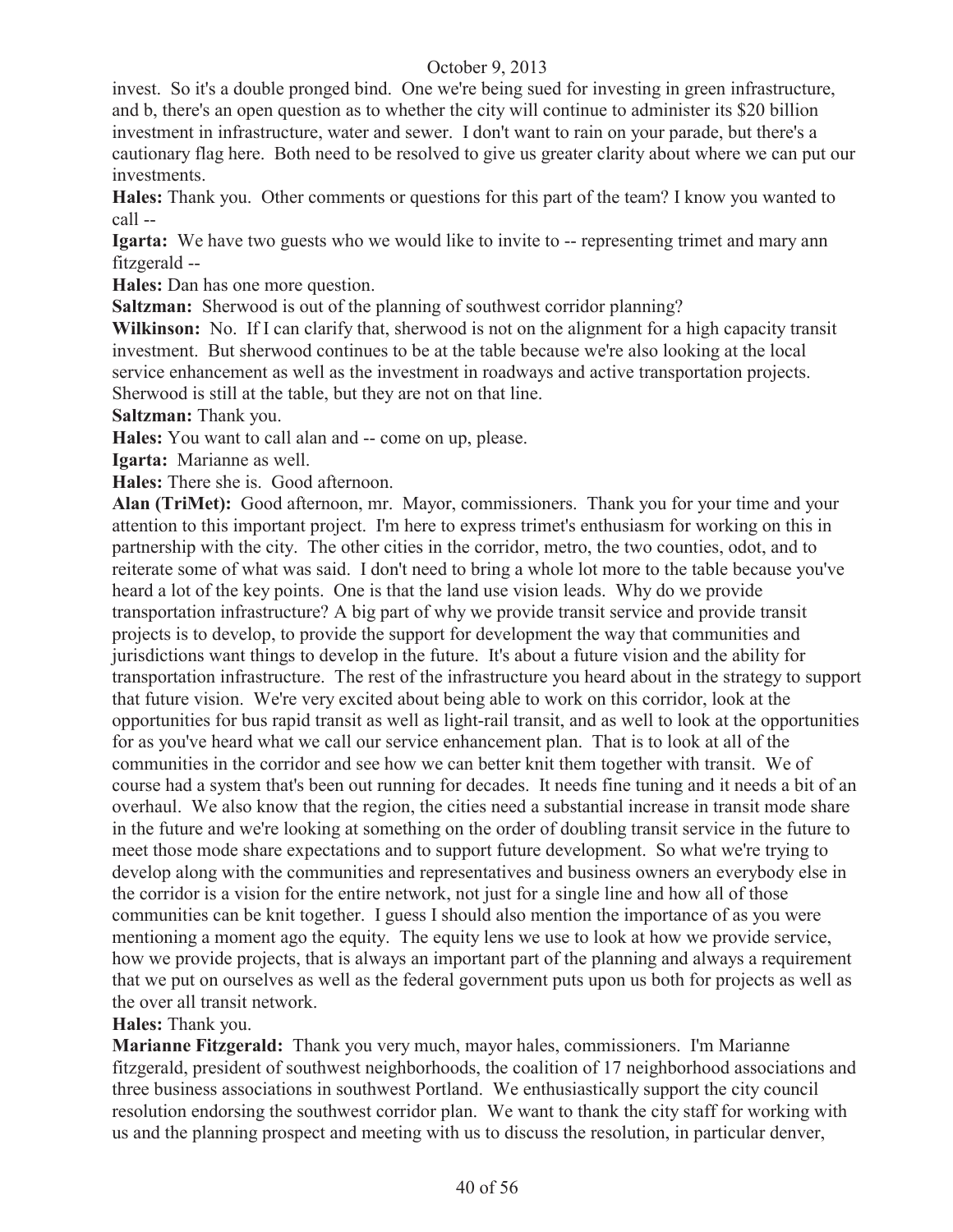invest. So it's a double pronged bind. One we're being sued for investing in green infrastructure, and b, there's an open question as to whether the city will continue to administer its $20 billion investment in infrastructure, water and sewer. I don't want to rain on your parade, but there's a cautionary flag here. Both need to be resolved to give us greater clarity about where we can put our investments.

**Hales:** Thank you. Other comments or questions for this part of the team? I know you wanted to call --

**Igarta:** We have two guests who we would like to invite to -- representing trimet and mary ann fitzgerald --

**Hales:** Dan has one more question.

**Saltzman:** Sherwood is out of the planning of southwest corridor planning?

**Wilkinson:** No. If I can clarify that, sherwood is not on the alignment for a high capacity transit investment. But sherwood continues to be at the table because we're also looking at the local service enhancement as well as the investment in roadways and active transportation projects. Sherwood is still at the table, but they are not on that line.

**Saltzman:** Thank you.

**Hales:** You want to call alan and -- come on up, please.

**Igarta:** Marianne as well.

**Hales:** There she is. Good afternoon.

**Alan (TriMet):** Good afternoon, mr. Mayor, commissioners. Thank you for your time and your attention to this important project. I'm here to express trimet's enthusiasm for working on this in partnership with the city. The other cities in the corridor, metro, the two counties, odot, and to reiterate some of what was said. I don't need to bring a whole lot more to the table because you've heard a lot of the key points. One is that the land use vision leads. Why do we provide transportation infrastructure? A big part of why we provide transit service and provide transit projects is to develop, to provide the support for development the way that communities and jurisdictions want things to develop in the future. It's about a future vision and the ability for transportation infrastructure. The rest of the infrastructure you heard about in the strategy to support that future vision. We're very excited about being able to work on this corridor, look at the opportunities for bus rapid transit as well as light-rail transit, and as well to look at the opportunities for as you've heard what we call our service enhancement plan. That is to look at all of the communities in the corridor and see how we can better knit them together with transit. We of course had a system that's been out running for decades. It needs fine tuning and it needs a bit of an overhaul. We also know that the region, the cities need a substantial increase in transit mode share in the future and we're looking at something on the order of doubling transit service in the future to meet those mode share expectations and to support future development. So what we're trying to develop along with the communities and representatives and business owners an everybody else in the corridor is a vision for the entire network, not just for a single line and how all of those communities can be knit together. I guess I should also mention the importance of as you were mentioning a moment ago the equity. The equity lens we use to look at how we provide service, how we provide projects, that is always an important part of the planning and always a requirement that we put on ourselves as well as the federal government puts upon us both for projects as well as the over all transit network.

**Hales:** Thank you.

**Marianne Fitzgerald:** Thank you very much, mayor hales, commissioners. I'm Marianne fitzgerald, president of southwest neighborhoods, the coalition of 17 neighborhood associations and three business associations in southwest Portland. We enthusiastically support the city council resolution endorsing the southwest corridor plan. We want to thank the city staff for working with us and the planning prospect and meeting with us to discuss the resolution, in particular denver,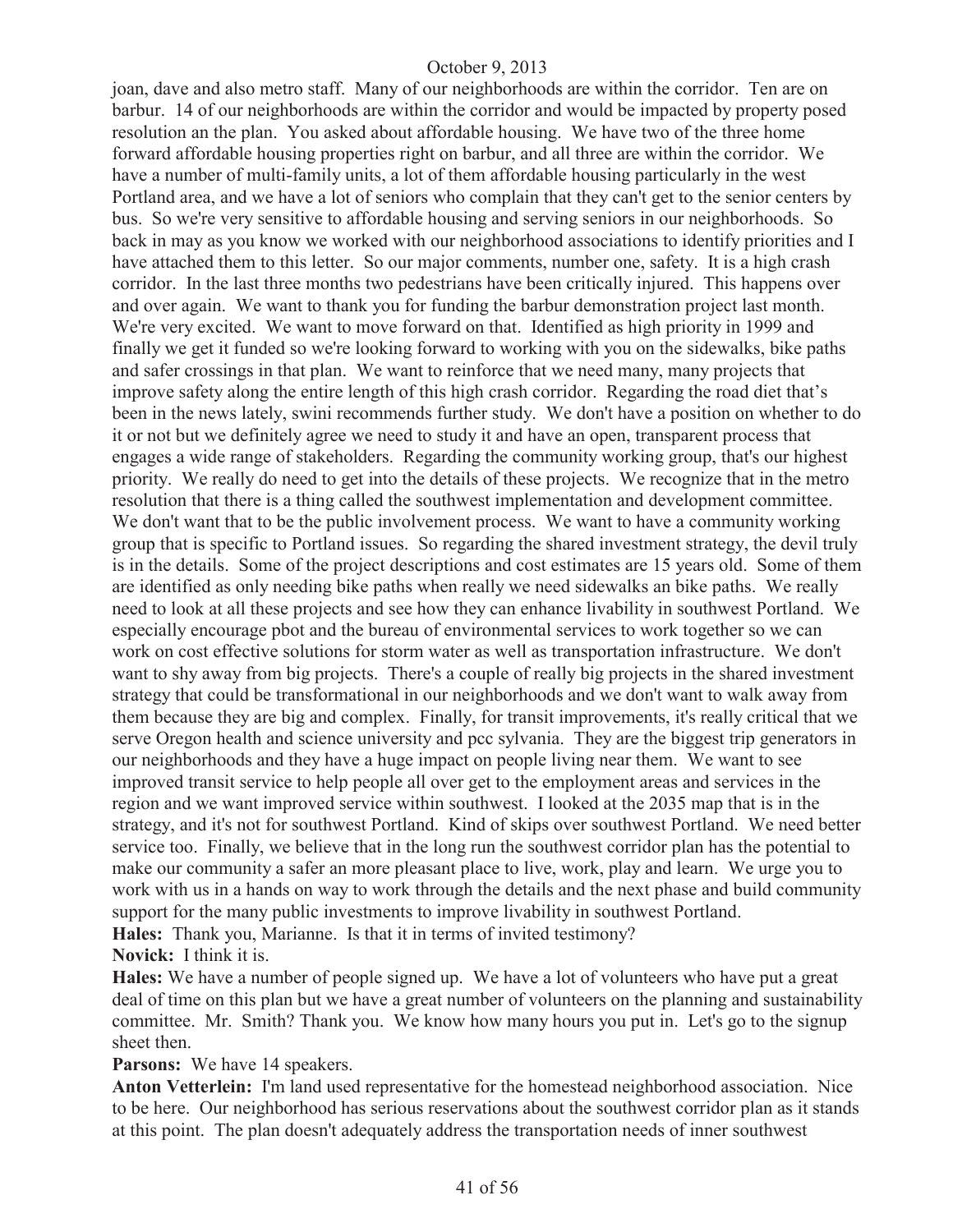joan, dave and also metro staff. Many of our neighborhoods are within the corridor. Ten are on barbur. 14 of our neighborhoods are within the corridor and would be impacted by property posed resolution an the plan. You asked about affordable housing. We have two of the three home forward affordable housing properties right on barbur, and all three are within the corridor. We have a number of multi-family units, a lot of them affordable housing particularly in the west Portland area, and we have a lot of seniors who complain that they can't get to the senior centers by bus. So we're very sensitive to affordable housing and serving seniors in our neighborhoods. So back in may as you know we worked with our neighborhood associations to identify priorities and I have attached them to this letter. So our major comments, number one, safety. It is a high crash corridor. In the last three months two pedestrians have been critically injured. This happens over and over again. We want to thank you for funding the barbur demonstration project last month. We're very excited. We want to move forward on that. Identified as high priority in 1999 and finally we get it funded so we're looking forward to working with you on the sidewalks, bike paths and safer crossings in that plan. We want to reinforce that we need many, many projects that improve safety along the entire length of this high crash corridor. Regarding the road diet that's been in the news lately, swini recommends further study. We don't have a position on whether to do it or not but we definitely agree we need to study it and have an open, transparent process that engages a wide range of stakeholders. Regarding the community working group, that's our highest priority. We really do need to get into the details of these projects. We recognize that in the metro resolution that there is a thing called the southwest implementation and development committee. We don't want that to be the public involvement process. We want to have a community working group that is specific to Portland issues. So regarding the shared investment strategy, the devil truly is in the details. Some of the project descriptions and cost estimates are 15 years old. Some of them are identified as only needing bike paths when really we need sidewalks an bike paths. We really need to look at all these projects and see how they can enhance livability in southwest Portland. We especially encourage pbot and the bureau of environmental services to work together so we can work on cost effective solutions for storm water as well as transportation infrastructure. We don't want to shy away from big projects. There's a couple of really big projects in the shared investment strategy that could be transformational in our neighborhoods and we don't want to walk away from them because they are big and complex. Finally, for transit improvements, it's really critical that we serve Oregon health and science university and pcc sylvania. They are the biggest trip generators in our neighborhoods and they have a huge impact on people living near them. We want to see improved transit service to help people all over get to the employment areas and services in the region and we want improved service within southwest. I looked at the 2035 map that is in the strategy, and it's not for southwest Portland. Kind of skips over southwest Portland. We need better service too. Finally, we believe that in the long run the southwest corridor plan has the potential to make our community a safer an more pleasant place to live, work, play and learn. We urge you to work with us in a hands on way to work through the details and the next phase and build community support for the many public investments to improve livability in southwest Portland.

**Hales:** Thank you, Marianne. Is that it in terms of invited testimony?

**Novick:** I think it is.

**Hales:** We have a number of people signed up. We have a lot of volunteers who have put a great deal of time on this plan but we have a great number of volunteers on the planning and sustainability committee. Mr. Smith? Thank you. We know how many hours you put in. Let's go to the signup sheet then.

**Parsons:** We have 14 speakers.

**Anton Vetterlein:** I'm land used representative for the homestead neighborhood association. Nice to be here. Our neighborhood has serious reservations about the southwest corridor plan as it stands at this point. The plan doesn't adequately address the transportation needs of inner southwest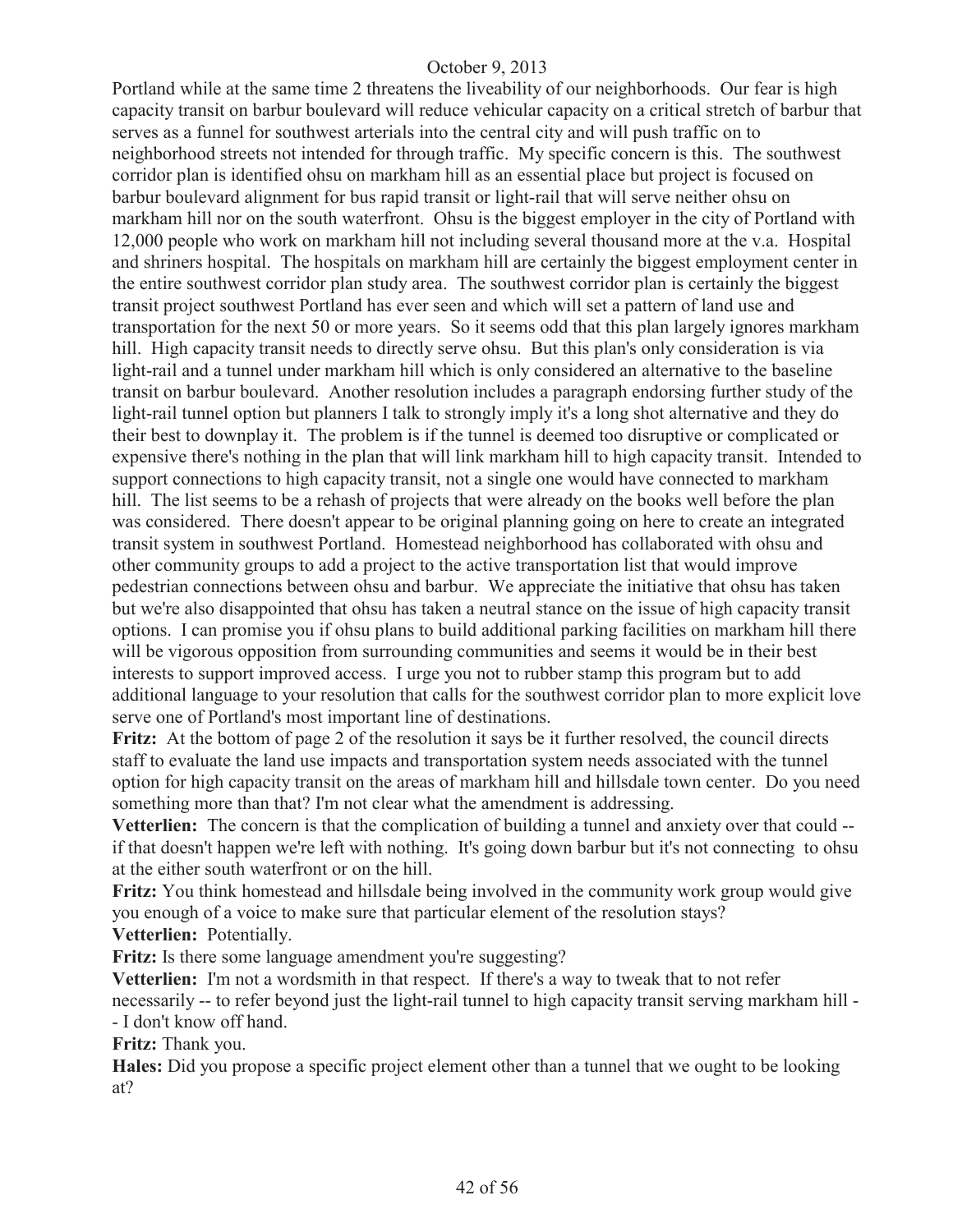Portland while at the same time 2 threatens the liveability of our neighborhoods. Our fear is high capacity transit on barbur boulevard will reduce vehicular capacity on a critical stretch of barbur that serves as a funnel for southwest arterials into the central city and will push traffic on to neighborhood streets not intended for through traffic. My specific concern is this. The southwest corridor plan is identified ohsu on markham hill as an essential place but project is focused on barbur boulevard alignment for bus rapid transit or light-rail that will serve neither ohsu on markham hill nor on the south waterfront. Ohsu is the biggest employer in the city of Portland with 12,000 people who work on markham hill not including several thousand more at the v.a. Hospital and shriners hospital. The hospitals on markham hill are certainly the biggest employment center in the entire southwest corridor plan study area. The southwest corridor plan is certainly the biggest transit project southwest Portland has ever seen and which will set a pattern of land use and transportation for the next 50 or more years. So it seems odd that this plan largely ignores markham hill. High capacity transit needs to directly serve ohsu. But this plan's only consideration is via light-rail and a tunnel under markham hill which is only considered an alternative to the baseline transit on barbur boulevard. Another resolution includes a paragraph endorsing further study of the light-rail tunnel option but planners I talk to strongly imply it's a long shot alternative and they do their best to downplay it. The problem is if the tunnel is deemed too disruptive or complicated or expensive there's nothing in the plan that will link markham hill to high capacity transit. Intended to support connections to high capacity transit, not a single one would have connected to markham hill. The list seems to be a rehash of projects that were already on the books well before the plan was considered. There doesn't appear to be original planning going on here to create an integrated transit system in southwest Portland. Homestead neighborhood has collaborated with ohsu and other community groups to add a project to the active transportation list that would improve pedestrian connections between ohsu and barbur. We appreciate the initiative that ohsu has taken but we're also disappointed that ohsu has taken a neutral stance on the issue of high capacity transit options. I can promise you if ohsu plans to build additional parking facilities on markham hill there will be vigorous opposition from surrounding communities and seems it would be in their best interests to support improved access. I urge you not to rubber stamp this program but to add additional language to your resolution that calls for the southwest corridor plan to more explicit love serve one of Portland's most important line of destinations.

**Fritz:** At the bottom of page 2 of the resolution it says be it further resolved, the council directs staff to evaluate the land use impacts and transportation system needs associated with the tunnel option for high capacity transit on the areas of markham hill and hillsdale town center. Do you need something more than that? I'm not clear what the amendment is addressing.

**Vetterlien:** The concern is that the complication of building a tunnel and anxiety over that could -- if that doesn't happen we're left with nothing. It's going down barbur but it's not connecting to ohsu at the either south waterfront or on the hill.

**Fritz:** You think homestead and hillsdale being involved in the community work group would give you enough of a voice to make sure that particular element of the resolution stays?

**Vetterlien:** Potentially.

**Fritz:** Is there some language amendment you're suggesting?

**Vetterlien:** I'm not a wordsmith in that respect. If there's a way to tweak that to not refer necessarily -- to refer beyond just the light-rail tunnel to high capacity transit serving markham hill -- I don't know off hand.

**Fritz:** Thank you.

**Hales:** Did you propose a specific project element other than a tunnel that we ought to be looking at?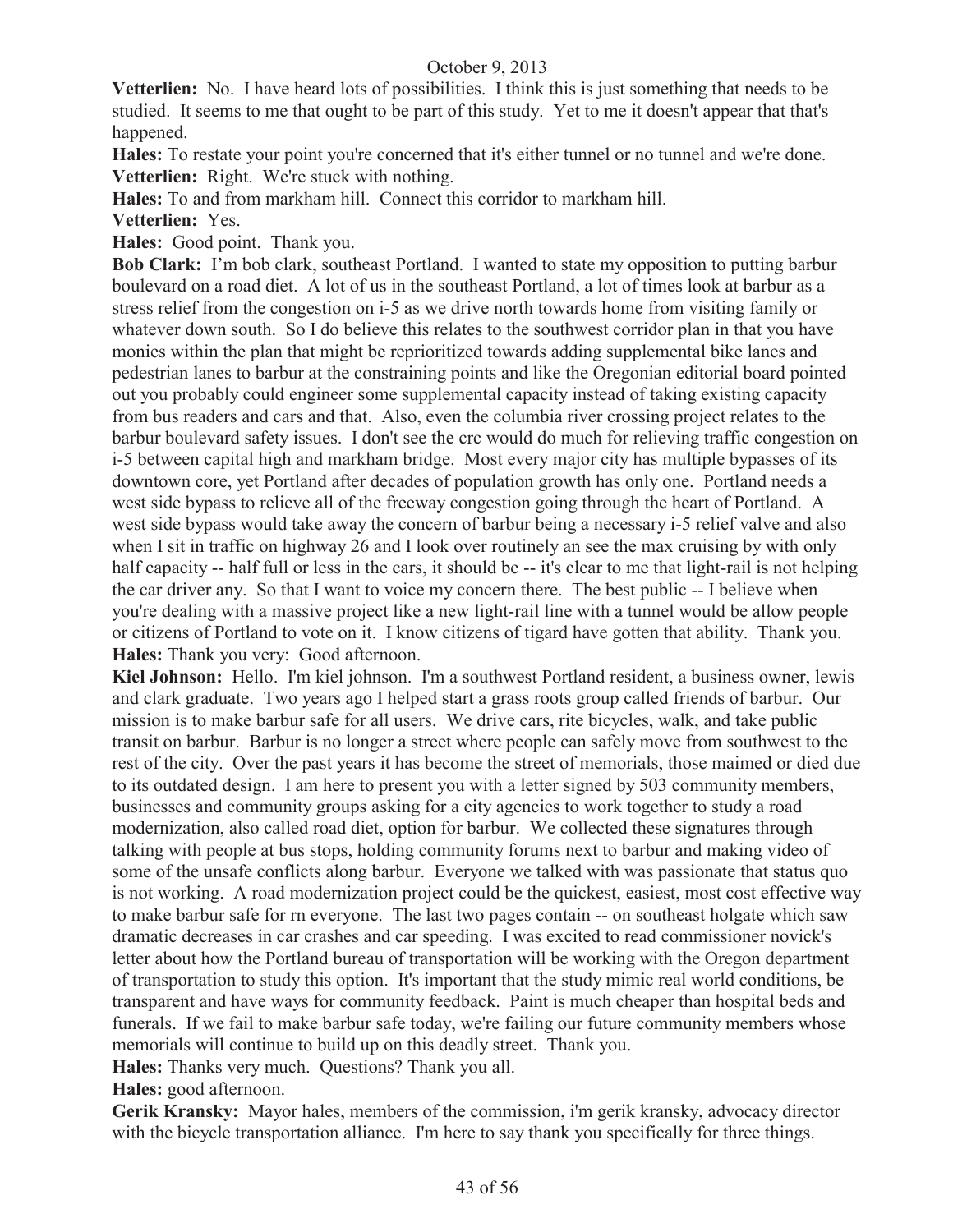**Vetterlien:** No. I have heard lots of possibilities. I think this is just something that needs to be studied. It seems to me that ought to be part of this study. Yet to me it doesn't appear that that's happened.

**Hales:** To restate your point you're concerned that it's either tunnel or no tunnel and we're done.

**Vetterlien:** Right. We're stuck with nothing.

**Hales:** To and from markham hill. Connect this corridor to markham hill.

**Vetterlien:** Yes.

**Hales:** Good point. Thank you.

**Bob Clark:** I'm bob clark, southeast Portland. I wanted to state my opposition to putting barbur boulevard on a road diet. A lot of us in the southeast Portland, a lot of times look at barbur as a stress relief from the congestion on i-5 as we drive north towards home from visiting family or whatever down south. So I do believe this relates to the southwest corridor plan in that you have monies within the plan that might be reprioritized towards adding supplemental bike lanes and pedestrian lanes to barbur at the constraining points and like the Oregonian editorial board pointed out you probably could engineer some supplemental capacity instead of taking existing capacity from bus readers and cars and that. Also, even the columbia river crossing project relates to the barbur boulevard safety issues. I don't see the crc would do much for relieving traffic congestion on i-5 between capital high and markham bridge. Most every major city has multiple bypasses of its downtown core, yet Portland after decades of population growth has only one. Portland needs a west side bypass to relieve all of the freeway congestion going through the heart of Portland. A west side bypass would take away the concern of barbur being a necessary i-5 relief valve and also when I sit in traffic on highway 26 and I look over routinely an see the max cruising by with only half capacity -- half full or less in the cars, it should be -- it's clear to me that light-rail is not helping the car driver any. So that I want to voice my concern there. The best public -- I believe when you're dealing with a massive project like a new light-rail line with a tunnel would be allow people or citizens of Portland to vote on it. I know citizens of tigard have gotten that ability. Thank you.

**Hales:** Thank you very: Good afternoon.

**Kiel Johnson:** Hello. I'm kiel johnson. I'm a southwest Portland resident, a business owner, lewis and clark graduate. Two years ago I helped start a grass roots group called friends of barbur. Our mission is to make barbur safe for all users. We drive cars, rite bicycles, walk, and take public transit on barbur. Barbur is no longer a street where people can safely move from southwest to the rest of the city. Over the past years it has become the street of memorials, those maimed or died due to its outdated design. I am here to present you with a letter signed by 503 community members, businesses and community groups asking for a city agencies to work together to study a road modernization, also called road diet, option for barbur. We collected these signatures through talking with people at bus stops, holding community forums next to barbur and making video of some of the unsafe conflicts along barbur. Everyone we talked with was passionate that status quo is not working. A road modernization project could be the quickest, easiest, most cost effective way to make barbur safe for rn everyone. The last two pages contain -- on southeast holgate which saw dramatic decreases in car crashes and car speeding. I was excited to read commissioner novick's letter about how the Portland bureau of transportation will be working with the Oregon department of transportation to study this option. It's important that the study mimic real world conditions, be transparent and have ways for community feedback. Paint is much cheaper than hospital beds and funerals. If we fail to make barbur safe today, we're failing our future community members whose memorials will continue to build up on this deadly street. Thank you.

**Hales:** Thanks very much. Questions? Thank you all.

**Hales:** good afternoon.

**Gerik Kransky:** Mayor hales, members of the commission, i'm gerik kransky, advocacy director with the bicycle transportation alliance. I'm here to say thank you specifically for three things.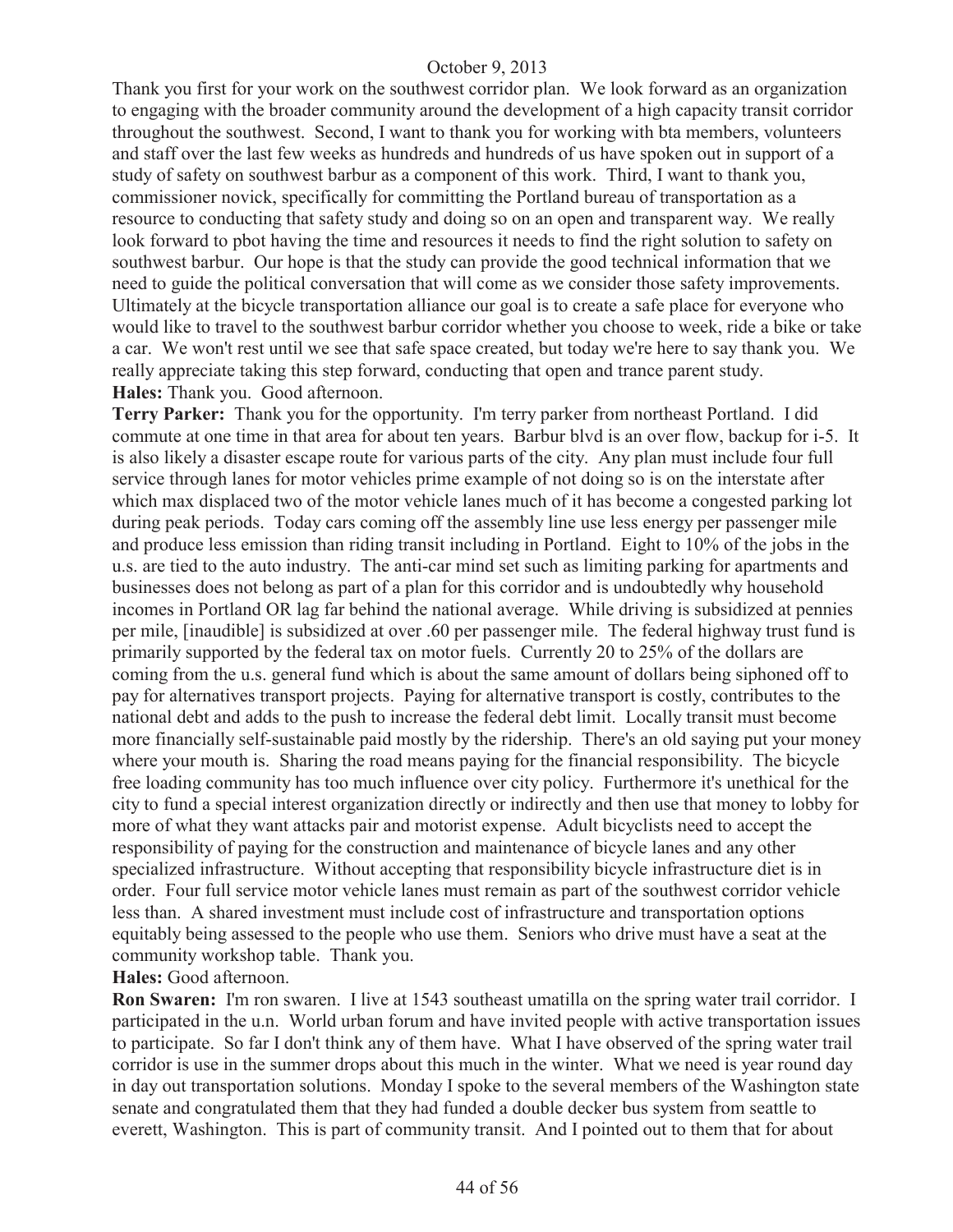Thank you first for your work on the southwest corridor plan. We look forward as an organization to engaging with the broader community around the development of a high capacity transit corridor throughout the southwest. Second, I want to thank you for working with bta members, volunteers and staff over the last few weeks as hundreds and hundreds of us have spoken out in support of a study of safety on southwest barbur as a component of this work. Third, I want to thank you, commissioner novick, specifically for committing the Portland bureau of transportation as a resource to conducting that safety study and doing so on an open and transparent way. We really look forward to pbot having the time and resources it needs to find the right solution to safety on southwest barbur. Our hope is that the study can provide the good technical information that we need to guide the political conversation that will come as we consider those safety improvements. Ultimately at the bicycle transportation alliance our goal is to create a safe place for everyone who would like to travel to the southwest barbur corridor whether you choose to week, ride a bike or take a car. We won't rest until we see that safe space created, but today we're here to say thank you. We really appreciate taking this step forward, conducting that open and trance parent study.

**Hales:** Thank you. Good afternoon.

**Terry Parker:** Thank you for the opportunity. I'm terry parker from northeast Portland. I did commute at one time in that area for about ten years. Barbur blvd is an over flow, backup for i-5. It is also likely a disaster escape route for various parts of the city. Any plan must include four full service through lanes for motor vehicles prime example of not doing so is on the interstate after which max displaced two of the motor vehicle lanes much of it has become a congested parking lot during peak periods. Today cars coming off the assembly line use less energy per passenger mile and produce less emission than riding transit including in Portland. Eight to 10% of the jobs in the u.s. are tied to the auto industry. The anti-car mind set such as limiting parking for apartments and businesses does not belong as part of a plan for this corridor and is undoubtedly why household incomes in Portland OR lag far behind the national average. While driving is subsidized at pennies per mile, [inaudible] is subsidized at over .60 per passenger mile. The federal highway trust fund is primarily supported by the federal tax on motor fuels. Currently 20 to 25% of the dollars are coming from the u.s. general fund which is about the same amount of dollars being siphoned off to pay for alternatives transport projects. Paying for alternative transport is costly, contributes to the national debt and adds to the push to increase the federal debt limit. Locally transit must become more financially self-sustainable paid mostly by the ridership. There's an old saying put your money where your mouth is. Sharing the road means paying for the financial responsibility. The bicycle free loading community has too much influence over city policy. Furthermore it's unethical for the city to fund a special interest organization directly or indirectly and then use that money to lobby for more of what they want attacks pair and motorist expense. Adult bicyclists need to accept the responsibility of paying for the construction and maintenance of bicycle lanes and any other specialized infrastructure. Without accepting that responsibility bicycle infrastructure diet is in order. Four full service motor vehicle lanes must remain as part of the southwest corridor vehicle less than. A shared investment must include cost of infrastructure and transportation options equitably being assessed to the people who use them. Seniors who drive must have a seat at the community workshop table. Thank you.

**Hales:** Good afternoon.

**Ron Swaren:** I'm ron swaren. I live at 1543 southeast umatilla on the spring water trail corridor. I participated in the u.n. World urban forum and have invited people with active transportation issues to participate. So far I don't think any of them have. What I have observed of the spring water trail corridor is use in the summer drops about this much in the winter. What we need is year round day in day out transportation solutions. Monday I spoke to the several members of the Washington state senate and congratulated them that they had funded a double decker bus system from seattle to everett, Washington. This is part of community transit. And I pointed out to them that for about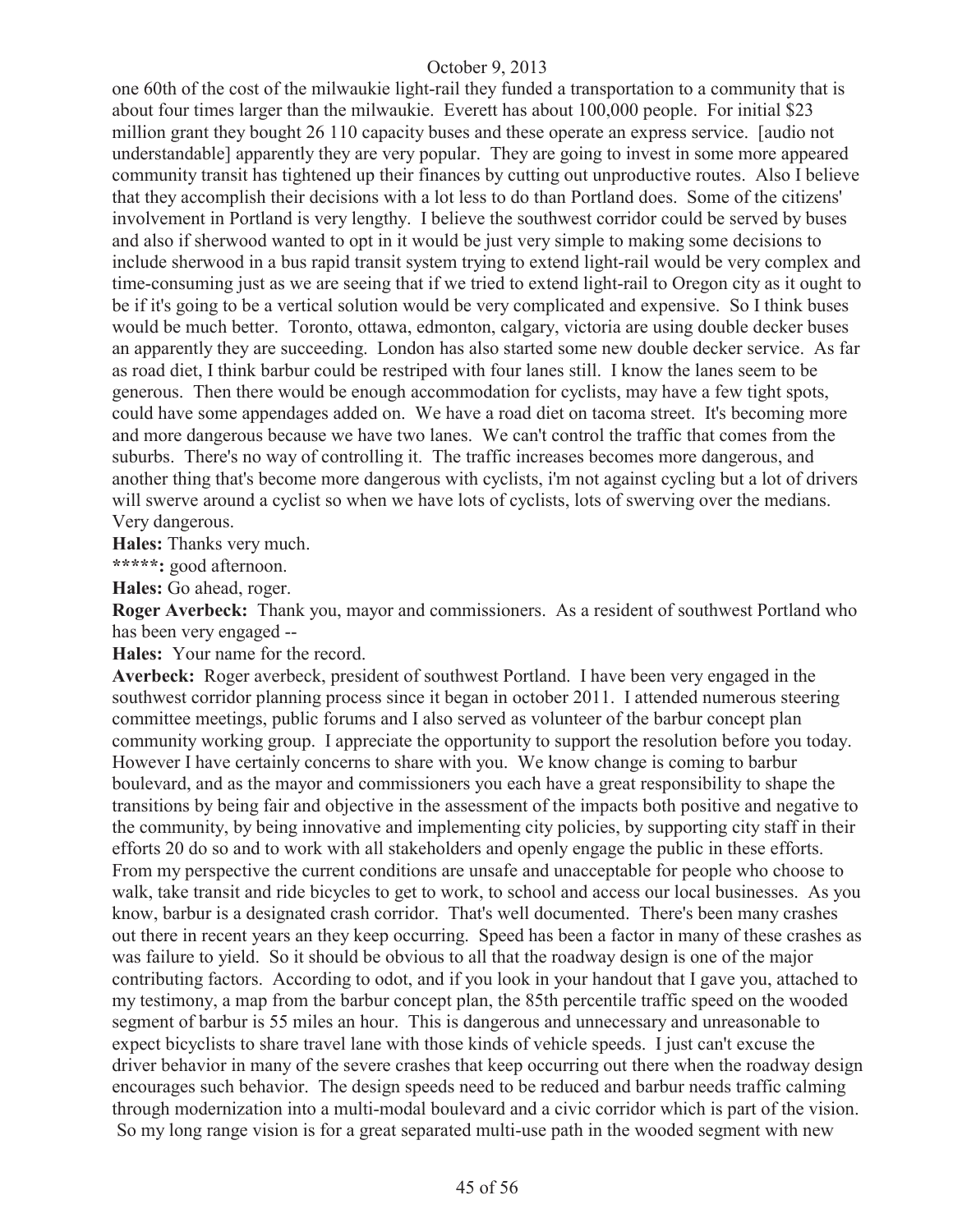one 60th of the cost of the milwaukie light-rail they funded a transportation to a community that is about four times larger than the milwaukie. Everett has about 100,000 people. For initial $23 million grant they bought 26 110 capacity buses and these operate an express service. [audio not understandable] apparently they are very popular. They are going to invest in some more appeared community transit has tightened up their finances by cutting out unproductive routes. Also I believe that they accomplish their decisions with a lot less to do than Portland does. Some of the citizens' involvement in Portland is very lengthy. I believe the southwest corridor could be served by buses and also if sherwood wanted to opt in it would be just very simple to making some decisions to include sherwood in a bus rapid transit system trying to extend light-rail would be very complex and time-consuming just as we are seeing that if we tried to extend light-rail to Oregon city as it ought to be if it's going to be a vertical solution would be very complicated and expensive. So I think buses would be much better. Toronto, ottawa, edmonton, calgary, victoria are using double decker buses an apparently they are succeeding. London has also started some new double decker service. As far as road diet, I think barbur could be restriped with four lanes still. I know the lanes seem to be generous. Then there would be enough accommodation for cyclists, may have a few tight spots, could have some appendages added on. We have a road diet on tacoma street. It's becoming more and more dangerous because we have two lanes. We can't control the traffic that comes from the suburbs. There's no way of controlling it. The traffic increases becomes more dangerous, and another thing that's become more dangerous with cyclists, i'm not against cycling but a lot of drivers will swerve around a cyclist so when we have lots of cyclists, lots of swerving over the medians. Very dangerous.

**Hales:** Thanks very much.

**\*\*\*\*\*:** good afternoon.

**Hales:** Go ahead, roger.

**Roger Averbeck:** Thank you, mayor and commissioners. As a resident of southwest Portland who has been very engaged --

**Hales:** Your name for the record.

**Averbeck:** Roger averbeck, president of southwest Portland. I have been very engaged in the southwest corridor planning process since it began in october 2011. I attended numerous steering committee meetings, public forums and I also served as volunteer of the barbur concept plan community working group. I appreciate the opportunity to support the resolution before you today. However I have certainly concerns to share with you. We know change is coming to barbur boulevard, and as the mayor and commissioners you each have a great responsibility to shape the transitions by being fair and objective in the assessment of the impacts both positive and negative to the community, by being innovative and implementing city policies, by supporting city staff in their efforts 20 do so and to work with all stakeholders and openly engage the public in these efforts. From my perspective the current conditions are unsafe and unacceptable for people who choose to walk, take transit and ride bicycles to get to work, to school and access our local businesses. As you know, barbur is a designated crash corridor. That's well documented. There's been many crashes out there in recent years an they keep occurring. Speed has been a factor in many of these crashes as was failure to yield. So it should be obvious to all that the roadway design is one of the major contributing factors. According to odot, and if you look in your handout that I gave you, attached to my testimony, a map from the barbur concept plan, the 85th percentile traffic speed on the wooded segment of barbur is 55 miles an hour. This is dangerous and unnecessary and unreasonable to expect bicyclists to share travel lane with those kinds of vehicle speeds. I just can't excuse the driver behavior in many of the severe crashes that keep occurring out there when the roadway design encourages such behavior. The design speeds need to be reduced and barbur needs traffic calming through modernization into a multi-modal boulevard and a civic corridor which is part of the vision. So my long range vision is for a great separated multi-use path in the wooded segment with new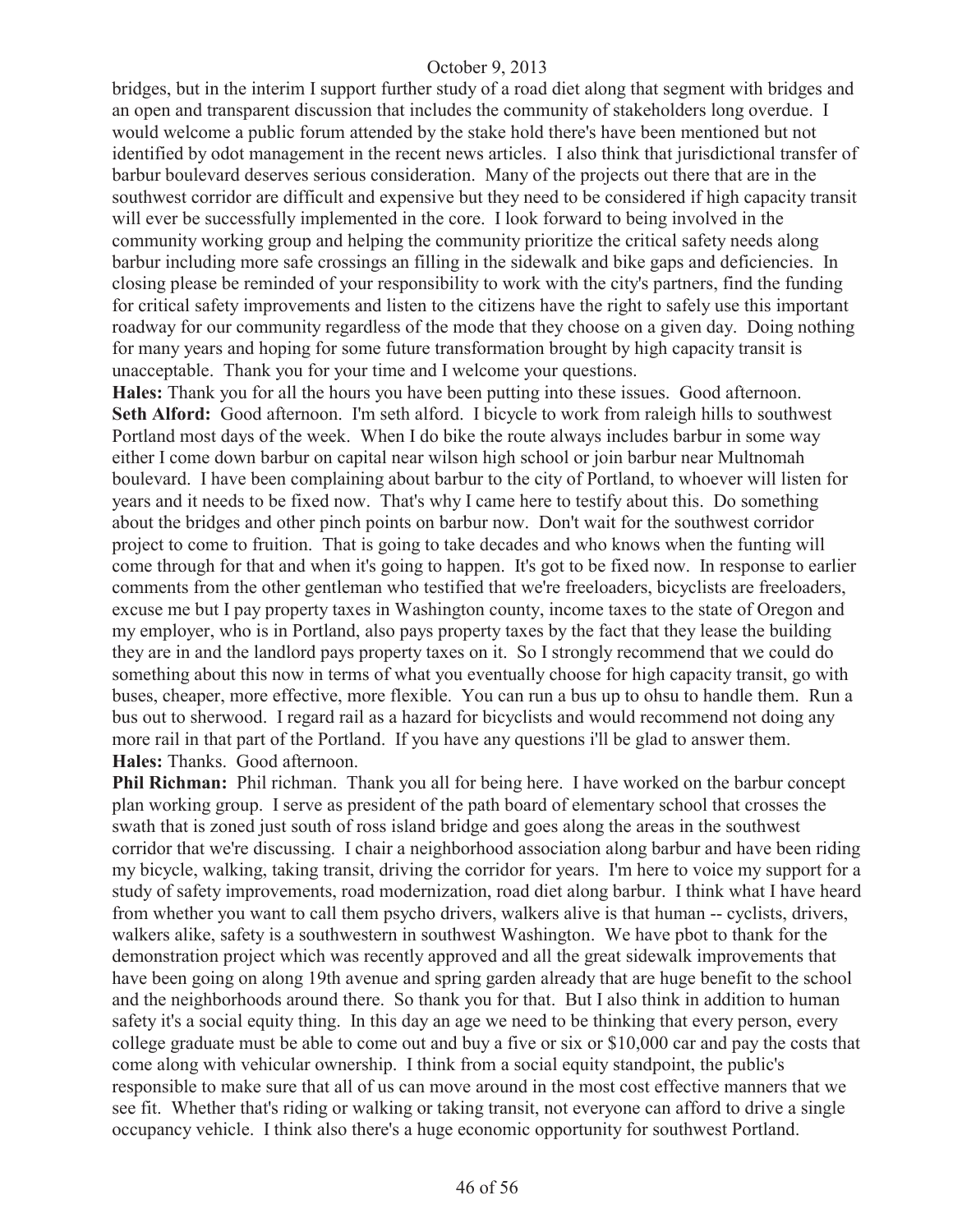bridges, but in the interim I support further study of a road diet along that segment with bridges and an open and transparent discussion that includes the community of stakeholders long overdue. I would welcome a public forum attended by the stake hold there's have been mentioned but not identified by odot management in the recent news articles. I also think that jurisdictional transfer of barbur boulevard deserves serious consideration. Many of the projects out there that are in the southwest corridor are difficult and expensive but they need to be considered if high capacity transit will ever be successfully implemented in the core. I look forward to being involved in the community working group and helping the community prioritize the critical safety needs along barbur including more safe crossings an filling in the sidewalk and bike gaps and deficiencies. In closing please be reminded of your responsibility to work with the city's partners, find the funding for critical safety improvements and listen to the citizens have the right to safely use this important roadway for our community regardless of the mode that they choose on a given day. Doing nothing for many years and hoping for some future transformation brought by high capacity transit is unacceptable. Thank you for your time and I welcome your questions.

**Hales:** Thank you for all the hours you have been putting into these issues. Good afternoon.

**Seth Alford:** Good afternoon. I'm seth alford. I bicycle to work from raleigh hills to southwest Portland most days of the week. When I do bike the route always includes barbur in some way either I come down barbur on capital near wilson high school or join barbur near Multnomah boulevard. I have been complaining about barbur to the city of Portland, to whoever will listen for years and it needs to be fixed now. That's why I came here to testify about this. Do something about the bridges and other pinch points on barbur now. Don't wait for the southwest corridor project to come to fruition. That is going to take decades and who knows when the funting will come through for that and when it's going to happen. It's got to be fixed now. In response to earlier comments from the other gentleman who testified that we're freeloaders, bicyclists are freeloaders, excuse me but I pay property taxes in Washington county, income taxes to the state of Oregon and my employer, who is in Portland, also pays property taxes by the fact that they lease the building they are in and the landlord pays property taxes on it. So I strongly recommend that we could do something about this now in terms of what you eventually choose for high capacity transit, go with buses, cheaper, more effective, more flexible. You can run a bus up to ohsu to handle them. Run a bus out to sherwood. I regard rail as a hazard for bicyclists and would recommend not doing any more rail in that part of the Portland. If you have any questions i'll be glad to answer them.

**Hales:** Thanks. Good afternoon.

**Phil Richman:** Phil richman. Thank you all for being here. I have worked on the barbur concept plan working group. I serve as president of the path board of elementary school that crosses the swath that is zoned just south of ross island bridge and goes along the areas in the southwest corridor that we're discussing. I chair a neighborhood association along barbur and have been riding my bicycle, walking, taking transit, driving the corridor for years. I'm here to voice my support for a study of safety improvements, road modernization, road diet along barbur. I think what I have heard from whether you want to call them psycho drivers, walkers alive is that human -- cyclists, drivers, walkers alike, safety is a southwestern in southwest Washington. We have pbot to thank for the demonstration project which was recently approved and all the great sidewalk improvements that have been going on along 19th avenue and spring garden already that are huge benefit to the school and the neighborhoods around there. So thank you for that. But I also think in addition to human safety it's a social equity thing. In this day an age we need to be thinking that every person, every college graduate must be able to come out and buy a five or six or $10,000 car and pay the costs that come along with vehicular ownership. I think from a social equity standpoint, the public's responsible to make sure that all of us can move around in the most cost effective manners that we see fit. Whether that's riding or walking or taking transit, not everyone can afford to drive a single occupancy vehicle. I think also there's a huge economic opportunity for southwest Portland.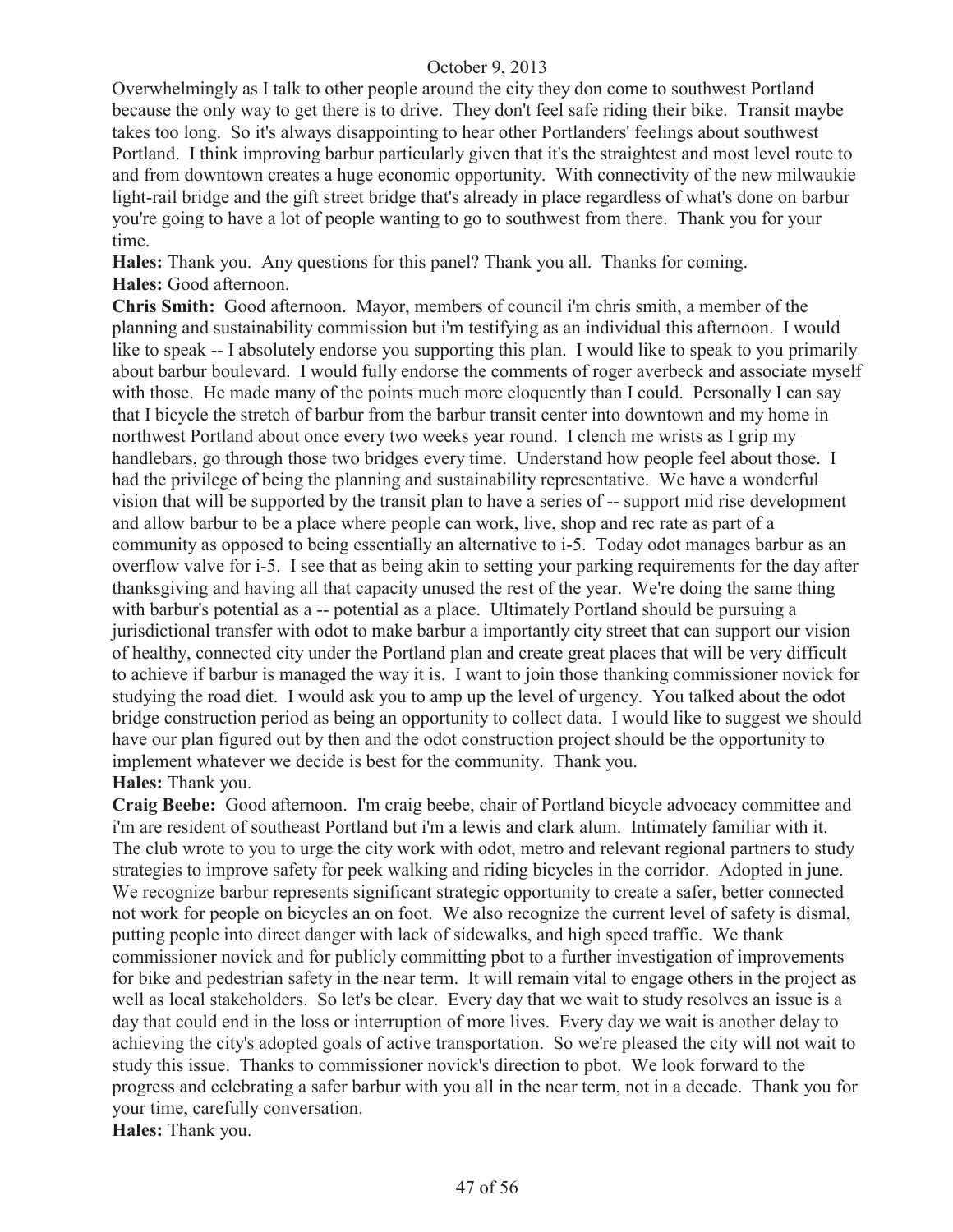October 9, 2013

Overwhelmingly as I talk to other people around the city they don come to southwest Portland because the only way to get there is to drive. They don't feel safe riding their bike. Transit maybe takes too long. So it's always disappointing to hear other Portlanders' feelings about southwest Portland. I think improving barbur particularly given that it's the straightest and most level route to and from downtown creates a huge economic opportunity. With connectivity of the new milwaukie light-rail bridge and the gift street bridge that's already in place regardless of what's done on barbur you're going to have a lot of people wanting to go to southwest from there. Thank you for your time.

**Hales:** Thank you. Any questions for this panel? Thank you all. Thanks for coming.

**Hales:** Good afternoon.

**Chris Smith:** Good afternoon. Mayor, members of council i'm chris smith, a member of the planning and sustainability commission but i'm testifying as an individual this afternoon. I would like to speak -- I absolutely endorse you supporting this plan. I would like to speak to you primarily about barbur boulevard. I would fully endorse the comments of roger averbeck and associate myself with those. He made many of the points much more eloquently than I could. Personally I can say that I bicycle the stretch of barbur from the barbur transit center into downtown and my home in northwest Portland about once every two weeks year round. I clench me wrists as I grip my handlebars, go through those two bridges every time. Understand how people feel about those. I had the privilege of being the planning and sustainability representative. We have a wonderful vision that will be supported by the transit plan to have a series of -- support mid rise development and allow barbur to be a place where people can work, live, shop and rec rate as part of a community as opposed to being essentially an alternative to i-5. Today odot manages barbur as an overflow valve for i-5. I see that as being akin to setting your parking requirements for the day after thanksgiving and having all that capacity unused the rest of the year. We're doing the same thing with barbur's potential as a -- potential as a place. Ultimately Portland should be pursuing a jurisdictional transfer with odot to make barbur a importantly city street that can support our vision of healthy, connected city under the Portland plan and create great places that will be very difficult to achieve if barbur is managed the way it is. I want to join those thanking commissioner novick for studying the road diet. I would ask you to amp up the level of urgency. You talked about the odot bridge construction period as being an opportunity to collect data. I would like to suggest we should have our plan figured out by then and the odot construction project should be the opportunity to implement whatever we decide is best for the community. Thank you.

**Hales:** Thank you.

**Craig Beebe:** Good afternoon. I'm craig beebe, chair of Portland bicycle advocacy committee and i'm are resident of southeast Portland but i'm a lewis and clark alum. Intimately familiar with it. The club wrote to you to urge the city work with odot, metro and relevant regional partners to study strategies to improve safety for peek walking and riding bicycles in the corridor. Adopted in june. We recognize barbur represents significant strategic opportunity to create a safer, better connected not work for people on bicycles an on foot. We also recognize the current level of safety is dismal, putting people into direct danger with lack of sidewalks, and high speed traffic. We thank commissioner novick and for publicly committing pbot to a further investigation of improvements for bike and pedestrian safety in the near term. It will remain vital to engage others in the project as well as local stakeholders. So let's be clear. Every day that we wait to study resolves an issue is a day that could end in the loss or interruption of more lives. Every day we wait is another delay to achieving the city's adopted goals of active transportation. So we're pleased the city will not wait to study this issue. Thanks to commissioner novick's direction to pbot. We look forward to the progress and celebrating a safer barbur with you all in the near term, not in a decade. Thank you for your time, carefully conversation.

**Hales:** Thank you.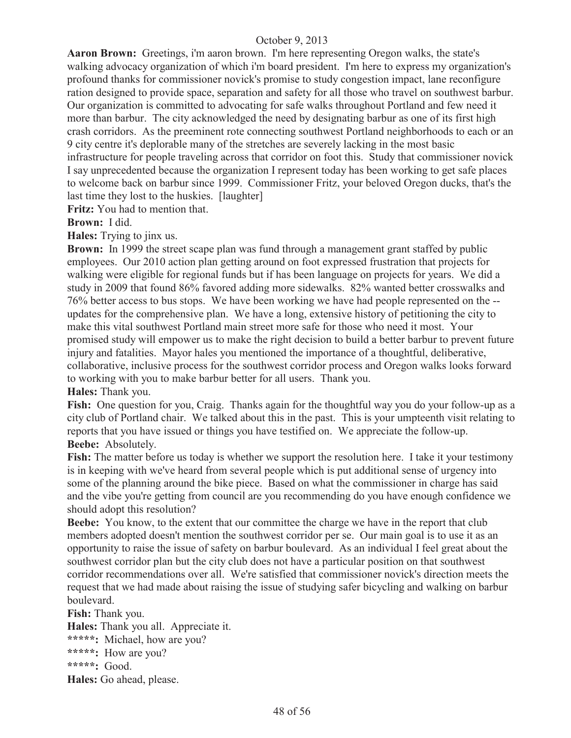**Aaron Brown:** Greetings, i'm aaron brown. I'm here representing Oregon walks, the state's walking advocacy organization of which i'm board president. I'm here to express my organization's profound thanks for commissioner novick's promise to study congestion impact, lane reconfigure ration designed to provide space, separation and safety for all those who travel on southwest barbur. Our organization is committed to advocating for safe walks throughout Portland and few need it more than barbur. The city acknowledged the need by designating barbur as one of its first high crash corridors. As the preeminent rote connecting southwest Portland neighborhoods to each or an 9 city centre it's deplorable many of the stretches are severely lacking in the most basic infrastructure for people traveling across that corridor on foot this. Study that commissioner novick I say unprecedented because the organization I represent today has been working to get safe places to welcome back on barbur since 1999. Commissioner Fritz, your beloved Oregon ducks, that's the last time they lost to the huskies. [laughter]

**Fritz:** You had to mention that.

**Brown:** I did.

**Hales:** Trying to jinx us.

**Brown:** In 1999 the street scape plan was fund through a management grant staffed by public employees. Our 2010 action plan getting around on foot expressed frustration that projects for walking were eligible for regional funds but if has been language on projects for years. We did a study in 2009 that found 86% favored adding more sidewalks. 82% wanted better crosswalks and 76% better access to bus stops. We have been working we have had people represented on the -- updates for the comprehensive plan. We have a long, extensive history of petitioning the city to make this vital southwest Portland main street more safe for those who need it most. Your promised study will empower us to make the right decision to build a better barbur to prevent future injury and fatalities. Mayor hales you mentioned the importance of a thoughtful, deliberative, collaborative, inclusive process for the southwest corridor process and Oregon walks looks forward to working with you to make barbur better for all users. Thank you.

**Hales:** Thank you.

**Fish:** One question for you, Craig. Thanks again for the thoughtful way you do your follow-up as a city club of Portland chair. We talked about this in the past. This is your umpteenth visit relating to reports that you have issued or things you have testified on. We appreciate the follow-up.

**Beebe:** Absolutely.

**Fish:** The matter before us today is whether we support the resolution here. I take it your testimony is in keeping with we've heard from several people which is put additional sense of urgency into some of the planning around the bike piece. Based on what the commissioner in charge has said and the vibe you're getting from council are you recommending do you have enough confidence we should adopt this resolution?

**Beebe:** You know, to the extent that our committee the charge we have in the report that club members adopted doesn't mention the southwest corridor per se. Our main goal is to use it as an opportunity to raise the issue of safety on barbur boulevard. As an individual I feel great about the southwest corridor plan but the city club does not have a particular position on that southwest corridor recommendations over all. We're satisfied that commissioner novick's direction meets the request that we had made about raising the issue of studying safer bicycling and walking on barbur boulevard.

**Fish:** Thank you.

**Hales:** Thank you all. Appreciate it.

**\*\*\*\*\*:** Michael, how are you?

**\*\*\*\*\*:** How are you?

**\*\*\*\*\*:** Good.

**Hales:** Go ahead, please.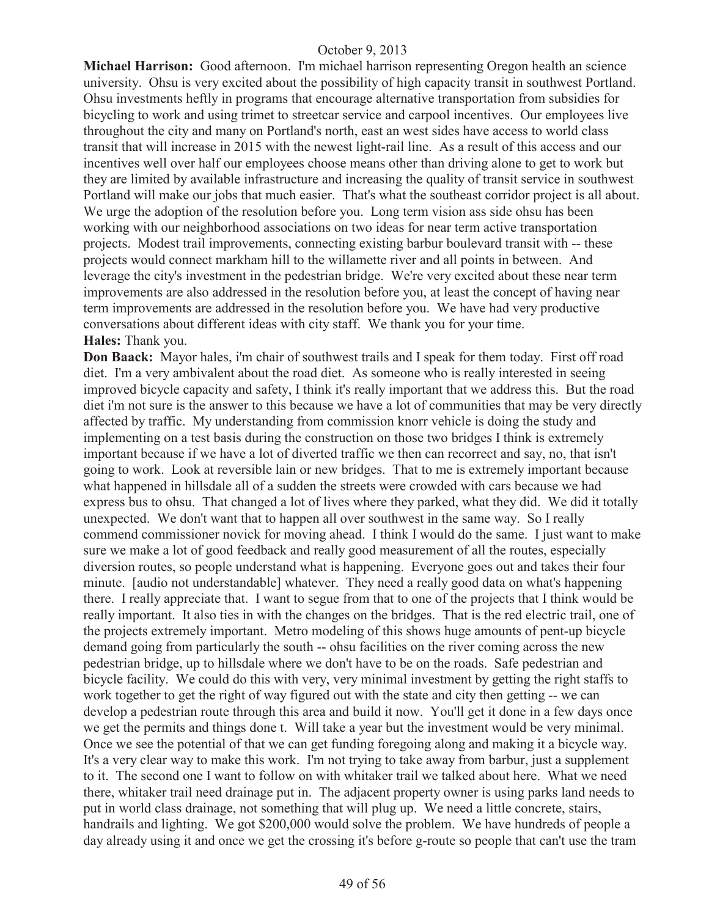**Michael Harrison:** Good afternoon. I'm michael harrison representing Oregon health an science university. Ohsu is very excited about the possibility of high capacity transit in southwest Portland. Ohsu investments heftly in programs that encourage alternative transportation from subsidies for bicycling to work and using trimet to streetcar service and carpool incentives. Our employees live throughout the city and many on Portland's north, east an west sides have access to world class transit that will increase in 2015 with the newest light-rail line. As a result of this access and our incentives well over half our employees choose means other than driving alone to get to work but they are limited by available infrastructure and increasing the quality of transit service in southwest Portland will make our jobs that much easier. That's what the southeast corridor project is all about. We urge the adoption of the resolution before you. Long term vision ass side ohsu has been working with our neighborhood associations on two ideas for near term active transportation projects. Modest trail improvements, connecting existing barbur boulevard transit with -- these projects would connect markham hill to the willamette river and all points in between. And leverage the city's investment in the pedestrian bridge. We're very excited about these near term improvements are also addressed in the resolution before you, at least the concept of having near term improvements are addressed in the resolution before you. We have had very productive conversations about different ideas with city staff. We thank you for your time.

**Hales:** Thank you.

**Don Baack:** Mayor hales, i'm chair of southwest trails and I speak for them today. First off road diet. I'm a very ambivalent about the road diet. As someone who is really interested in seeing improved bicycle capacity and safety, I think it's really important that we address this. But the road diet i'm not sure is the answer to this because we have a lot of communities that may be very directly affected by traffic. My understanding from commission knorr vehicle is doing the study and implementing on a test basis during the construction on those two bridges I think is extremely important because if we have a lot of diverted traffic we then can recorrect and say, no, that isn't going to work. Look at reversible lain or new bridges. That to me is extremely important because what happened in hillsdale all of a sudden the streets were crowded with cars because we had express bus to ohsu. That changed a lot of lives where they parked, what they did. We did it totally unexpected. We don't want that to happen all over southwest in the same way. So I really commend commissioner novick for moving ahead. I think I would do the same. I just want to make sure we make a lot of good feedback and really good measurement of all the routes, especially diversion routes, so people understand what is happening. Everyone goes out and takes their four minute. [audio not understandable] whatever. They need a really good data on what's happening there. I really appreciate that. I want to segue from that to one of the projects that I think would be really important. It also ties in with the changes on the bridges. That is the red electric trail, one of the projects extremely important. Metro modeling of this shows huge amounts of pent-up bicycle demand going from particularly the south -- ohsu facilities on the river coming across the new pedestrian bridge, up to hillsdale where we don't have to be on the roads. Safe pedestrian and bicycle facility. We could do this with very, very minimal investment by getting the right staffs to work together to get the right of way figured out with the state and city then getting -- we can develop a pedestrian route through this area and build it now. You'll get it done in a few days once we get the permits and things done t. Will take a year but the investment would be very minimal. Once we see the potential of that we can get funding foregoing along and making it a bicycle way. It's a very clear way to make this work. I'm not trying to take away from barbur, just a supplement to it. The second one I want to follow on with whitaker trail we talked about here. What we need there, whitaker trail need drainage put in. The adjacent property owner is using parks land needs to put in world class drainage, not something that will plug up. We need a little concrete, stairs, handrails and lighting. We got $200,000 would solve the problem. We have hundreds of people a day already using it and once we get the crossing it's before g-route so people that can't use the tram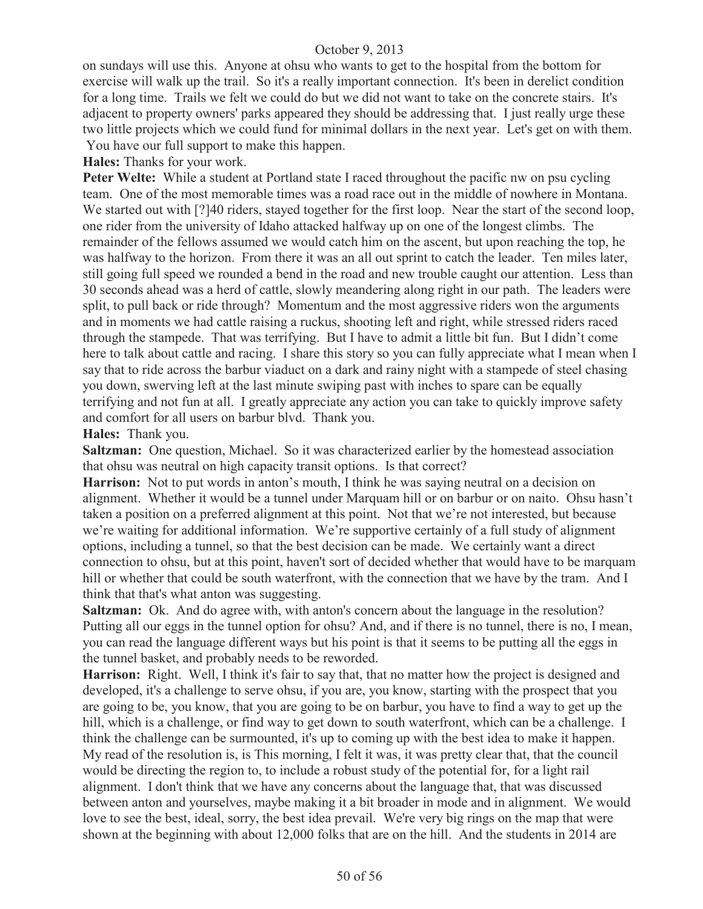on sundays will use this. Anyone at ohsu who wants to get to the hospital from the bottom for exercise will walk up the trail. So it's a really important connection. It's been in derelict condition for a long time. Trails we felt we could do but we did not want to take on the concrete stairs. It's adjacent to property owners' parks appeared they should be addressing that. I just really urge these two little projects which we could fund for minimal dollars in the next year. Let's get on with them. You have our full support to make this happen.

**Hales:** Thanks for your work.

**Peter Welte:** While a student at Portland state I raced throughout the pacific nw on psu cycling team. One of the most memorable times was a road race out in the middle of nowhere in Montana. We started out with [?]40 riders, stayed together for the first loop. Near the start of the second loop, one rider from the university of Idaho attacked halfway up on one of the longest climbs. The remainder of the fellows assumed we would catch him on the ascent, but upon reaching the top, he was halfway to the horizon. From there it was an all out sprint to catch the leader. Ten miles later, still going full speed we rounded a bend in the road and new trouble caught our attention. Less than 30 seconds ahead was a herd of cattle, slowly meandering along right in our path. The leaders were split, to pull back or ride through? Momentum and the most aggressive riders won the arguments and in moments we had cattle raising a ruckus, shooting left and right, while stressed riders raced through the stampede. That was terrifying. But I have to admit a little bit fun. But I didn't come here to talk about cattle and racing. I share this story so you can fully appreciate what I mean when I say that to ride across the barbur viaduct on a dark and rainy night with a stampede of steel chasing you down, swerving left at the last minute swiping past with inches to spare can be equally terrifying and not fun at all. I greatly appreciate any action you can take to quickly improve safety and comfort for all users on barbur blvd. Thank you.

**Hales:** Thank you.

**Saltzman:** One question, Michael. So it was characterized earlier by the homestead association that ohsu was neutral on high capacity transit options. Is that correct?

**Harrison:** Not to put words in anton's mouth, I think he was saying neutral on a decision on alignment. Whether it would be a tunnel under Marquam hill or on barbur or on naito. Ohsu hasn't taken a position on a preferred alignment at this point. Not that we're not interested, but because we're waiting for additional information. We're supportive certainly of a full study of alignment options, including a tunnel, so that the best decision can be made. We certainly want a direct connection to ohsu, but at this point, haven't sort of decided whether that would have to be marquam hill or whether that could be south waterfront, with the connection that we have by the tram. And I think that that's what anton was suggesting.

**Saltzman:** Ok. And do agree with, with anton's concern about the language in the resolution? Putting all our eggs in the tunnel option for ohsu? And, and if there is no tunnel, there is no, I mean, you can read the language different ways but his point is that it seems to be putting all the eggs in the tunnel basket, and probably needs to be reworded.

**Harrison:** Right. Well, I think it's fair to say that, that no matter how the project is designed and developed, it's a challenge to serve ohsu, if you are, you know, starting with the prospect that you are going to be, you know, that you are going to be on barbur, you have to find a way to get up the hill, which is a challenge, or find way to get down to south waterfront, which can be a challenge. I think the challenge can be surmounted, it's up to coming up with the best idea to make it happen. My read of the resolution is, is This morning, I felt it was, it was pretty clear that, that the council would be directing the region to, to include a robust study of the potential for, for a light rail alignment. I don't think that we have any concerns about the language that, that was discussed between anton and yourselves, maybe making it a bit broader in mode and in alignment. We would love to see the best, ideal, sorry, the best idea prevail. We're very big rings on the map that were shown at the beginning with about 12,000 folks that are on the hill. And the students in 2014 are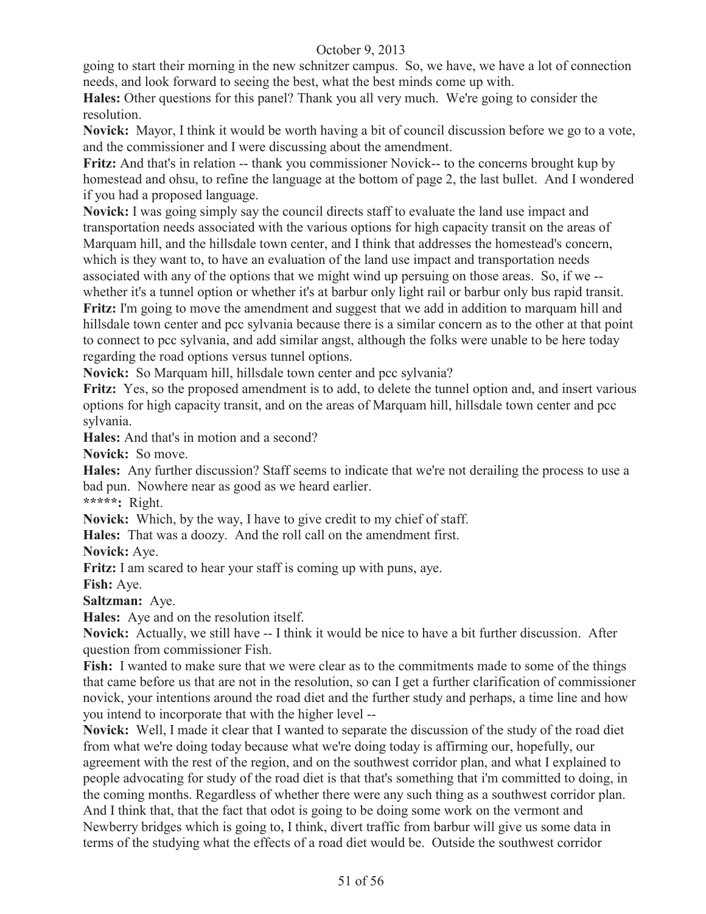going to start their morning in the new schnitzer campus. So, we have, we have a lot of connection needs, and look forward to seeing the best, what the best minds come up with.

**Hales:** Other questions for this panel? Thank you all very much. We're going to consider the resolution.

**Novick:** Mayor, I think it would be worth having a bit of council discussion before we go to a vote, and the commissioner and I were discussing about the amendment.

**Fritz:** And that's in relation -- thank you commissioner Novick-- to the concerns brought kup by homestead and ohsu, to refine the language at the bottom of page 2, the last bullet. And I wondered if you had a proposed language.

**Novick:** I was going simply say the council directs staff to evaluate the land use impact and transportation needs associated with the various options for high capacity transit on the areas of Marquam hill, and the hillsdale town center, and I think that addresses the homestead's concern, which is they want to, to have an evaluation of the land use impact and transportation needs associated with any of the options that we might wind up persuing on those areas. So, if we -- whether it's a tunnel option or whether it's at barbur only light rail or barbur only bus rapid transit.

**Fritz:** I'm going to move the amendment and suggest that we add in addition to marquam hill and hillsdale town center and pcc sylvania because there is a similar concern as to the other at that point to connect to pcc sylvania, and add similar angst, although the folks were unable to be here today regarding the road options versus tunnel options.

**Novick:** So Marquam hill, hillsdale town center and pcc sylvania?

**Fritz:** Yes, so the proposed amendment is to add, to delete the tunnel option and, and insert various options for high capacity transit, and on the areas of Marquam hill, hillsdale town center and pcc sylvania.

**Hales:** And that's in motion and a second?

**Novick:** So move.

**Hales:** Any further discussion? Staff seems to indicate that we're not derailing the process to use a bad pun. Nowhere near as good as we heard earlier.

*****: Right.

**Novick:** Which, by the way, I have to give credit to my chief of staff.

**Hales:** That was a doozy. And the roll call on the amendment first.

**Novick:** Aye.

**Fritz:** I am scared to hear your staff is coming up with puns, aye.

**Fish:** Aye.

**Saltzman:** Aye.

**Hales:** Aye and on the resolution itself.

**Novick:** Actually, we still have -- I think it would be nice to have a bit further discussion. After question from commissioner Fish.

**Fish:** I wanted to make sure that we were clear as to the commitments made to some of the things that came before us that are not in the resolution, so can I get a further clarification of commissioner novick, your intentions around the road diet and the further study and perhaps, a time line and how you intend to incorporate that with the higher level --

**Novick:** Well, I made it clear that I wanted to separate the discussion of the study of the road diet from what we're doing today because what we're doing today is affirming our, hopefully, our agreement with the rest of the region, and on the southwest corridor plan, and what I explained to people advocating for study of the road diet is that that's something that i'm committed to doing, in the coming months. Regardless of whether there were any such thing as a southwest corridor plan. And I think that, that the fact that odot is going to be doing some work on the vermont and Newberry bridges which is going to, I think, divert traffic from barbur will give us some data in terms of the studying what the effects of a road diet would be. Outside the southwest corridor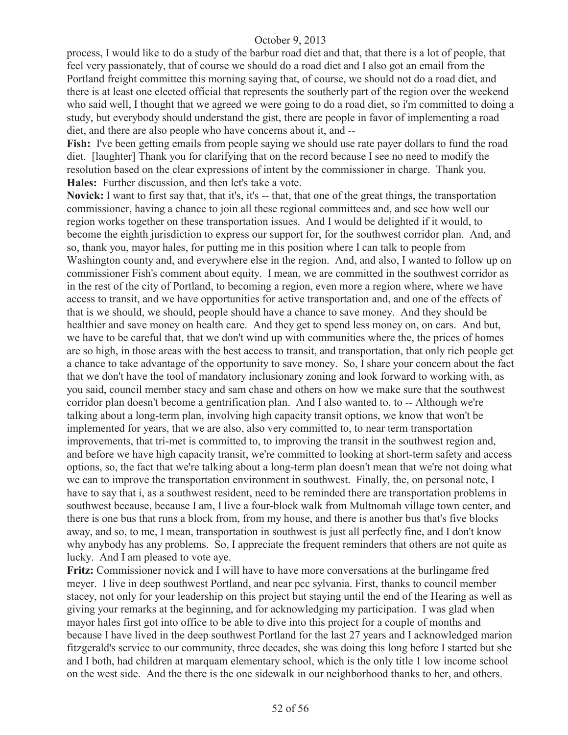process, I would like to do a study of the barbur road diet and that, that there is a lot of people, that feel very passionately, that of course we should do a road diet and I also got an email from the Portland freight committee this morning saying that, of course, we should not do a road diet, and there is at least one elected official that represents the southerly part of the region over the weekend who said well, I thought that we agreed we were going to do a road diet, so i'm committed to doing a study, but everybody should understand the gist, there are people in favor of implementing a road diet, and there are also people who have concerns about it, and --

**Fish:** I've been getting emails from people saying we should use rate payer dollars to fund the road diet. [laughter] Thank you for clarifying that on the record because I see no need to modify the resolution based on the clear expressions of intent by the commissioner in charge. Thank you.

**Hales:** Further discussion, and then let's take a vote.

**Novick:** I want to first say that, that it's, it's -- that, that one of the great things, the transportation commissioner, having a chance to join all these regional committees and, and see how well our region works together on these transportation issues. And I would be delighted if it would, to become the eighth jurisdiction to express our support for, for the southwest corridor plan. And, and so, thank you, mayor hales, for putting me in this position where I can talk to people from Washington county and, and everywhere else in the region. And, and also, I wanted to follow up on commissioner Fish's comment about equity. I mean, we are committed in the southwest corridor as in the rest of the city of Portland, to becoming a region, even more a region where, where we have access to transit, and we have opportunities for active transportation and, and one of the effects of that is we should, we should, people should have a chance to save money. And they should be healthier and save money on health care. And they get to spend less money on, on cars. And but, we have to be careful that, that we don't wind up with communities where the, the prices of homes are so high, in those areas with the best access to transit, and transportation, that only rich people get a chance to take advantage of the opportunity to save money. So, I share your concern about the fact that we don't have the tool of mandatory inclusionary zoning and look forward to working with, as you said, council member stacy and sam chase and others on how we make sure that the southwest corridor plan doesn't become a gentrification plan. And I also wanted to, to -- Although we're talking about a long-term plan, involving high capacity transit options, we know that won't be implemented for years, that we are also, also very committed to, to near term transportation improvements, that tri-met is committed to, to improving the transit in the southwest region and, and before we have high capacity transit, we're committed to looking at short-term safety and access options, so, the fact that we're talking about a long-term plan doesn't mean that we're not doing what we can to improve the transportation environment in southwest. Finally, the, on personal note, I have to say that i, as a southwest resident, need to be reminded there are transportation problems in southwest because, because I am, I live a four-block walk from Multnomah village town center, and there is one bus that runs a block from, from my house, and there is another bus that's five blocks away, and so, to me, I mean, transportation in southwest is just all perfectly fine, and I don't know why anybody has any problems. So, I appreciate the frequent reminders that others are not quite as lucky. And I am pleased to vote aye.

**Fritz:** Commissioner novick and I will have to have more conversations at the burlingame fred meyer. I live in deep southwest Portland, and near pcc sylvania. First, thanks to council member stacey, not only for your leadership on this project but staying until the end of the Hearing as well as giving your remarks at the beginning, and for acknowledging my participation. I was glad when mayor hales first got into office to be able to dive into this project for a couple of months and because I have lived in the deep southwest Portland for the last 27 years and I acknowledged marion fitzgerald's service to our community, three decades, she was doing this long before I started but she and I both, had children at marquam elementary school, which is the only title 1 low income school on the west side. And the there is the one sidewalk in our neighborhood thanks to her, and others.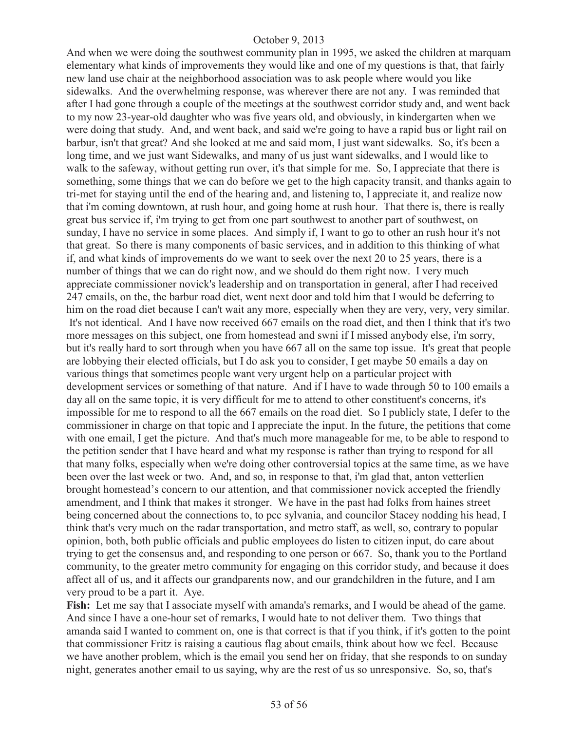And when we were doing the southwest community plan in 1995, we asked the children at marquam elementary what kinds of improvements they would like and one of my questions is that, that fairly new land use chair at the neighborhood association was to ask people where would you like sidewalks. And the overwhelming response, was wherever there are not any. I was reminded that after I had gone through a couple of the meetings at the southwest corridor study and, and went back to my now 23-year-old daughter who was five years old, and obviously, in kindergarten when we were doing that study. And, and went back, and said we're going to have a rapid bus or light rail on barbur, isn't that great? And she looked at me and said mom, I just want sidewalks. So, it's been a long time, and we just want Sidewalks, and many of us just want sidewalks, and I would like to walk to the safeway, without getting run over, it's that simple for me. So, I appreciate that there is something, some things that we can do before we get to the high capacity transit, and thanks again to tri-met for staying until the end of the hearing and, and listening to, I appreciate it, and realize now that i'm coming downtown, at rush hour, and going home at rush hour. That there is, there is really great bus service if, i'm trying to get from one part southwest to another part of southwest, on sunday, I have no service in some places. And simply if, I want to go to other an rush hour it's not that great. So there is many components of basic services, and in addition to this thinking of what if, and what kinds of improvements do we want to seek over the next 20 to 25 years, there is a number of things that we can do right now, and we should do them right now. I very much appreciate commissioner novick's leadership and on transportation in general, after I had received 247 emails, on the, the barbur road diet, went next door and told him that I would be deferring to him on the road diet because I can't wait any more, especially when they are very, very, very similar. It's not identical. And I have now received 667 emails on the road diet, and then I think that it's two more messages on this subject, one from homestead and swni if I missed anybody else, i'm sorry, but it's really hard to sort through when you have 667 all on the same top issue. It's great that people are lobbying their elected officials, but I do ask you to consider, I get maybe 50 emails a day on various things that sometimes people want very urgent help on a particular project with development services or something of that nature. And if I have to wade through 50 to 100 emails a day all on the same topic, it is very difficult for me to attend to other constituent's concerns, it's impossible for me to respond to all the 667 emails on the road diet. So I publicly state, I defer to the commissioner in charge on that topic and I appreciate the input. In the future, the petitions that come with one email, I get the picture. And that's much more manageable for me, to be able to respond to the petition sender that I have heard and what my response is rather than trying to respond for all that many folks, especially when we're doing other controversial topics at the same time, as we have been over the last week or two. And, and so, in response to that, i'm glad that, anton vetterlien brought homestead's concern to our attention, and that commissioner novick accepted the friendly amendment, and I think that makes it stronger. We have in the past had folks from haines street being concerned about the connections to, to pcc sylvania, and councilor Stacey nodding his head, I think that's very much on the radar transportation, and metro staff, as well, so, contrary to popular opinion, both, both public officials and public employees do listen to citizen input, do care about trying to get the consensus and, and responding to one person or 667. So, thank you to the Portland community, to the greater metro community for engaging on this corridor study, and because it does affect all of us, and it affects our grandparents now, and our grandchildren in the future, and I am very proud to be a part it. Aye.

**Fish:** Let me say that I associate myself with amanda's remarks, and I would be ahead of the game. And since I have a one-hour set of remarks, I would hate to not deliver them. Two things that amanda said I wanted to comment on, one is that correct is that if you think, if it's gotten to the point that commissioner Fritz is raising a cautious flag about emails, think about how we feel. Because we have another problem, which is the email you send her on friday, that she responds to on sunday night, generates another email to us saying, why are the rest of us so unresponsive. So, so, that's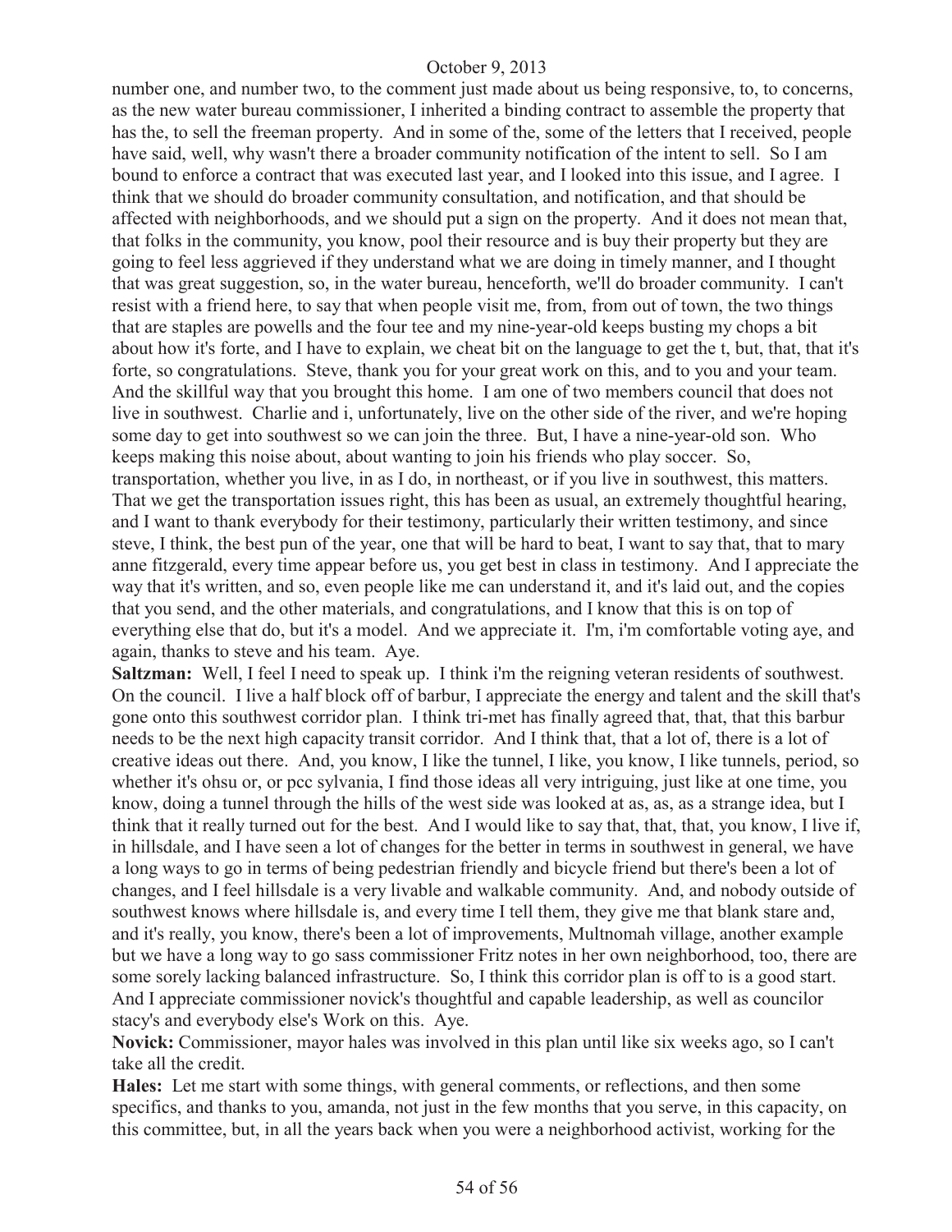number one, and number two, to the comment just made about us being responsive, to, to concerns, as the new water bureau commissioner, I inherited a binding contract to assemble the property that has the, to sell the freeman property. And in some of the, some of the letters that I received, people have said, well, why wasn't there a broader community notification of the intent to sell. So I am bound to enforce a contract that was executed last year, and I looked into this issue, and I agree. I think that we should do broader community consultation, and notification, and that should be affected with neighborhoods, and we should put a sign on the property. And it does not mean that, that folks in the community, you know, pool their resource and is buy their property but they are going to feel less aggrieved if they understand what we are doing in timely manner, and I thought that was great suggestion, so, in the water bureau, henceforth, we'll do broader community. I can't resist with a friend here, to say that when people visit me, from, from out of town, the two things that are staples are powells and the four tee and my nine-year-old keeps busting my chops a bit about how it's forte, and I have to explain, we cheat bit on the language to get the t, but, that, that it's forte, so congratulations. Steve, thank you for your great work on this, and to you and your team. And the skillful way that you brought this home. I am one of two members council that does not live in southwest. Charlie and i, unfortunately, live on the other side of the river, and we're hoping some day to get into southwest so we can join the three. But, I have a nine-year-old son. Who keeps making this noise about, about wanting to join his friends who play soccer. So, transportation, whether you live, in as I do, in northeast, or if you live in southwest, this matters. That we get the transportation issues right, this has been as usual, an extremely thoughtful hearing, and I want to thank everybody for their testimony, particularly their written testimony, and since steve, I think, the best pun of the year, one that will be hard to beat, I want to say that, that to mary anne fitzgerald, every time appear before us, you get best in class in testimony. And I appreciate the way that it's written, and so, even people like me can understand it, and it's laid out, and the copies that you send, and the other materials, and congratulations, and I know that this is on top of everything else that do, but it's a model. And we appreciate it. I'm, i'm comfortable voting aye, and again, thanks to steve and his team. Aye.

**Saltzman:** Well, I feel I need to speak up. I think i'm the reigning veteran residents of southwest. On the council. I live a half block off of barbur, I appreciate the energy and talent and the skill that's gone onto this southwest corridor plan. I think tri-met has finally agreed that, that, that this barbur needs to be the next high capacity transit corridor. And I think that, that a lot of, there is a lot of creative ideas out there. And, you know, I like the tunnel, I like, you know, I like tunnels, period, so whether it's ohsu or, or pcc sylvania, I find those ideas all very intriguing, just like at one time, you know, doing a tunnel through the hills of the west side was looked at as, as, as a strange idea, but I think that it really turned out for the best. And I would like to say that, that, that, you know, I live if, in hillsdale, and I have seen a lot of changes for the better in terms in southwest in general, we have a long ways to go in terms of being pedestrian friendly and bicycle friend but there's been a lot of changes, and I feel hillsdale is a very livable and walkable community. And, and nobody outside of southwest knows where hillsdale is, and every time I tell them, they give me that blank stare and, and it's really, you know, there's been a lot of improvements, Multnomah village, another example but we have a long way to go sass commissioner Fritz notes in her own neighborhood, too, there are some sorely lacking balanced infrastructure. So, I think this corridor plan is off to is a good start. And I appreciate commissioner novick's thoughtful and capable leadership, as well as councilor stacy's and everybody else's Work on this. Aye.

**Novick:** Commissioner, mayor hales was involved in this plan until like six weeks ago, so I can't take all the credit.

**Hales:** Let me start with some things, with general comments, or reflections, and then some specifics, and thanks to you, amanda, not just in the few months that you serve, in this capacity, on this committee, but, in all the years back when you were a neighborhood activist, working for the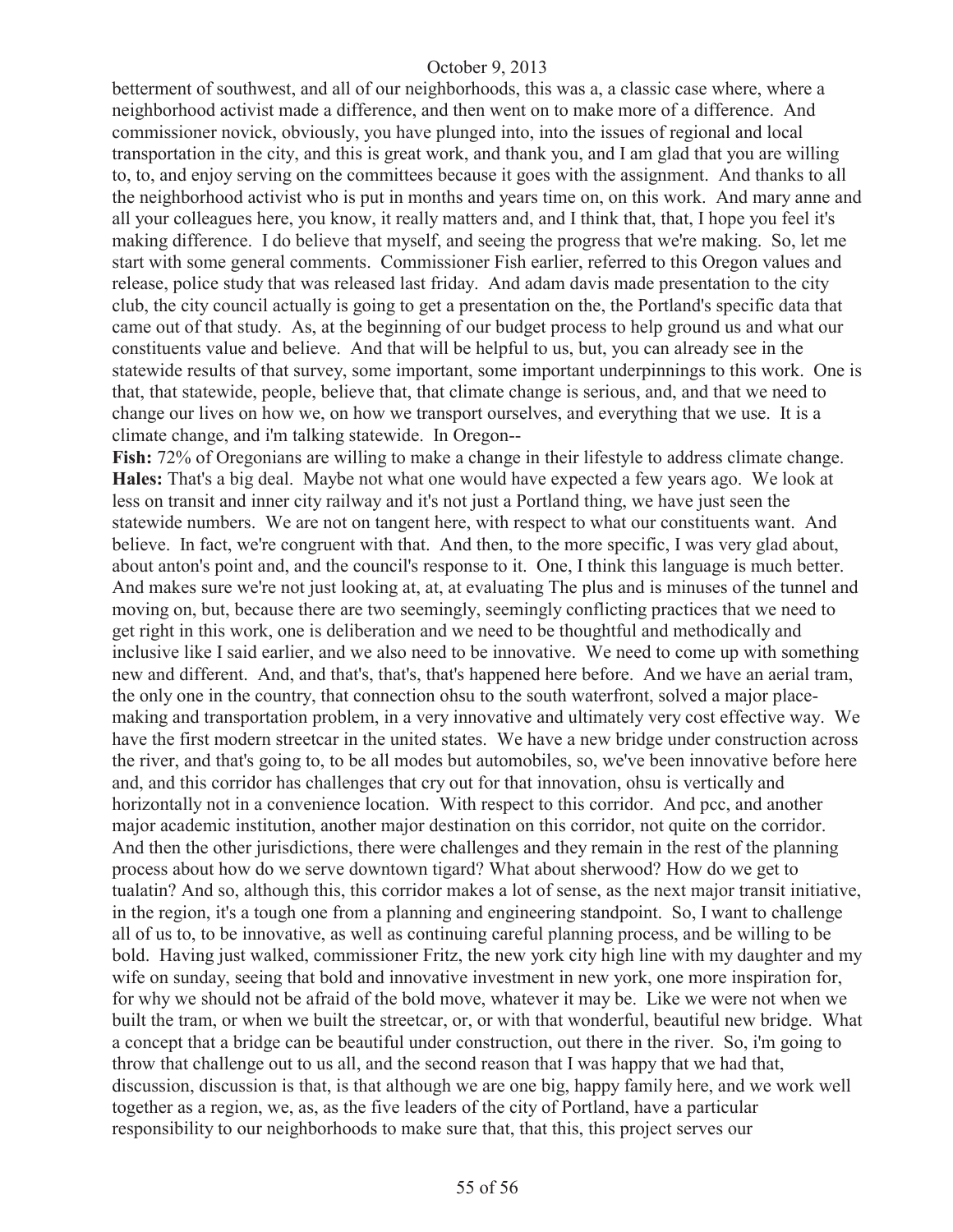betterment of southwest, and all of our neighborhoods, this was a, a classic case where, where a neighborhood activist made a difference, and then went on to make more of a difference. And commissioner novick, obviously, you have plunged into, into the issues of regional and local transportation in the city, and this is great work, and thank you, and I am glad that you are willing to, to, and enjoy serving on the committees because it goes with the assignment. And thanks to all the neighborhood activist who is put in months and years time on, on this work. And mary anne and all your colleagues here, you know, it really matters and, and I think that, that, I hope you feel it's making difference. I do believe that myself, and seeing the progress that we're making. So, let me start with some general comments. Commissioner Fish earlier, referred to this Oregon values and release, police study that was released last friday. And adam davis made presentation to the city club, the city council actually is going to get a presentation on the, the Portland's specific data that came out of that study. As, at the beginning of our budget process to help ground us and what our constituents value and believe. And that will be helpful to us, but, you can already see in the statewide results of that survey, some important, some important underpinnings to this work. One is that, that statewide, people, believe that, that climate change is serious, and, and that we need to change our lives on how we, on how we transport ourselves, and everything that we use. It is a climate change, and i'm talking statewide. In Oregon--

**Fish:** 72% of Oregonians are willing to make a change in their lifestyle to address climate change.

**Hales:** That's a big deal. Maybe not what one would have expected a few years ago. We look at less on transit and inner city railway and it's not just a Portland thing, we have just seen the statewide numbers. We are not on tangent here, with respect to what our constituents want. And believe. In fact, we're congruent with that. And then, to the more specific, I was very glad about, about anton's point and, and the council's response to it. One, I think this language is much better. And makes sure we're not just looking at, at, at evaluating The plus and is minuses of the tunnel and moving on, but, because there are two seemingly, seemingly conflicting practices that we need to get right in this work, one is deliberation and we need to be thoughtful and methodically and inclusive like I said earlier, and we also need to be innovative. We need to come up with something new and different. And, and that's, that's, that's happened here before. And we have an aerial tram, the only one in the country, that connection ohsu to the south waterfront, solved a major place-making and transportation problem, in a very innovative and ultimately very cost effective way. We have the first modern streetcar in the united states. We have a new bridge under construction across the river, and that's going to, to be all modes but automobiles, so, we've been innovative before here and, and this corridor has challenges that cry out for that innovation, ohsu is vertically and horizontally not in a convenience location. With respect to this corridor. And pcc, and another major academic institution, another major destination on this corridor, not quite on the corridor. And then the other jurisdictions, there were challenges and they remain in the rest of the planning process about how do we serve downtown tigard? What about sherwood? How do we get to tualatin? And so, although this, this corridor makes a lot of sense, as the next major transit initiative, in the region, it's a tough one from a planning and engineering standpoint. So, I want to challenge all of us to, to be innovative, as well as continuing careful planning process, and be willing to be bold. Having just walked, commissioner Fritz, the new york city high line with my daughter and my wife on sunday, seeing that bold and innovative investment in new york, one more inspiration for, for why we should not be afraid of the bold move, whatever it may be. Like we were not when we built the tram, or when we built the streetcar, or, or with that wonderful, beautiful new bridge. What a concept that a bridge can be beautiful under construction, out there in the river. So, i'm going to throw that challenge out to us all, and the second reason that I was happy that we had that, discussion, discussion is that, is that although we are one big, happy family here, and we work well together as a region, we, as, as the five leaders of the city of Portland, have a particular responsibility to our neighborhoods to make sure that, that this, this project serves our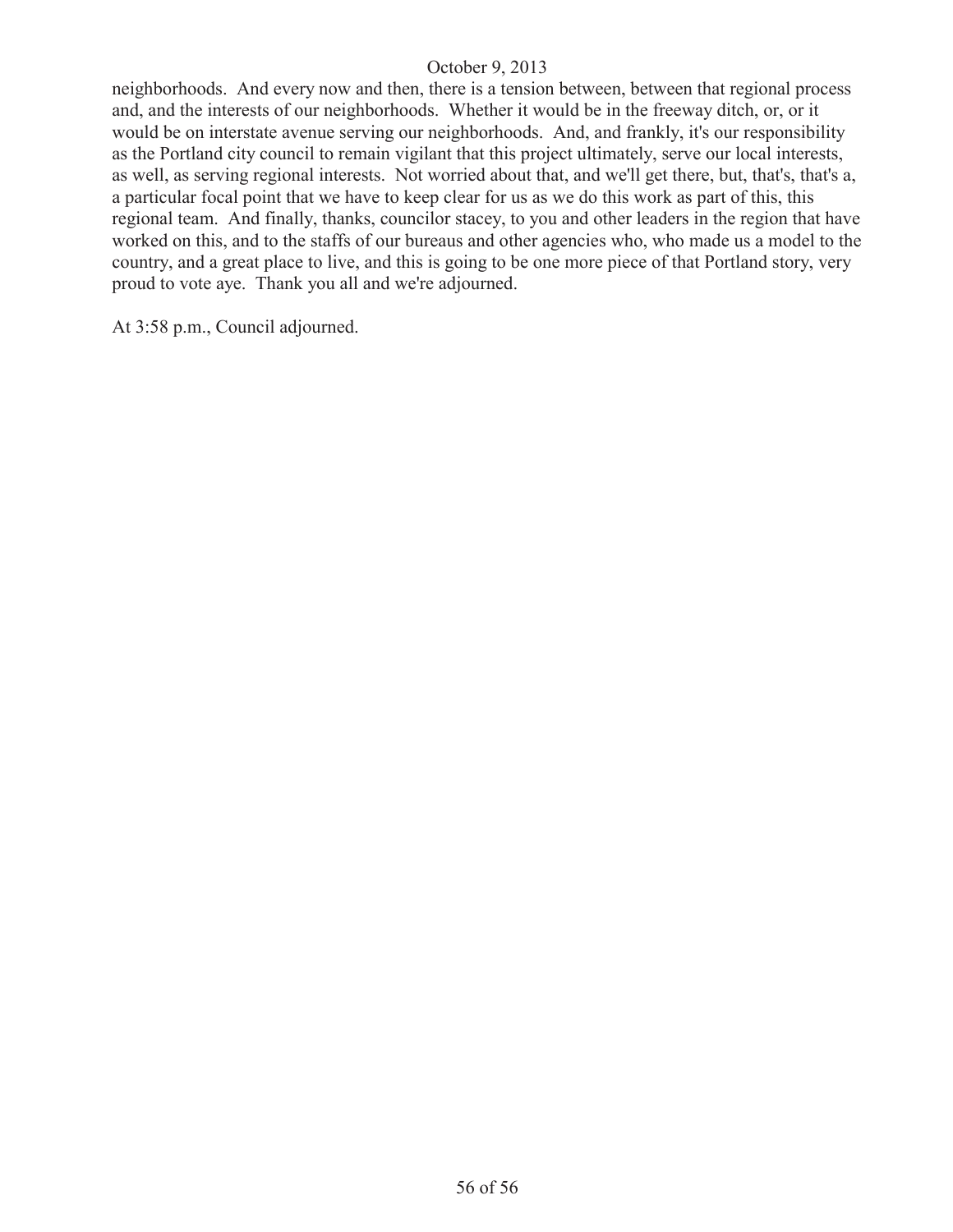neighborhoods. And every now and then, there is a tension between, between that regional process and, and the interests of our neighborhoods. Whether it would be in the freeway ditch, or, or it would be on interstate avenue serving our neighborhoods. And, and frankly, it's our responsibility as the Portland city council to remain vigilant that this project ultimately, serve our local interests, as well, as serving regional interests. Not worried about that, and we'll get there, but, that's, that's a, a particular focal point that we have to keep clear for us as we do this work as part of this, this regional team. And finally, thanks, councilor stacey, to you and other leaders in the region that have worked on this, and to the staffs of our bureaus and other agencies who, who made us a model to the country, and a great place to live, and this is going to be one more piece of that Portland story, very proud to vote aye. Thank you all and we're adjourned.

At 3:58 p.m., Council adjourned.